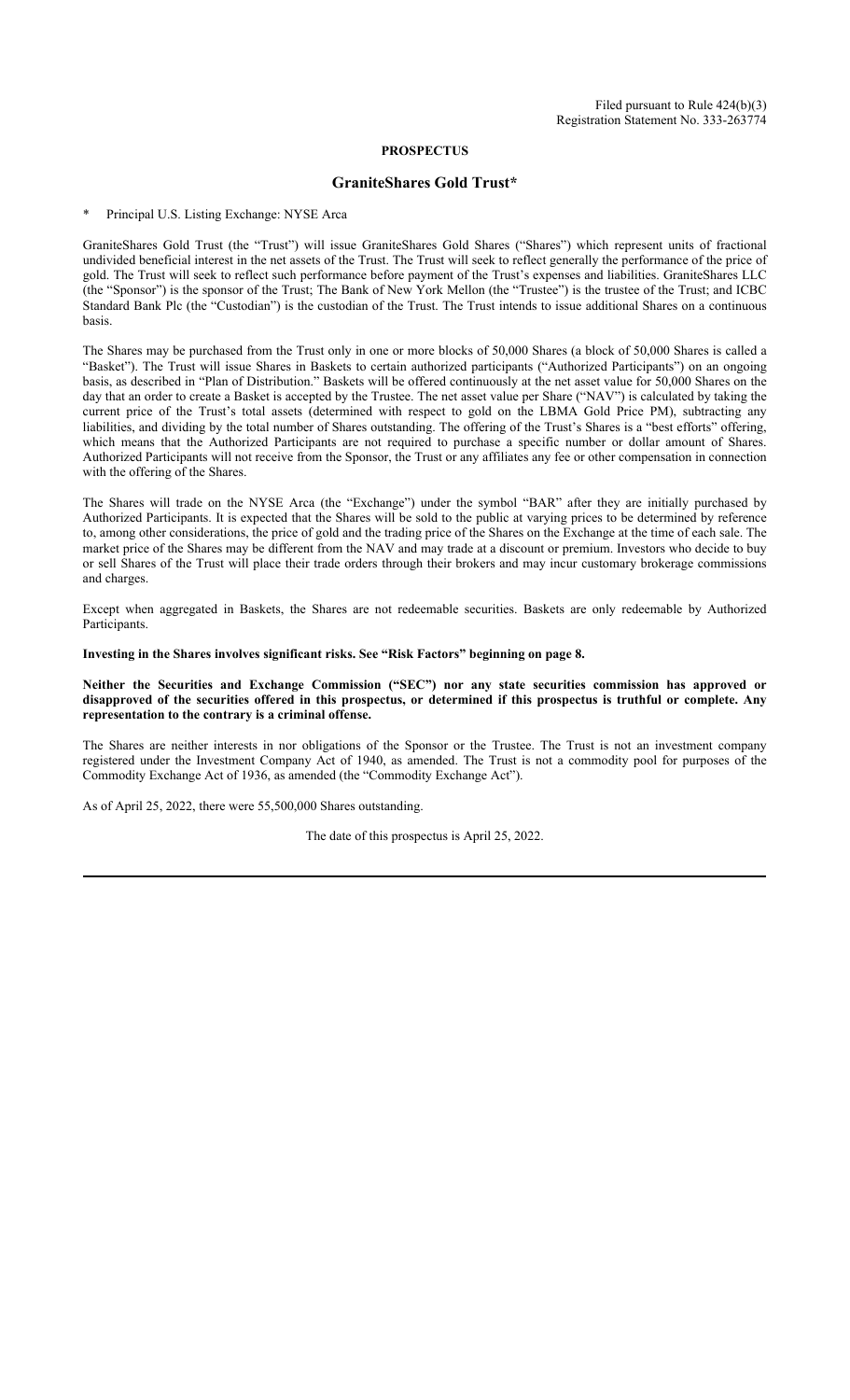Filed pursuant to Rule 424(b)(3)
Registration Statement No. 333-263774

**PROSPECTUS**

## GraniteShares Gold Trust*

\* Principal U.S. Listing Exchange: NYSE Arca

GraniteShares Gold Trust (the "Trust") will issue GraniteShares Gold Shares ("Shares") which represent units of fractional undivided beneficial interest in the net assets of the Trust. The Trust will seek to reflect generally the performance of the price of gold. The Trust will seek to reflect such performance before payment of the Trust's expenses and liabilities. GraniteShares LLC (the "Sponsor") is the sponsor of the Trust; The Bank of New York Mellon (the "Trustee") is the trustee of the Trust; and ICBC Standard Bank Plc (the "Custodian") is the custodian of the Trust. The Trust intends to issue additional Shares on a continuous basis.

The Shares may be purchased from the Trust only in one or more blocks of 50,000 Shares (a block of 50,000 Shares is called a "Basket"). The Trust will issue Shares in Baskets to certain authorized participants ("Authorized Participants") on an ongoing basis, as described in "Plan of Distribution." Baskets will be offered continuously at the net asset value for 50,000 Shares on the day that an order to create a Basket is accepted by the Trustee. The net asset value per Share ("NAV") is calculated by taking the current price of the Trust's total assets (determined with respect to gold on the LBMA Gold Price PM), subtracting any liabilities, and dividing by the total number of Shares outstanding. The offering of the Trust's Shares is a "best efforts" offering, which means that the Authorized Participants are not required to purchase a specific number or dollar amount of Shares. Authorized Participants will not receive from the Sponsor, the Trust or any affiliates any fee or other compensation in connection with the offering of the Shares.

The Shares will trade on the NYSE Arca (the "Exchange") under the symbol "BAR" after they are initially purchased by Authorized Participants. It is expected that the Shares will be sold to the public at varying prices to be determined by reference to, among other considerations, the price of gold and the trading price of the Shares on the Exchange at the time of each sale. The market price of the Shares may be different from the NAV and may trade at a discount or premium. Investors who decide to buy or sell Shares of the Trust will place their trade orders through their brokers and may incur customary brokerage commissions and charges.

Except when aggregated in Baskets, the Shares are not redeemable securities. Baskets are only redeemable by Authorized Participants.

**Investing in the Shares involves significant risks. See "Risk Factors" beginning on page 8.**

**Neither the Securities and Exchange Commission ("SEC") nor any state securities commission has approved or disapproved of the securities offered in this prospectus, or determined if this prospectus is truthful or complete. Any representation to the contrary is a criminal offense.**

The Shares are neither interests in nor obligations of the Sponsor or the Trustee. The Trust is not an investment company registered under the Investment Company Act of 1940, as amended. The Trust is not a commodity pool for purposes of the Commodity Exchange Act of 1936, as amended (the "Commodity Exchange Act").

As of April 25, 2022, there were 55,500,000 Shares outstanding.

The date of this prospectus is April 25, 2022.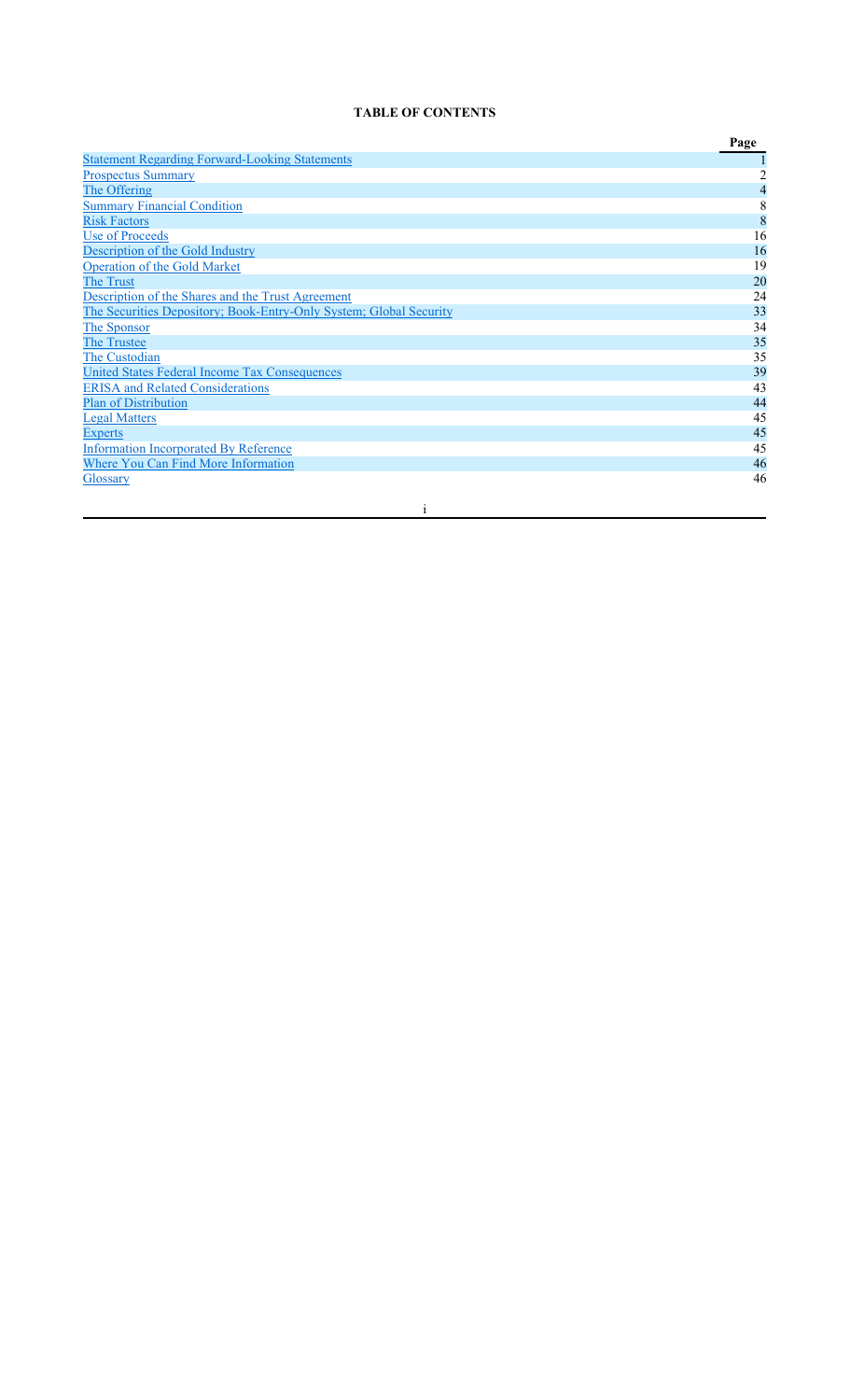**TABLE OF CONTENTS**

| | Page |
|---|---|
| Statement Regarding Forward-Looking Statements | 1 |
| Prospectus Summary | 2 |
| The Offering | 4 |
| Summary Financial Condition | 8 |
| Risk Factors | 8 |
| Use of Proceeds | 16 |
| Description of the Gold Industry | 16 |
| Operation of the Gold Market | 19 |
| The Trust | 20 |
| Description of the Shares and the Trust Agreement | 24 |
| The Securities Depository; Book-Entry-Only System; Global Security | 33 |
| The Sponsor | 34 |
| The Trustee | 35 |
| The Custodian | 35 |
| United States Federal Income Tax Consequences | 39 |
| ERISA and Related Considerations | 43 |
| Plan of Distribution | 44 |
| Legal Matters | 45 |
| Experts | 45 |
| Information Incorporated By Reference | 45 |
| Where You Can Find More Information | 46 |
| Glossary | 46 |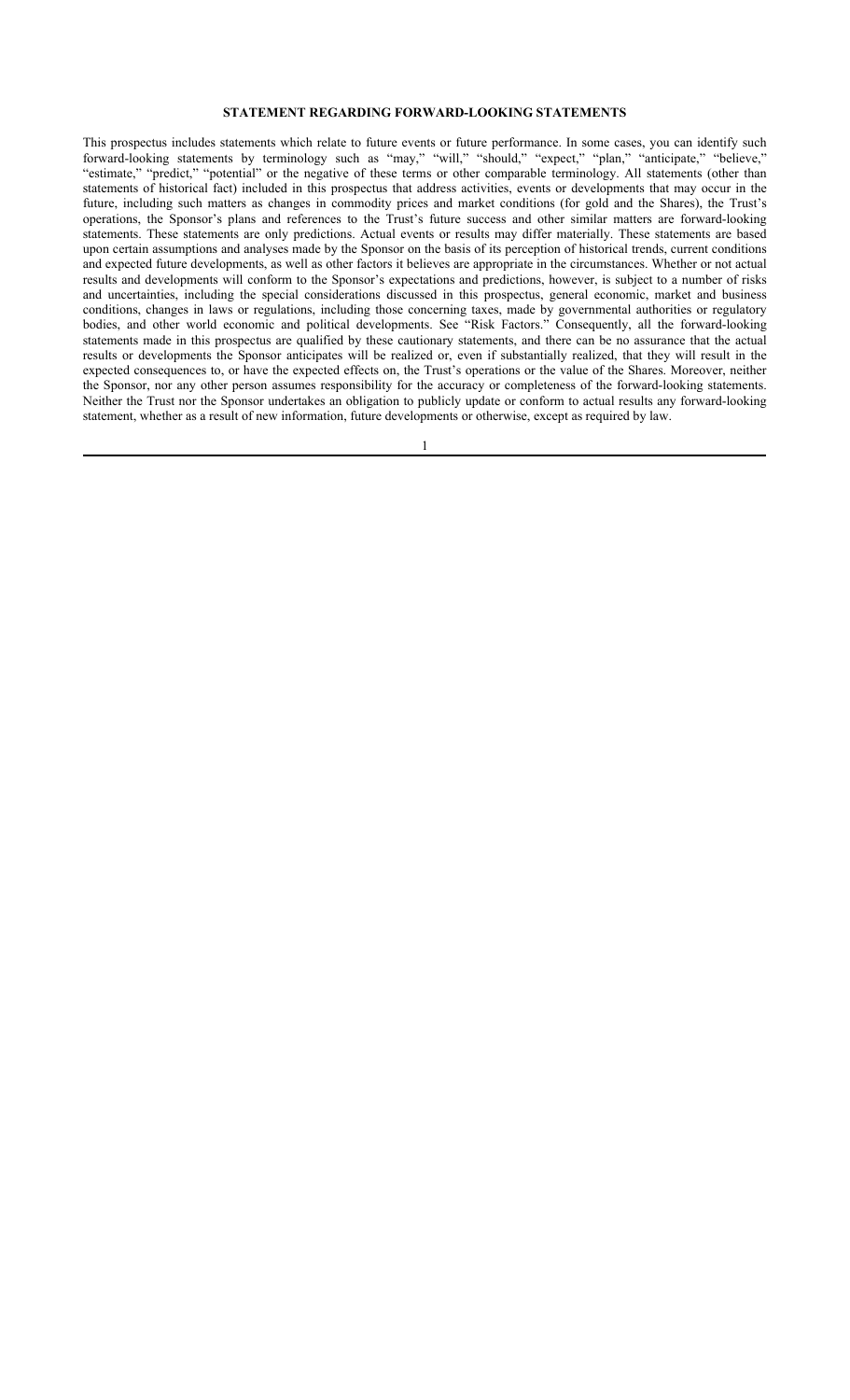## STATEMENT REGARDING FORWARD-LOOKING STATEMENTS

This prospectus includes statements which relate to future events or future performance. In some cases, you can identify such forward-looking statements by terminology such as "may," "will," "should," "expect," "plan," "anticipate," "believe," "estimate," "predict," "potential" or the negative of these terms or other comparable terminology. All statements (other than statements of historical fact) included in this prospectus that address activities, events or developments that may occur in the future, including such matters as changes in commodity prices and market conditions (for gold and the Shares), the Trust's operations, the Sponsor's plans and references to the Trust's future success and other similar matters are forward-looking statements. These statements are only predictions. Actual events or results may differ materially. These statements are based upon certain assumptions and analyses made by the Sponsor on the basis of its perception of historical trends, current conditions and expected future developments, as well as other factors it believes are appropriate in the circumstances. Whether or not actual results and developments will conform to the Sponsor's expectations and predictions, however, is subject to a number of risks and uncertainties, including the special considerations discussed in this prospectus, general economic, market and business conditions, changes in laws or regulations, including those concerning taxes, made by governmental authorities or regulatory bodies, and other world economic and political developments. See "Risk Factors." Consequently, all the forward-looking statements made in this prospectus are qualified by these cautionary statements, and there can be no assurance that the actual results or developments the Sponsor anticipates will be realized or, even if substantially realized, that they will result in the expected consequences to, or have the expected effects on, the Trust's operations or the value of the Shares. Moreover, neither the Sponsor, nor any other person assumes responsibility for the accuracy or completeness of the forward-looking statements. Neither the Trust nor the Sponsor undertakes an obligation to publicly update or conform to actual results any forward-looking statement, whether as a result of new information, future developments or otherwise, except as required by law.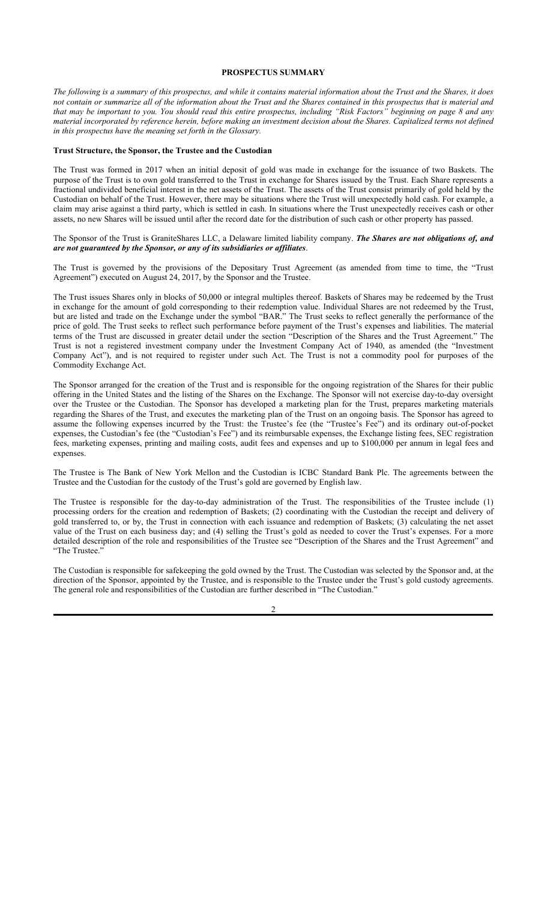# PROSPECTUS SUMMARY

*The following is a summary of this prospectus, and while it contains material information about the Trust and the Shares, it does not contain or summarize all of the information about the Trust and the Shares contained in this prospectus that is material and that may be important to you. You should read this entire prospectus, including "Risk Factors" beginning on page 8 and any material incorporated by reference herein, before making an investment decision about the Shares. Capitalized terms not defined in this prospectus have the meaning set forth in the Glossary.*

## Trust Structure, the Sponsor, the Trustee and the Custodian

The Trust was formed in 2017 when an initial deposit of gold was made in exchange for the issuance of two Baskets. The purpose of the Trust is to own gold transferred to the Trust in exchange for Shares issued by the Trust. Each Share represents a fractional undivided beneficial interest in the net assets of the Trust. The assets of the Trust consist primarily of gold held by the Custodian on behalf of the Trust. However, there may be situations where the Trust will unexpectedly hold cash. For example, a claim may arise against a third party, which is settled in cash. In situations where the Trust unexpectedly receives cash or other assets, no new Shares will be issued until after the record date for the distribution of such cash or other property has passed.

The Sponsor of the Trust is GraniteShares LLC, a Delaware limited liability company. ***The Shares are not obligations of, and are not guaranteed by the Sponsor, or any of its subsidiaries or affiliates***.

The Trust is governed by the provisions of the Depositary Trust Agreement (as amended from time to time, the "Trust Agreement") executed on August 24, 2017, by the Sponsor and the Trustee.

The Trust issues Shares only in blocks of 50,000 or integral multiples thereof. Baskets of Shares may be redeemed by the Trust in exchange for the amount of gold corresponding to their redemption value. Individual Shares are not redeemed by the Trust, but are listed and trade on the Exchange under the symbol "BAR." The Trust seeks to reflect generally the performance of the price of gold. The Trust seeks to reflect such performance before payment of the Trust's expenses and liabilities. The material terms of the Trust are discussed in greater detail under the section "Description of the Shares and the Trust Agreement." The Trust is not a registered investment company under the Investment Company Act of 1940, as amended (the "Investment Company Act"), and is not required to register under such Act. The Trust is not a commodity pool for purposes of the Commodity Exchange Act.

The Sponsor arranged for the creation of the Trust and is responsible for the ongoing registration of the Shares for their public offering in the United States and the listing of the Shares on the Exchange. The Sponsor will not exercise day-to-day oversight over the Trustee or the Custodian. The Sponsor has developed a marketing plan for the Trust, prepares marketing materials regarding the Shares of the Trust, and executes the marketing plan of the Trust on an ongoing basis. The Sponsor has agreed to assume the following expenses incurred by the Trust: the Trustee's fee (the "Trustee's Fee") and its ordinary out-of-pocket expenses, the Custodian's fee (the "Custodian's Fee") and its reimbursable expenses, the Exchange listing fees, SEC registration fees, marketing expenses, printing and mailing costs, audit fees and expenses and up to $100,000 per annum in legal fees and expenses.

The Trustee is The Bank of New York Mellon and the Custodian is ICBC Standard Bank Plc. The agreements between the Trustee and the Custodian for the custody of the Trust's gold are governed by English law.

The Trustee is responsible for the day-to-day administration of the Trust. The responsibilities of the Trustee include (1) processing orders for the creation and redemption of Baskets; (2) coordinating with the Custodian the receipt and delivery of gold transferred to, or by, the Trust in connection with each issuance and redemption of Baskets; (3) calculating the net asset value of the Trust on each business day; and (4) selling the Trust's gold as needed to cover the Trust's expenses. For a more detailed description of the role and responsibilities of the Trustee see "Description of the Shares and the Trust Agreement" and "The Trustee."

The Custodian is responsible for safekeeping the gold owned by the Trust. The Custodian was selected by the Sponsor and, at the direction of the Sponsor, appointed by the Trustee, and is responsible to the Trustee under the Trust's gold custody agreements. The general role and responsibilities of the Custodian are further described in "The Custodian."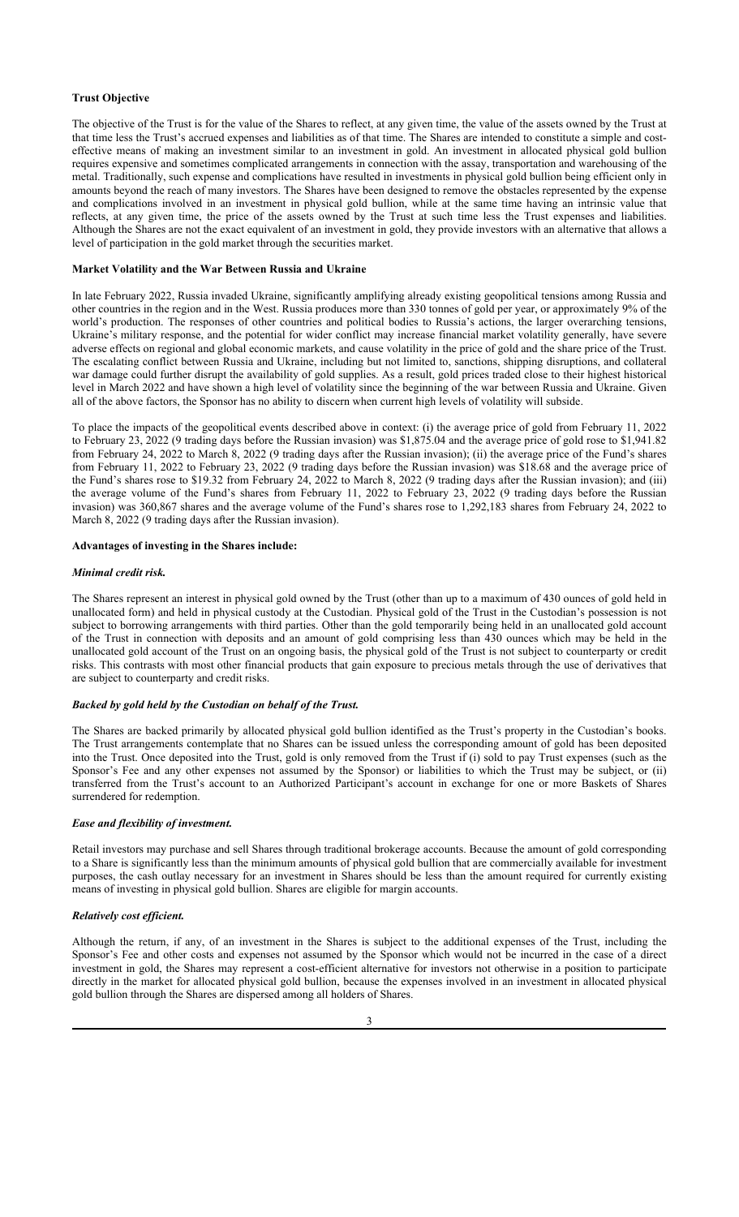**Trust Objective**

The objective of the Trust is for the value of the Shares to reflect, at any given time, the value of the assets owned by the Trust at that time less the Trust's accrued expenses and liabilities as of that time. The Shares are intended to constitute a simple and cost-effective means of making an investment similar to an investment in gold. An investment in allocated physical gold bullion requires expensive and sometimes complicated arrangements in connection with the assay, transportation and warehousing of the metal. Traditionally, such expense and complications have resulted in investments in physical gold bullion being efficient only in amounts beyond the reach of many investors. The Shares have been designed to remove the obstacles represented by the expense and complications involved in an investment in physical gold bullion, while at the same time having an intrinsic value that reflects, at any given time, the price of the assets owned by the Trust at such time less the Trust expenses and liabilities. Although the Shares are not the exact equivalent of an investment in gold, they provide investors with an alternative that allows a level of participation in the gold market through the securities market.

**Market Volatility and the War Between Russia and Ukraine**

In late February 2022, Russia invaded Ukraine, significantly amplifying already existing geopolitical tensions among Russia and other countries in the region and in the West. Russia produces more than 330 tonnes of gold per year, or approximately 9% of the world's production. The responses of other countries and political bodies to Russia's actions, the larger overarching tensions, Ukraine's military response, and the potential for wider conflict may increase financial market volatility generally, have severe adverse effects on regional and global economic markets, and cause volatility in the price of gold and the share price of the Trust. The escalating conflict between Russia and Ukraine, including but not limited to, sanctions, shipping disruptions, and collateral war damage could further disrupt the availability of gold supplies. As a result, gold prices traded close to their highest historical level in March 2022 and have shown a high level of volatility since the beginning of the war between Russia and Ukraine. Given all of the above factors, the Sponsor has no ability to discern when current high levels of volatility will subside.

To place the impacts of the geopolitical events described above in context: (i) the average price of gold from February 11, 2022 to February 23, 2022 (9 trading days before the Russian invasion) was $1,875.04 and the average price of gold rose to $1,941.82 from February 24, 2022 to March 8, 2022 (9 trading days after the Russian invasion); (ii) the average price of the Fund's shares from February 11, 2022 to February 23, 2022 (9 trading days before the Russian invasion) was $18.68 and the average price of the Fund's shares rose to $19.32 from February 24, 2022 to March 8, 2022 (9 trading days after the Russian invasion); and (iii) the average volume of the Fund's shares from February 11, 2022 to February 23, 2022 (9 trading days before the Russian invasion) was 360,867 shares and the average volume of the Fund's shares rose to 1,292,183 shares from February 24, 2022 to March 8, 2022 (9 trading days after the Russian invasion).

**Advantages of investing in the Shares include:**

***Minimal credit risk.***

The Shares represent an interest in physical gold owned by the Trust (other than up to a maximum of 430 ounces of gold held in unallocated form) and held in physical custody at the Custodian. Physical gold of the Trust in the Custodian's possession is not subject to borrowing arrangements with third parties. Other than the gold temporarily being held in an unallocated gold account of the Trust in connection with deposits and an amount of gold comprising less than 430 ounces which may be held in the unallocated gold account of the Trust on an ongoing basis, the physical gold of the Trust is not subject to counterparty or credit risks. This contrasts with most other financial products that gain exposure to precious metals through the use of derivatives that are subject to counterparty and credit risks.

***Backed by gold held by the Custodian on behalf of the Trust.***

The Shares are backed primarily by allocated physical gold bullion identified as the Trust's property in the Custodian's books. The Trust arrangements contemplate that no Shares can be issued unless the corresponding amount of gold has been deposited into the Trust. Once deposited into the Trust, gold is only removed from the Trust if (i) sold to pay Trust expenses (such as the Sponsor's Fee and any other expenses not assumed by the Sponsor) or liabilities to which the Trust may be subject, or (ii) transferred from the Trust's account to an Authorized Participant's account in exchange for one or more Baskets of Shares surrendered for redemption.

***Ease and flexibility of investment.***

Retail investors may purchase and sell Shares through traditional brokerage accounts. Because the amount of gold corresponding to a Share is significantly less than the minimum amounts of physical gold bullion that are commercially available for investment purposes, the cash outlay necessary for an investment in Shares should be less than the amount required for currently existing means of investing in physical gold bullion. Shares are eligible for margin accounts.

***Relatively cost efficient.***

Although the return, if any, of an investment in the Shares is subject to the additional expenses of the Trust, including the Sponsor's Fee and other costs and expenses not assumed by the Sponsor which would not be incurred in the case of a direct investment in gold, the Shares may represent a cost-efficient alternative for investors not otherwise in a position to participate directly in the market for allocated physical gold bullion, because the expenses involved in an investment in allocated physical gold bullion through the Shares are dispersed among all holders of Shares.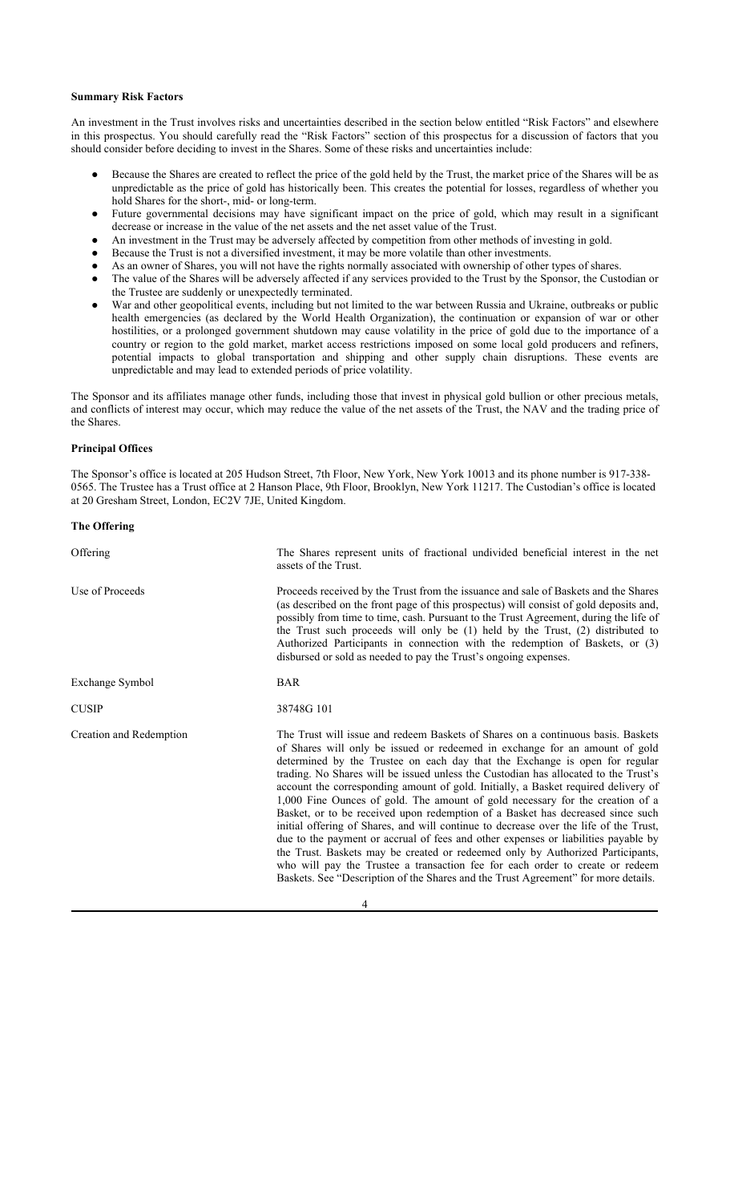**Summary Risk Factors**

An investment in the Trust involves risks and uncertainties described in the section below entitled "Risk Factors" and elsewhere in this prospectus. You should carefully read the "Risk Factors" section of this prospectus for a discussion of factors that you should consider before deciding to invest in the Shares. Some of these risks and uncertainties include:

- Because the Shares are created to reflect the price of the gold held by the Trust, the market price of the Shares will be as unpredictable as the price of gold has historically been. This creates the potential for losses, regardless of whether you hold Shares for the short-, mid- or long-term.
- Future governmental decisions may have significant impact on the price of gold, which may result in a significant decrease or increase in the value of the net assets and the net asset value of the Trust.
- An investment in the Trust may be adversely affected by competition from other methods of investing in gold.
- Because the Trust is not a diversified investment, it may be more volatile than other investments.
- As an owner of Shares, you will not have the rights normally associated with ownership of other types of shares.
- The value of the Shares will be adversely affected if any services provided to the Trust by the Sponsor, the Custodian or the Trustee are suddenly or unexpectedly terminated.
- War and other geopolitical events, including but not limited to the war between Russia and Ukraine, outbreaks or public health emergencies (as declared by the World Health Organization), the continuation or expansion of war or other hostilities, or a prolonged government shutdown may cause volatility in the price of gold due to the importance of a country or region to the gold market, market access restrictions imposed on some local gold producers and refiners, potential impacts to global transportation and shipping and other supply chain disruptions. These events are unpredictable and may lead to extended periods of price volatility.

The Sponsor and its affiliates manage other funds, including those that invest in physical gold bullion or other precious metals, and conflicts of interest may occur, which may reduce the value of the net assets of the Trust, the NAV and the trading price of the Shares.

**Principal Offices**

The Sponsor's office is located at 205 Hudson Street, 7th Floor, New York, New York 10013 and its phone number is 917-338-0565. The Trustee has a Trust office at 2 Hanson Place, 9th Floor, Brooklyn, New York 11217. The Custodian's office is located at 20 Gresham Street, London, EC2V 7JE, United Kingdom.

**The Offering**

| | |
|---|---|
| Offering | The Shares represent units of fractional undivided beneficial interest in the net assets of the Trust. |
| Use of Proceeds | Proceeds received by the Trust from the issuance and sale of Baskets and the Shares (as described on the front page of this prospectus) will consist of gold deposits and, possibly from time to time, cash. Pursuant to the Trust Agreement, during the life of the Trust such proceeds will only be (1) held by the Trust, (2) distributed to Authorized Participants in connection with the redemption of Baskets, or (3) disbursed or sold as needed to pay the Trust's ongoing expenses. |
| Exchange Symbol | BAR |
| CUSIP | 38748G 101 |
| Creation and Redemption | The Trust will issue and redeem Baskets of Shares on a continuous basis. Baskets of Shares will only be issued or redeemed in exchange for an amount of gold determined by the Trustee on each day that the Exchange is open for regular trading. No Shares will be issued unless the Custodian has allocated to the Trust's account the corresponding amount of gold. Initially, a Basket required delivery of 1,000 Fine Ounces of gold. The amount of gold necessary for the creation of a Basket, or to be received upon redemption of a Basket has decreased since such initial offering of Shares, and will continue to decrease over the life of the Trust, due to the payment or accrual of fees and other expenses or liabilities payable by the Trust. Baskets may be created or redeemed only by Authorized Participants, who will pay the Trustee a transaction fee for each order to create or redeem Baskets. See "Description of the Shares and the Trust Agreement" for more details. |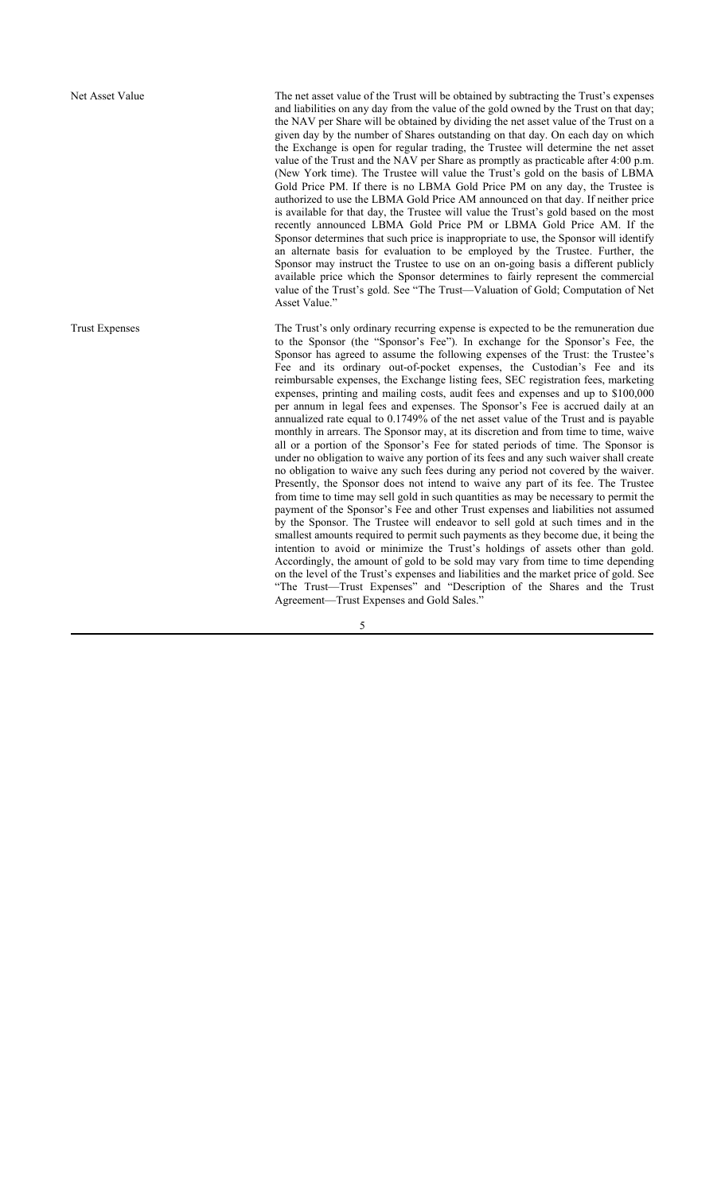**Net Asset Value**

The net asset value of the Trust will be obtained by subtracting the Trust's expenses and liabilities on any day from the value of the gold owned by the Trust on that day; the NAV per Share will be obtained by dividing the net asset value of the Trust on a given day by the number of Shares outstanding on that day. On each day on which the Exchange is open for regular trading, the Trustee will determine the net asset value of the Trust and the NAV per Share as promptly as practicable after 4:00 p.m. (New York time). The Trustee will value the Trust's gold on the basis of LBMA Gold Price PM. If there is no LBMA Gold Price PM on any day, the Trustee is authorized to use the LBMA Gold Price AM announced on that day. If neither price is available for that day, the Trustee will value the Trust's gold based on the most recently announced LBMA Gold Price PM or LBMA Gold Price AM. If the Sponsor determines that such price is inappropriate to use, the Sponsor will identify an alternate basis for evaluation to be employed by the Trustee. Further, the Sponsor may instruct the Trustee to use on an on-going basis a different publicly available price which the Sponsor determines to fairly represent the commercial value of the Trust's gold. See "The Trust—Valuation of Gold; Computation of Net Asset Value."

**Trust Expenses**

The Trust's only ordinary recurring expense is expected to be the remuneration due to the Sponsor (the "Sponsor's Fee"). In exchange for the Sponsor's Fee, the Sponsor has agreed to assume the following expenses of the Trust: the Trustee's Fee and its ordinary out-of-pocket expenses, the Custodian's Fee and its reimbursable expenses, the Exchange listing fees, SEC registration fees, marketing expenses, printing and mailing costs, audit fees and expenses and up to $100,000 per annum in legal fees and expenses. The Sponsor's Fee is accrued daily at an annualized rate equal to 0.1749% of the net asset value of the Trust and is payable monthly in arrears. The Sponsor may, at its discretion and from time to time, waive all or a portion of the Sponsor's Fee for stated periods of time. The Sponsor is under no obligation to waive any portion of its fees and any such waiver shall create no obligation to waive any such fees during any period not covered by the waiver. Presently, the Sponsor does not intend to waive any part of its fee. The Trustee from time to time may sell gold in such quantities as may be necessary to permit the payment of the Sponsor's Fee and other Trust expenses and liabilities not assumed by the Sponsor. The Trustee will endeavor to sell gold at such times and in the smallest amounts required to permit such payments as they become due, it being the intention to avoid or minimize the Trust's holdings of assets other than gold. Accordingly, the amount of gold to be sold may vary from time to time depending on the level of the Trust's expenses and liabilities and the market price of gold. See "The Trust—Trust Expenses" and "Description of the Shares and the Trust Agreement—Trust Expenses and Gold Sales."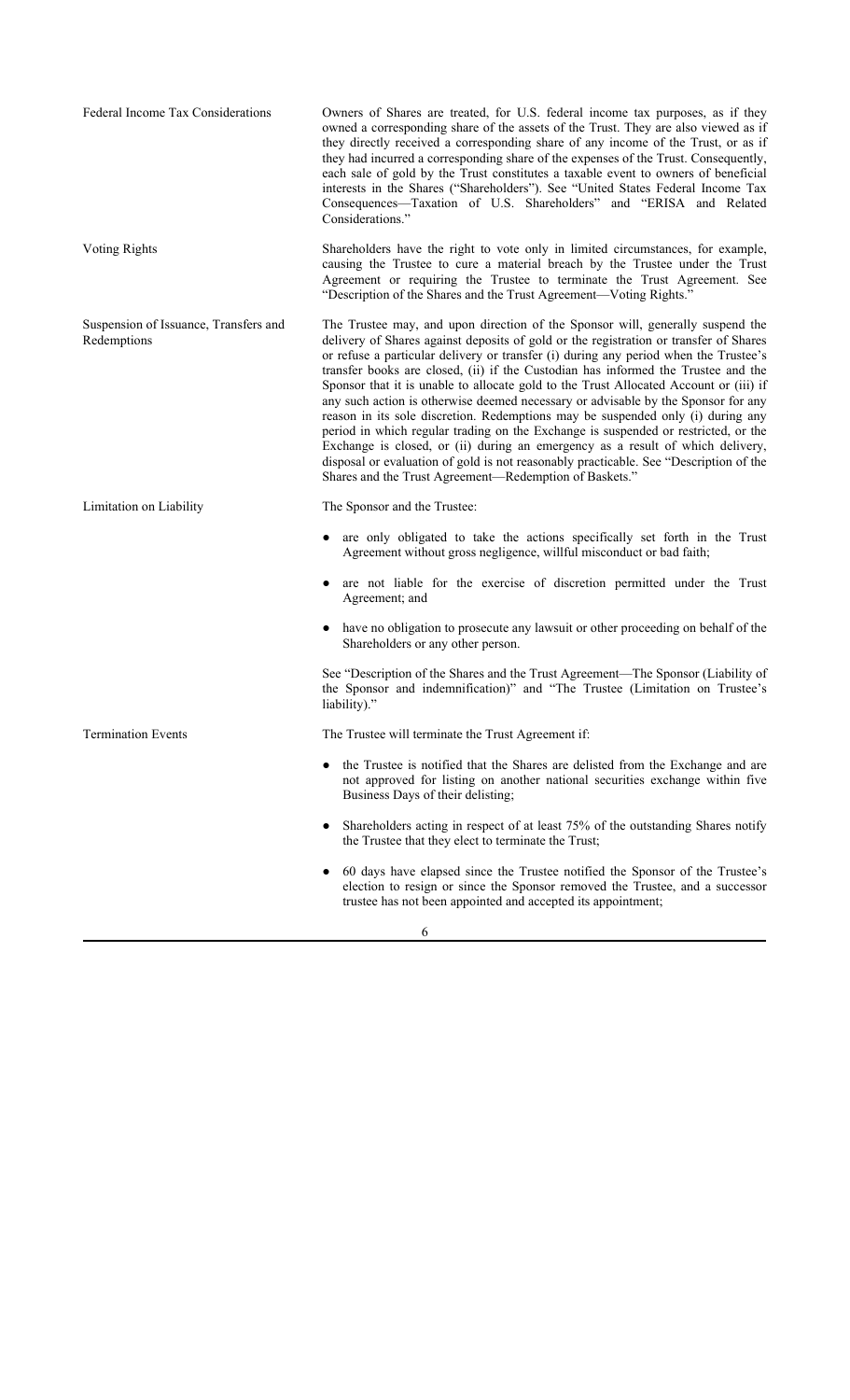| | |
|---|---|
| Federal Income Tax Considerations | Owners of Shares are treated, for U.S. federal income tax purposes, as if they owned a corresponding share of the assets of the Trust. They are also viewed as if they directly received a corresponding share of any income of the Trust, or as if they had incurred a corresponding share of the expenses of the Trust. Consequently, each sale of gold by the Trust constitutes a taxable event to owners of beneficial interests in the Shares ("Shareholders"). See "United States Federal Income Tax Consequences—Taxation of U.S. Shareholders" and "ERISA and Related Considerations." |
| Voting Rights | Shareholders have the right to vote only in limited circumstances, for example, causing the Trustee to cure a material breach by the Trustee under the Trust Agreement or requiring the Trustee to terminate the Trust Agreement. See "Description of the Shares and the Trust Agreement—Voting Rights." |
| Suspension of Issuance, Transfers and Redemptions | The Trustee may, and upon direction of the Sponsor will, generally suspend the delivery of Shares against deposits of gold or the registration or transfer of Shares or refuse a particular delivery or transfer (i) during any period when the Trustee's transfer books are closed, (ii) if the Custodian has informed the Trustee and the Sponsor that it is unable to allocate gold to the Trust Allocated Account or (iii) if any such action is otherwise deemed necessary or advisable by the Sponsor for any reason in its sole discretion. Redemptions may be suspended only (i) during any period in which regular trading on the Exchange is suspended or restricted, or the Exchange is closed, or (ii) during an emergency as a result of which delivery, disposal or evaluation of gold is not reasonably practicable. See "Description of the Shares and the Trust Agreement—Redemption of Baskets." |

**Limitation on Liability**

The Sponsor and the Trustee:

- are only obligated to take the actions specifically set forth in the Trust Agreement without gross negligence, willful misconduct or bad faith;
- are not liable for the exercise of discretion permitted under the Trust Agreement; and
- have no obligation to prosecute any lawsuit or other proceeding on behalf of the Shareholders or any other person.

See "Description of the Shares and the Trust Agreement—The Sponsor (Liability of the Sponsor and indemnification)" and "The Trustee (Limitation on Trustee's liability)."

**Termination Events**

The Trustee will terminate the Trust Agreement if:

- the Trustee is notified that the Shares are delisted from the Exchange and are not approved for listing on another national securities exchange within five Business Days of their delisting;
- Shareholders acting in respect of at least 75% of the outstanding Shares notify the Trustee that they elect to terminate the Trust;
- 60 days have elapsed since the Trustee notified the Sponsor of the Trustee's election to resign or since the Sponsor removed the Trustee, and a successor trustee has not been appointed and accepted its appointment;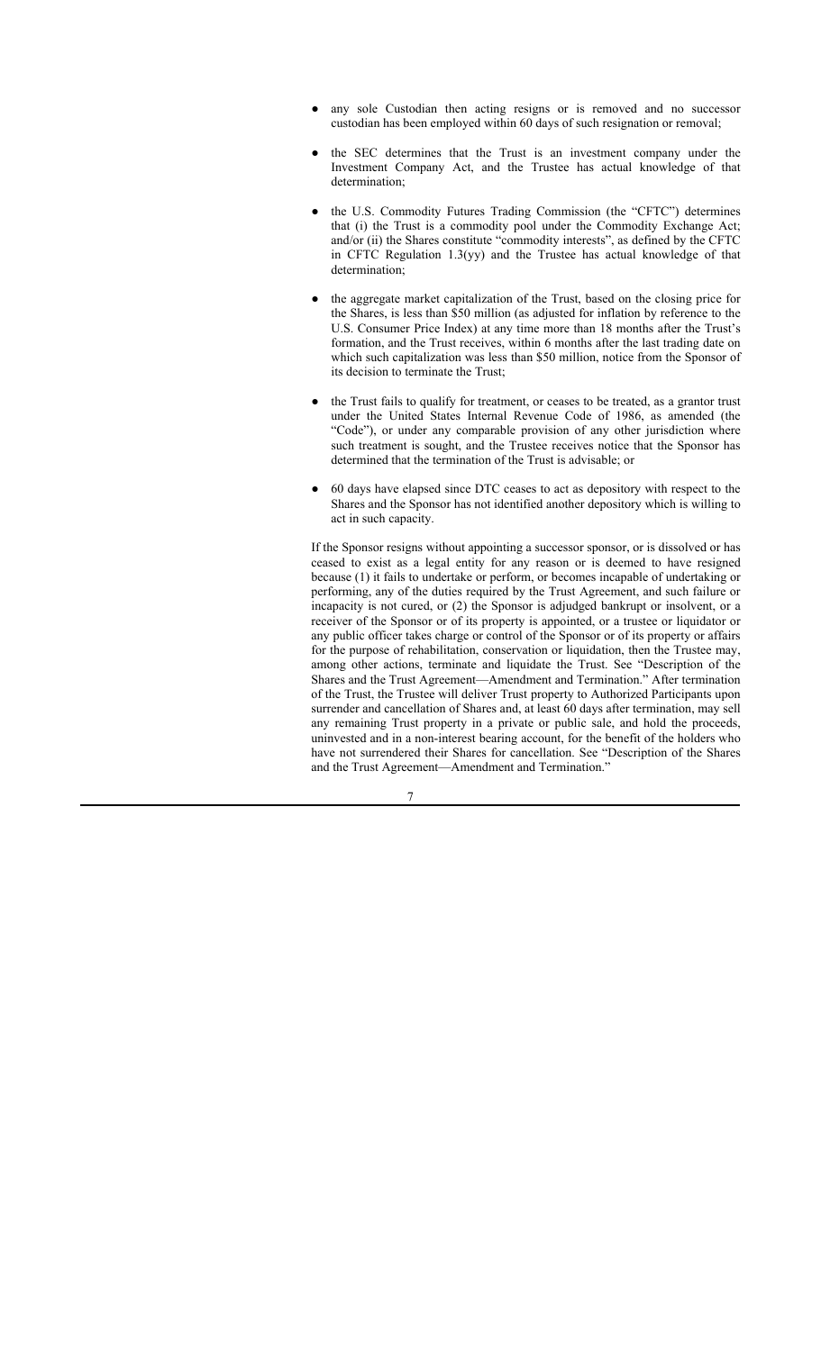- any sole Custodian then acting resigns or is removed and no successor custodian has been employed within 60 days of such resignation or removal;
- the SEC determines that the Trust is an investment company under the Investment Company Act, and the Trustee has actual knowledge of that determination;
- the U.S. Commodity Futures Trading Commission (the "CFTC") determines that (i) the Trust is a commodity pool under the Commodity Exchange Act; and/or (ii) the Shares constitute "commodity interests", as defined by the CFTC in CFTC Regulation 1.3(yy) and the Trustee has actual knowledge of that determination;
- the aggregate market capitalization of the Trust, based on the closing price for the Shares, is less than $50 million (as adjusted for inflation by reference to the U.S. Consumer Price Index) at any time more than 18 months after the Trust's formation, and the Trust receives, within 6 months after the last trading date on which such capitalization was less than $50 million, notice from the Sponsor of its decision to terminate the Trust;
- the Trust fails to qualify for treatment, or ceases to be treated, as a grantor trust under the United States Internal Revenue Code of 1986, as amended (the "Code"), or under any comparable provision of any other jurisdiction where such treatment is sought, and the Trustee receives notice that the Sponsor has determined that the termination of the Trust is advisable; or
- 60 days have elapsed since DTC ceases to act as depository with respect to the Shares and the Sponsor has not identified another depository which is willing to act in such capacity.

If the Sponsor resigns without appointing a successor sponsor, or is dissolved or has ceased to exist as a legal entity for any reason or is deemed to have resigned because (1) it fails to undertake or perform, or becomes incapable of undertaking or performing, any of the duties required by the Trust Agreement, and such failure or incapacity is not cured, or (2) the Sponsor is adjudged bankrupt or insolvent, or a receiver of the Sponsor or of its property is appointed, or a trustee or liquidator or any public officer takes charge or control of the Sponsor or of its property or affairs for the purpose of rehabilitation, conservation or liquidation, then the Trustee may, among other actions, terminate and liquidate the Trust. See "Description of the Shares and the Trust Agreement—Amendment and Termination." After termination of the Trust, the Trustee will deliver Trust property to Authorized Participants upon surrender and cancellation of Shares and, at least 60 days after termination, may sell any remaining Trust property in a private or public sale, and hold the proceeds, uninvested and in a non-interest bearing account, for the benefit of the holders who have not surrendered their Shares for cancellation. See "Description of the Shares and the Trust Agreement—Amendment and Termination."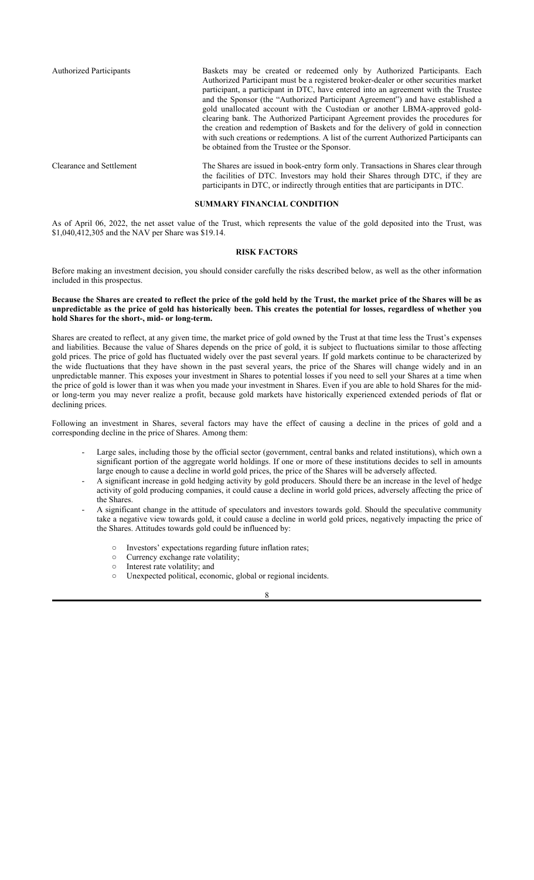| | |
|---|---|
| Authorized Participants | Baskets may be created or redeemed only by Authorized Participants. Each Authorized Participant must be a registered broker-dealer or other securities market participant, a participant in DTC, have entered into an agreement with the Trustee and the Sponsor (the "Authorized Participant Agreement") and have established a gold unallocated account with the Custodian or another LBMA-approved gold-clearing bank. The Authorized Participant Agreement provides the procedures for the creation and redemption of Baskets and for the delivery of gold in connection with such creations or redemptions. A list of the current Authorized Participants can be obtained from the Trustee or the Sponsor. |
| Clearance and Settlement | The Shares are issued in book-entry form only. Transactions in Shares clear through the facilities of DTC. Investors may hold their Shares through DTC, if they are participants in DTC, or indirectly through entities that are participants in DTC. |

## SUMMARY FINANCIAL CONDITION

As of April 06, 2022, the net asset value of the Trust, which represents the value of the gold deposited into the Trust, was $1,040,412,305 and the NAV per Share was $19.14.

## RISK FACTORS

Before making an investment decision, you should consider carefully the risks described below, as well as the other information included in this prospectus.

**Because the Shares are created to reflect the price of the gold held by the Trust, the market price of the Shares will be as unpredictable as the price of gold has historically been. This creates the potential for losses, regardless of whether you hold Shares for the short-, mid- or long-term.**

Shares are created to reflect, at any given time, the market price of gold owned by the Trust at that time less the Trust's expenses and liabilities. Because the value of Shares depends on the price of gold, it is subject to fluctuations similar to those affecting gold prices. The price of gold has fluctuated widely over the past several years. If gold markets continue to be characterized by the wide fluctuations that they have shown in the past several years, the price of the Shares will change widely and in an unpredictable manner. This exposes your investment in Shares to potential losses if you need to sell your Shares at a time when the price of gold is lower than it was when you made your investment in Shares. Even if you are able to hold Shares for the mid- or long-term you may never realize a profit, because gold markets have historically experienced extended periods of flat or declining prices.

Following an investment in Shares, several factors may have the effect of causing a decline in the prices of gold and a corresponding decline in the price of Shares. Among them:

- Large sales, including those by the official sector (government, central banks and related institutions), which own a significant portion of the aggregate world holdings. If one or more of these institutions decides to sell in amounts large enough to cause a decline in world gold prices, the price of the Shares will be adversely affected.
- A significant increase in gold hedging activity by gold producers. Should there be an increase in the level of hedge activity of gold producing companies, it could cause a decline in world gold prices, adversely affecting the price of the Shares.
- A significant change in the attitude of speculators and investors towards gold. Should the speculative community take a negative view towards gold, it could cause a decline in world gold prices, negatively impacting the price of the Shares. Attitudes towards gold could be influenced by:
  - Investors' expectations regarding future inflation rates;
  - Currency exchange rate volatility;
  - Interest rate volatility; and
  - Unexpected political, economic, global or regional incidents.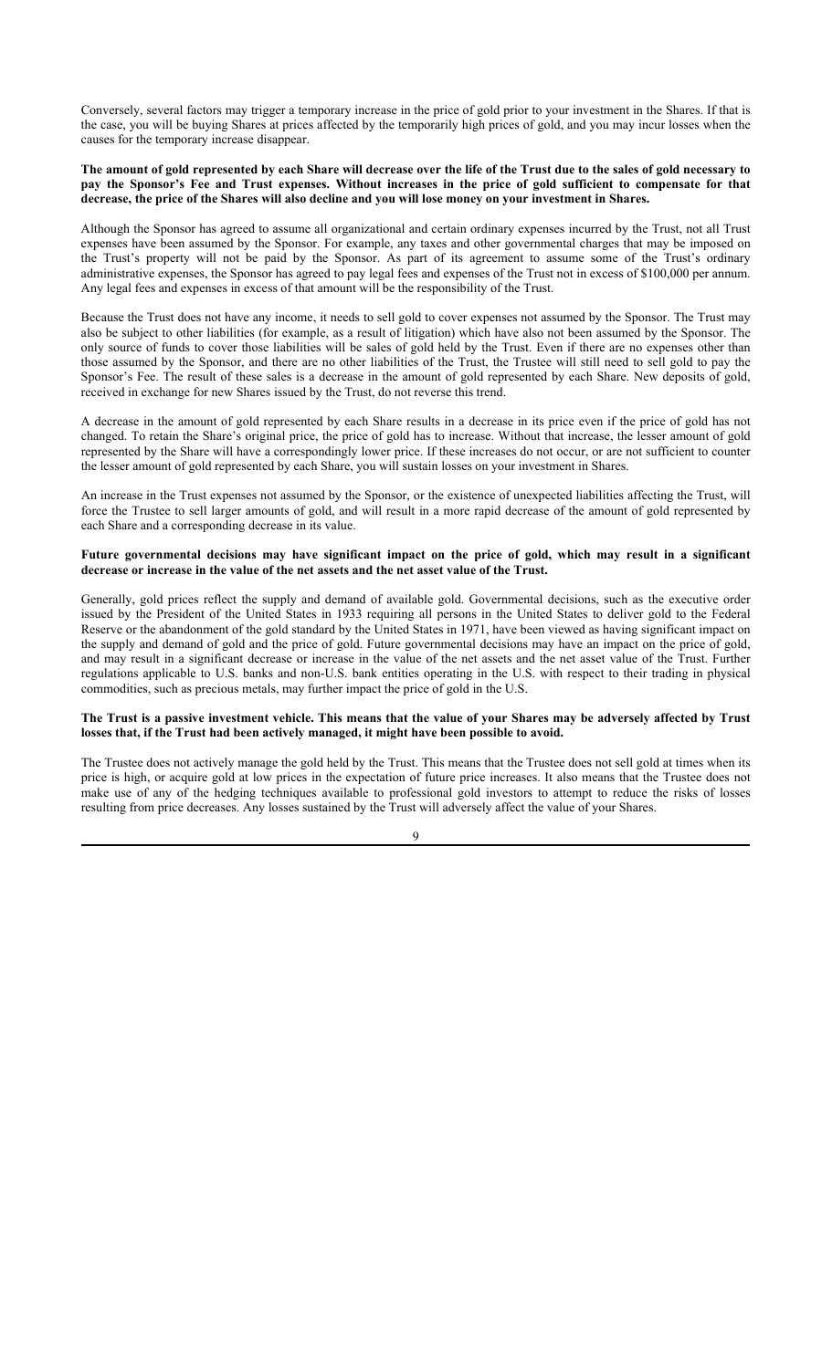Conversely, several factors may trigger a temporary increase in the price of gold prior to your investment in the Shares. If that is the case, you will be buying Shares at prices affected by the temporarily high prices of gold, and you may incur losses when the causes for the temporary increase disappear.

**The amount of gold represented by each Share will decrease over the life of the Trust due to the sales of gold necessary to pay the Sponsor's Fee and Trust expenses. Without increases in the price of gold sufficient to compensate for that decrease, the price of the Shares will also decline and you will lose money on your investment in Shares.**

Although the Sponsor has agreed to assume all organizational and certain ordinary expenses incurred by the Trust, not all Trust expenses have been assumed by the Sponsor. For example, any taxes and other governmental charges that may be imposed on the Trust's property will not be paid by the Sponsor. As part of its agreement to assume some of the Trust's ordinary administrative expenses, the Sponsor has agreed to pay legal fees and expenses of the Trust not in excess of $100,000 per annum. Any legal fees and expenses in excess of that amount will be the responsibility of the Trust.

Because the Trust does not have any income, it needs to sell gold to cover expenses not assumed by the Sponsor. The Trust may also be subject to other liabilities (for example, as a result of litigation) which have also not been assumed by the Sponsor. The only source of funds to cover those liabilities will be sales of gold held by the Trust. Even if there are no expenses other than those assumed by the Sponsor, and there are no other liabilities of the Trust, the Trustee will still need to sell gold to pay the Sponsor's Fee. The result of these sales is a decrease in the amount of gold represented by each Share. New deposits of gold, received in exchange for new Shares issued by the Trust, do not reverse this trend.

A decrease in the amount of gold represented by each Share results in a decrease in its price even if the price of gold has not changed. To retain the Share's original price, the price of gold has to increase. Without that increase, the lesser amount of gold represented by the Share will have a correspondingly lower price. If these increases do not occur, or are not sufficient to counter the lesser amount of gold represented by each Share, you will sustain losses on your investment in Shares.

An increase in the Trust expenses not assumed by the Sponsor, or the existence of unexpected liabilities affecting the Trust, will force the Trustee to sell larger amounts of gold, and will result in a more rapid decrease of the amount of gold represented by each Share and a corresponding decrease in its value.

**Future governmental decisions may have significant impact on the price of gold, which may result in a significant decrease or increase in the value of the net assets and the net asset value of the Trust.**

Generally, gold prices reflect the supply and demand of available gold. Governmental decisions, such as the executive order issued by the President of the United States in 1933 requiring all persons in the United States to deliver gold to the Federal Reserve or the abandonment of the gold standard by the United States in 1971, have been viewed as having significant impact on the supply and demand of gold and the price of gold. Future governmental decisions may have an impact on the price of gold, and may result in a significant decrease or increase in the value of the net assets and the net asset value of the Trust. Further regulations applicable to U.S. banks and non-U.S. bank entities operating in the U.S. with respect to their trading in physical commodities, such as precious metals, may further impact the price of gold in the U.S.

**The Trust is a passive investment vehicle. This means that the value of your Shares may be adversely affected by Trust losses that, if the Trust had been actively managed, it might have been possible to avoid.**

The Trustee does not actively manage the gold held by the Trust. This means that the Trustee does not sell gold at times when its price is high, or acquire gold at low prices in the expectation of future price increases. It also means that the Trustee does not make use of any of the hedging techniques available to professional gold investors to attempt to reduce the risks of losses resulting from price decreases. Any losses sustained by the Trust will adversely affect the value of your Shares.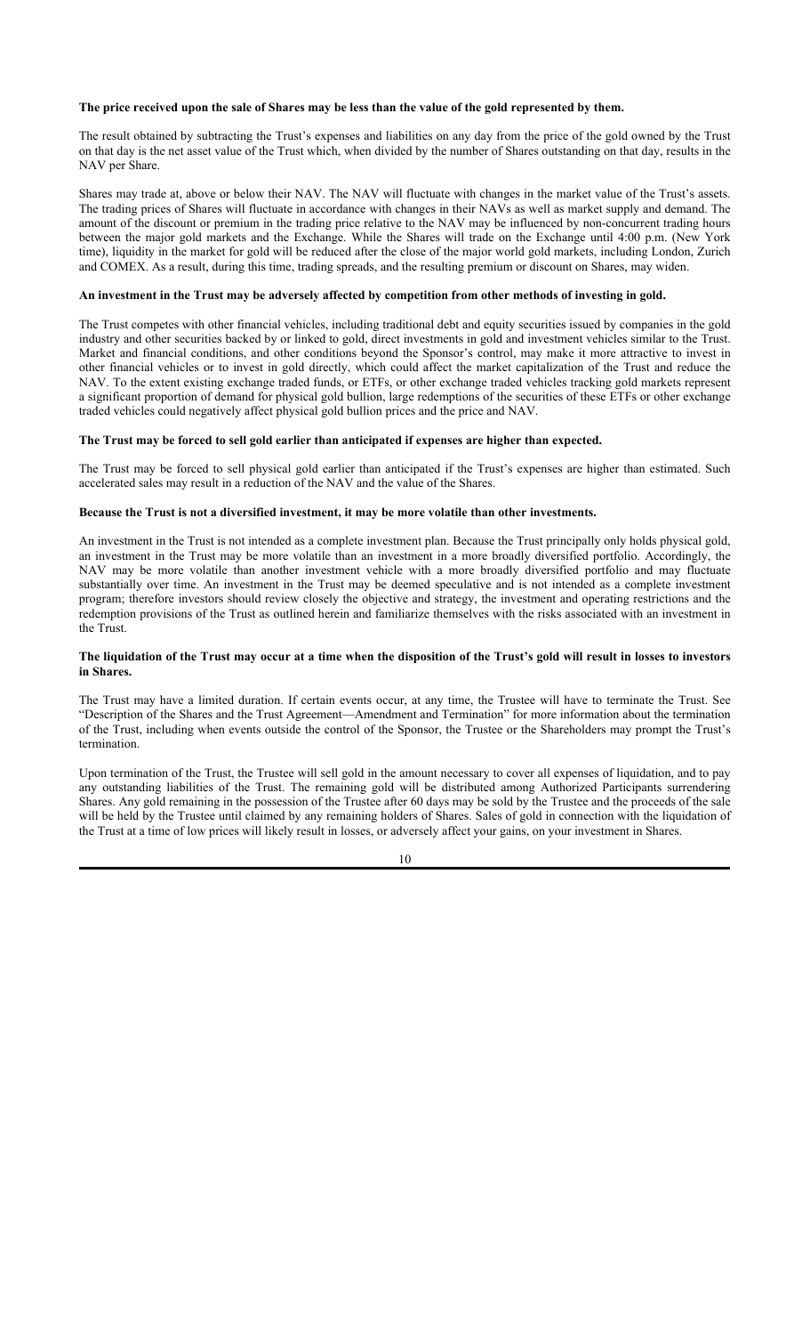**The price received upon the sale of Shares may be less than the value of the gold represented by them.**

The result obtained by subtracting the Trust's expenses and liabilities on any day from the price of the gold owned by the Trust on that day is the net asset value of the Trust which, when divided by the number of Shares outstanding on that day, results in the NAV per Share.

Shares may trade at, above or below their NAV. The NAV will fluctuate with changes in the market value of the Trust's assets. The trading prices of Shares will fluctuate in accordance with changes in their NAVs as well as market supply and demand. The amount of the discount or premium in the trading price relative to the NAV may be influenced by non-concurrent trading hours between the major gold markets and the Exchange. While the Shares will trade on the Exchange until 4:00 p.m. (New York time), liquidity in the market for gold will be reduced after the close of the major world gold markets, including London, Zurich and COMEX. As a result, during this time, trading spreads, and the resulting premium or discount on Shares, may widen.

**An investment in the Trust may be adversely affected by competition from other methods of investing in gold.**

The Trust competes with other financial vehicles, including traditional debt and equity securities issued by companies in the gold industry and other securities backed by or linked to gold, direct investments in gold and investment vehicles similar to the Trust. Market and financial conditions, and other conditions beyond the Sponsor's control, may make it more attractive to invest in other financial vehicles or to invest in gold directly, which could affect the market capitalization of the Trust and reduce the NAV. To the extent existing exchange traded funds, or ETFs, or other exchange traded vehicles tracking gold markets represent a significant proportion of demand for physical gold bullion, large redemptions of the securities of these ETFs or other exchange traded vehicles could negatively affect physical gold bullion prices and the price and NAV.

**The Trust may be forced to sell gold earlier than anticipated if expenses are higher than expected.**

The Trust may be forced to sell physical gold earlier than anticipated if the Trust's expenses are higher than estimated. Such accelerated sales may result in a reduction of the NAV and the value of the Shares.

**Because the Trust is not a diversified investment, it may be more volatile than other investments.**

An investment in the Trust is not intended as a complete investment plan. Because the Trust principally only holds physical gold, an investment in the Trust may be more volatile than an investment in a more broadly diversified portfolio. Accordingly, the NAV may be more volatile than another investment vehicle with a more broadly diversified portfolio and may fluctuate substantially over time. An investment in the Trust may be deemed speculative and is not intended as a complete investment program; therefore investors should review closely the objective and strategy, the investment and operating restrictions and the redemption provisions of the Trust as outlined herein and familiarize themselves with the risks associated with an investment in the Trust.

**The liquidation of the Trust may occur at a time when the disposition of the Trust's gold will result in losses to investors in Shares.**

The Trust may have a limited duration. If certain events occur, at any time, the Trustee will have to terminate the Trust. See "Description of the Shares and the Trust Agreement—Amendment and Termination" for more information about the termination of the Trust, including when events outside the control of the Sponsor, the Trustee or the Shareholders may prompt the Trust's termination.

Upon termination of the Trust, the Trustee will sell gold in the amount necessary to cover all expenses of liquidation, and to pay any outstanding liabilities of the Trust. The remaining gold will be distributed among Authorized Participants surrendering Shares. Any gold remaining in the possession of the Trustee after 60 days may be sold by the Trustee and the proceeds of the sale will be held by the Trustee until claimed by any remaining holders of Shares. Sales of gold in connection with the liquidation of the Trust at a time of low prices will likely result in losses, or adversely affect your gains, on your investment in Shares.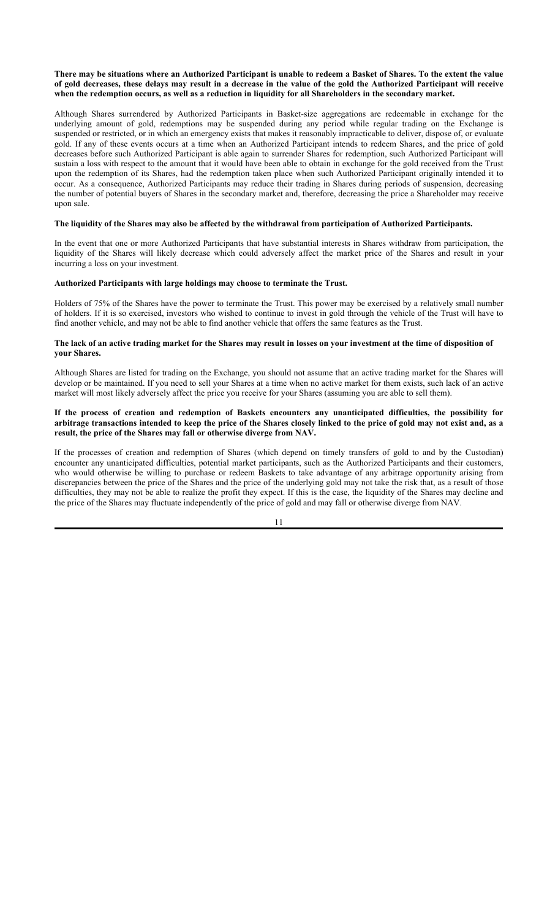**There may be situations where an Authorized Participant is unable to redeem a Basket of Shares. To the extent the value of gold decreases, these delays may result in a decrease in the value of the gold the Authorized Participant will receive when the redemption occurs, as well as a reduction in liquidity for all Shareholders in the secondary market.**

Although Shares surrendered by Authorized Participants in Basket-size aggregations are redeemable in exchange for the underlying amount of gold, redemptions may be suspended during any period while regular trading on the Exchange is suspended or restricted, or in which an emergency exists that makes it reasonably impracticable to deliver, dispose of, or evaluate gold. If any of these events occurs at a time when an Authorized Participant intends to redeem Shares, and the price of gold decreases before such Authorized Participant is able again to surrender Shares for redemption, such Authorized Participant will sustain a loss with respect to the amount that it would have been able to obtain in exchange for the gold received from the Trust upon the redemption of its Shares, had the redemption taken place when such Authorized Participant originally intended it to occur. As a consequence, Authorized Participants may reduce their trading in Shares during periods of suspension, decreasing the number of potential buyers of Shares in the secondary market and, therefore, decreasing the price a Shareholder may receive upon sale.

**The liquidity of the Shares may also be affected by the withdrawal from participation of Authorized Participants.**

In the event that one or more Authorized Participants that have substantial interests in Shares withdraw from participation, the liquidity of the Shares will likely decrease which could adversely affect the market price of the Shares and result in your incurring a loss on your investment.

**Authorized Participants with large holdings may choose to terminate the Trust.**

Holders of 75% of the Shares have the power to terminate the Trust. This power may be exercised by a relatively small number of holders. If it is so exercised, investors who wished to continue to invest in gold through the vehicle of the Trust will have to find another vehicle, and may not be able to find another vehicle that offers the same features as the Trust.

**The lack of an active trading market for the Shares may result in losses on your investment at the time of disposition of your Shares.**

Although Shares are listed for trading on the Exchange, you should not assume that an active trading market for the Shares will develop or be maintained. If you need to sell your Shares at a time when no active market for them exists, such lack of an active market will most likely adversely affect the price you receive for your Shares (assuming you are able to sell them).

**If the process of creation and redemption of Baskets encounters any unanticipated difficulties, the possibility for arbitrage transactions intended to keep the price of the Shares closely linked to the price of gold may not exist and, as a result, the price of the Shares may fall or otherwise diverge from NAV.**

If the processes of creation and redemption of Shares (which depend on timely transfers of gold to and by the Custodian) encounter any unanticipated difficulties, potential market participants, such as the Authorized Participants and their customers, who would otherwise be willing to purchase or redeem Baskets to take advantage of any arbitrage opportunity arising from discrepancies between the price of the Shares and the price of the underlying gold may not take the risk that, as a result of those difficulties, they may not be able to realize the profit they expect. If this is the case, the liquidity of the Shares may decline and the price of the Shares may fluctuate independently of the price of gold and may fall or otherwise diverge from NAV.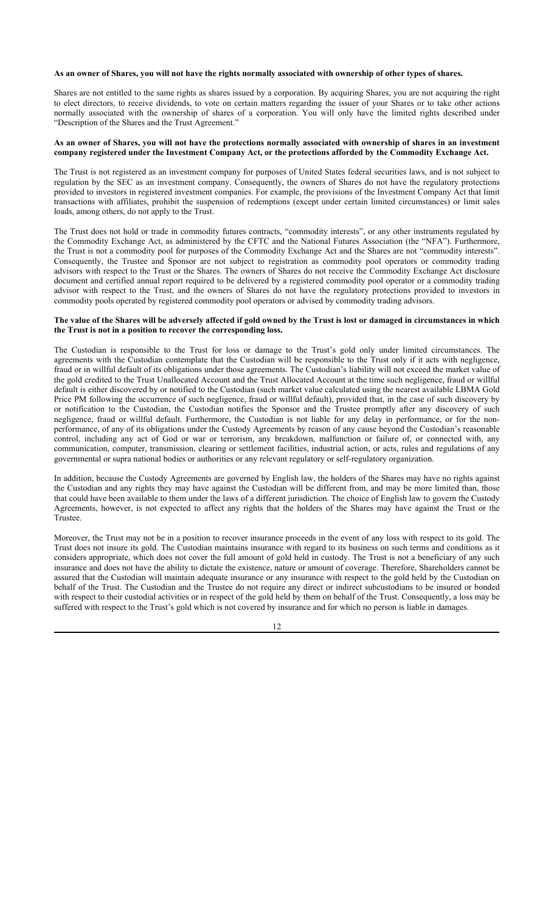**As an owner of Shares, you will not have the rights normally associated with ownership of other types of shares.**

Shares are not entitled to the same rights as shares issued by a corporation. By acquiring Shares, you are not acquiring the right to elect directors, to receive dividends, to vote on certain matters regarding the issuer of your Shares or to take other actions normally associated with the ownership of shares of a corporation. You will only have the limited rights described under "Description of the Shares and the Trust Agreement."

**As an owner of Shares, you will not have the protections normally associated with ownership of shares in an investment company registered under the Investment Company Act, or the protections afforded by the Commodity Exchange Act.**

The Trust is not registered as an investment company for purposes of United States federal securities laws, and is not subject to regulation by the SEC as an investment company. Consequently, the owners of Shares do not have the regulatory protections provided to investors in registered investment companies. For example, the provisions of the Investment Company Act that limit transactions with affiliates, prohibit the suspension of redemptions (except under certain limited circumstances) or limit sales loads, among others, do not apply to the Trust.

The Trust does not hold or trade in commodity futures contracts, "commodity interests", or any other instruments regulated by the Commodity Exchange Act, as administered by the CFTC and the National Futures Association (the "NFA"). Furthermore, the Trust is not a commodity pool for purposes of the Commodity Exchange Act and the Shares are not "commodity interests". Consequently, the Trustee and Sponsor are not subject to registration as commodity pool operators or commodity trading advisors with respect to the Trust or the Shares. The owners of Shares do not receive the Commodity Exchange Act disclosure document and certified annual report required to be delivered by a registered commodity pool operator or a commodity trading advisor with respect to the Trust, and the owners of Shares do not have the regulatory protections provided to investors in commodity pools operated by registered commodity pool operators or advised by commodity trading advisors.

**The value of the Shares will be adversely affected if gold owned by the Trust is lost or damaged in circumstances in which the Trust is not in a position to recover the corresponding loss.**

The Custodian is responsible to the Trust for loss or damage to the Trust's gold only under limited circumstances. The agreements with the Custodian contemplate that the Custodian will be responsible to the Trust only if it acts with negligence, fraud or in willful default of its obligations under those agreements. The Custodian's liability will not exceed the market value of the gold credited to the Trust Unallocated Account and the Trust Allocated Account at the time such negligence, fraud or willful default is either discovered by or notified to the Custodian (such market value calculated using the nearest available LBMA Gold Price PM following the occurrence of such negligence, fraud or willful default), provided that, in the case of such discovery by or notification to the Custodian, the Custodian notifies the Sponsor and the Trustee promptly after any discovery of such negligence, fraud or willful default. Furthermore, the Custodian is not liable for any delay in performance, or for the non-performance, of any of its obligations under the Custody Agreements by reason of any cause beyond the Custodian's reasonable control, including any act of God or war or terrorism, any breakdown, malfunction or failure of, or connected with, any communication, computer, transmission, clearing or settlement facilities, industrial action, or acts, rules and regulations of any governmental or supra national bodies or authorities or any relevant regulatory or self-regulatory organization.

In addition, because the Custody Agreements are governed by English law, the holders of the Shares may have no rights against the Custodian and any rights they may have against the Custodian will be different from, and may be more limited than, those that could have been available to them under the laws of a different jurisdiction. The choice of English law to govern the Custody Agreements, however, is not expected to affect any rights that the holders of the Shares may have against the Trust or the Trustee.

Moreover, the Trust may not be in a position to recover insurance proceeds in the event of any loss with respect to its gold. The Trust does not insure its gold. The Custodian maintains insurance with regard to its business on such terms and conditions as it considers appropriate, which does not cover the full amount of gold held in custody. The Trust is not a beneficiary of any such insurance and does not have the ability to dictate the existence, nature or amount of coverage. Therefore, Shareholders cannot be assured that the Custodian will maintain adequate insurance or any insurance with respect to the gold held by the Custodian on behalf of the Trust. The Custodian and the Trustee do not require any direct or indirect subcustodians to be insured or bonded with respect to their custodial activities or in respect of the gold held by them on behalf of the Trust. Consequently, a loss may be suffered with respect to the Trust's gold which is not covered by insurance and for which no person is liable in damages.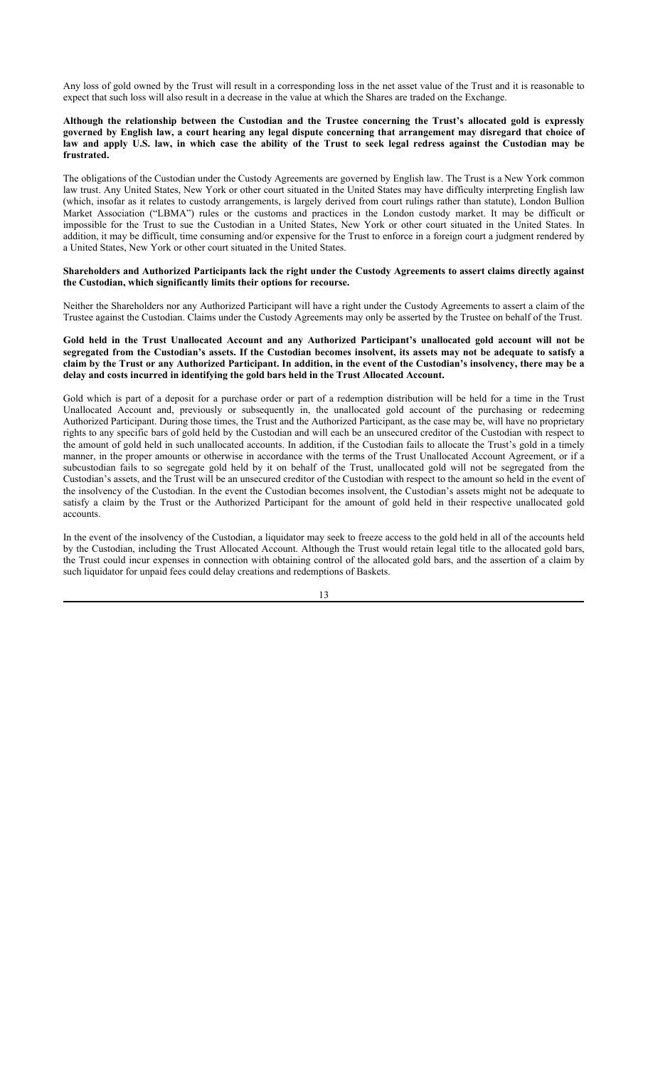Any loss of gold owned by the Trust will result in a corresponding loss in the net asset value of the Trust and it is reasonable to expect that such loss will also result in a decrease in the value at which the Shares are traded on the Exchange.

**Although the relationship between the Custodian and the Trustee concerning the Trust's allocated gold is expressly governed by English law, a court hearing any legal dispute concerning that arrangement may disregard that choice of law and apply U.S. law, in which case the ability of the Trust to seek legal redress against the Custodian may be frustrated.**

The obligations of the Custodian under the Custody Agreements are governed by English law. The Trust is a New York common law trust. Any United States, New York or other court situated in the United States may have difficulty interpreting English law (which, insofar as it relates to custody arrangements, is largely derived from court rulings rather than statute), London Bullion Market Association ("LBMA") rules or the customs and practices in the London custody market. It may be difficult or impossible for the Trust to sue the Custodian in a United States, New York or other court situated in the United States. In addition, it may be difficult, time consuming and/or expensive for the Trust to enforce in a foreign court a judgment rendered by a United States, New York or other court situated in the United States.

**Shareholders and Authorized Participants lack the right under the Custody Agreements to assert claims directly against the Custodian, which significantly limits their options for recourse.**

Neither the Shareholders nor any Authorized Participant will have a right under the Custody Agreements to assert a claim of the Trustee against the Custodian. Claims under the Custody Agreements may only be asserted by the Trustee on behalf of the Trust.

**Gold held in the Trust Unallocated Account and any Authorized Participant's unallocated gold account will not be segregated from the Custodian's assets. If the Custodian becomes insolvent, its assets may not be adequate to satisfy a claim by the Trust or any Authorized Participant. In addition, in the event of the Custodian's insolvency, there may be a delay and costs incurred in identifying the gold bars held in the Trust Allocated Account.**

Gold which is part of a deposit for a purchase order or part of a redemption distribution will be held for a time in the Trust Unallocated Account and, previously or subsequently in, the unallocated gold account of the purchasing or redeeming Authorized Participant. During those times, the Trust and the Authorized Participant, as the case may be, will have no proprietary rights to any specific bars of gold held by the Custodian and will each be an unsecured creditor of the Custodian with respect to the amount of gold held in such unallocated accounts. In addition, if the Custodian fails to allocate the Trust's gold in a timely manner, in the proper amounts or otherwise in accordance with the terms of the Trust Unallocated Account Agreement, or if a subcustodian fails to so segregate gold held by it on behalf of the Trust, unallocated gold will not be segregated from the Custodian's assets, and the Trust will be an unsecured creditor of the Custodian with respect to the amount so held in the event of the insolvency of the Custodian. In the event the Custodian becomes insolvent, the Custodian's assets might not be adequate to satisfy a claim by the Trust or the Authorized Participant for the amount of gold held in their respective unallocated gold accounts.

In the event of the insolvency of the Custodian, a liquidator may seek to freeze access to the gold held in all of the accounts held by the Custodian, including the Trust Allocated Account. Although the Trust would retain legal title to the allocated gold bars, the Trust could incur expenses in connection with obtaining control of the allocated gold bars, and the assertion of a claim by such liquidator for unpaid fees could delay creations and redemptions of Baskets.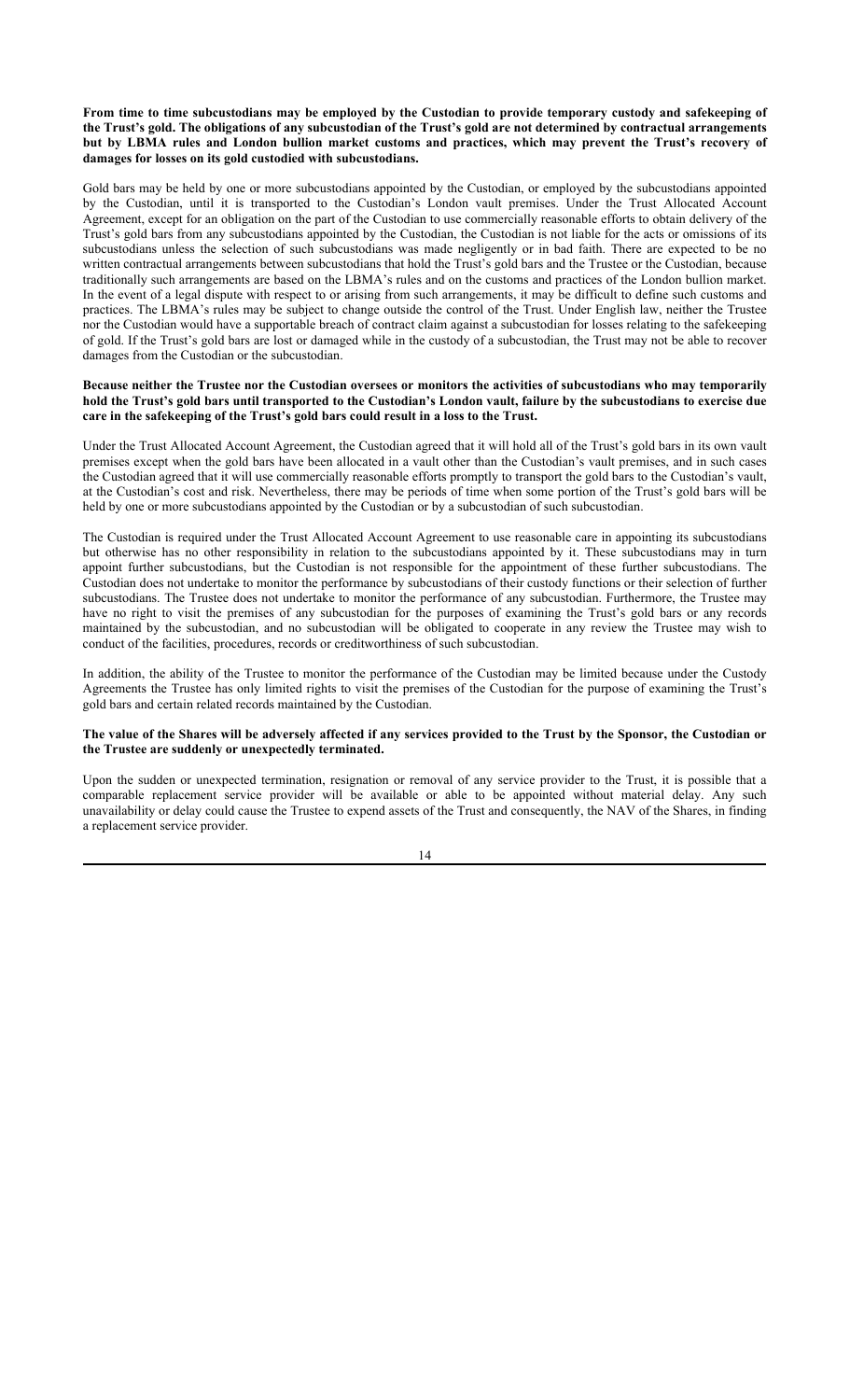**From time to time subcustodians may be employed by the Custodian to provide temporary custody and safekeeping of the Trust's gold. The obligations of any subcustodian of the Trust's gold are not determined by contractual arrangements but by LBMA rules and London bullion market customs and practices, which may prevent the Trust's recovery of damages for losses on its gold custodied with subcustodians.**

Gold bars may be held by one or more subcustodians appointed by the Custodian, or employed by the subcustodians appointed by the Custodian, until it is transported to the Custodian's London vault premises. Under the Trust Allocated Account Agreement, except for an obligation on the part of the Custodian to use commercially reasonable efforts to obtain delivery of the Trust's gold bars from any subcustodians appointed by the Custodian, the Custodian is not liable for the acts or omissions of its subcustodians unless the selection of such subcustodians was made negligently or in bad faith. There are expected to be no written contractual arrangements between subcustodians that hold the Trust's gold bars and the Trustee or the Custodian, because traditionally such arrangements are based on the LBMA's rules and on the customs and practices of the London bullion market. In the event of a legal dispute with respect to or arising from such arrangements, it may be difficult to define such customs and practices. The LBMA's rules may be subject to change outside the control of the Trust. Under English law, neither the Trustee nor the Custodian would have a supportable breach of contract claim against a subcustodian for losses relating to the safekeeping of gold. If the Trust's gold bars are lost or damaged while in the custody of a subcustodian, the Trust may not be able to recover damages from the Custodian or the subcustodian.

**Because neither the Trustee nor the Custodian oversees or monitors the activities of subcustodians who may temporarily hold the Trust's gold bars until transported to the Custodian's London vault, failure by the subcustodians to exercise due care in the safekeeping of the Trust's gold bars could result in a loss to the Trust.**

Under the Trust Allocated Account Agreement, the Custodian agreed that it will hold all of the Trust's gold bars in its own vault premises except when the gold bars have been allocated in a vault other than the Custodian's vault premises, and in such cases the Custodian agreed that it will use commercially reasonable efforts promptly to transport the gold bars to the Custodian's vault, at the Custodian's cost and risk. Nevertheless, there may be periods of time when some portion of the Trust's gold bars will be held by one or more subcustodians appointed by the Custodian or by a subcustodian of such subcustodian.

The Custodian is required under the Trust Allocated Account Agreement to use reasonable care in appointing its subcustodians but otherwise has no other responsibility in relation to the subcustodians appointed by it. These subcustodians may in turn appoint further subcustodians, but the Custodian is not responsible for the appointment of these further subcustodians. The Custodian does not undertake to monitor the performance by subcustodians of their custody functions or their selection of further subcustodians. The Trustee does not undertake to monitor the performance of any subcustodian. Furthermore, the Trustee may have no right to visit the premises of any subcustodian for the purposes of examining the Trust's gold bars or any records maintained by the subcustodian, and no subcustodian will be obligated to cooperate in any review the Trustee may wish to conduct of the facilities, procedures, records or creditworthiness of such subcustodian.

In addition, the ability of the Trustee to monitor the performance of the Custodian may be limited because under the Custody Agreements the Trustee has only limited rights to visit the premises of the Custodian for the purpose of examining the Trust's gold bars and certain related records maintained by the Custodian.

**The value of the Shares will be adversely affected if any services provided to the Trust by the Sponsor, the Custodian or the Trustee are suddenly or unexpectedly terminated.**

Upon the sudden or unexpected termination, resignation or removal of any service provider to the Trust, it is possible that a comparable replacement service provider will be available or able to be appointed without material delay. Any such unavailability or delay could cause the Trustee to expend assets of the Trust and consequently, the NAV of the Shares, in finding a replacement service provider.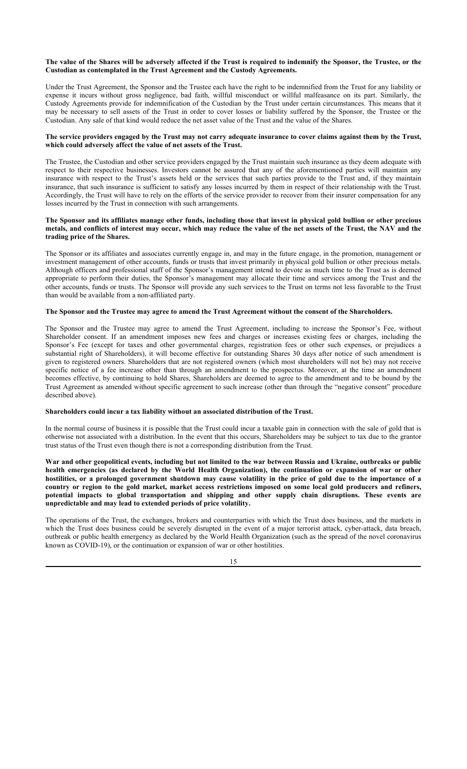**The value of the Shares will be adversely affected if the Trust is required to indemnify the Sponsor, the Trustee, or the Custodian as contemplated in the Trust Agreement and the Custody Agreements.**

Under the Trust Agreement, the Sponsor and the Trustee each have the right to be indemnified from the Trust for any liability or expense it incurs without gross negligence, bad faith, willful misconduct or willful malfeasance on its part. Similarly, the Custody Agreements provide for indemnification of the Custodian by the Trust under certain circumstances. This means that it may be necessary to sell assets of the Trust in order to cover losses or liability suffered by the Sponsor, the Trustee or the Custodian. Any sale of that kind would reduce the net asset value of the Trust and the value of the Shares.

**The service providers engaged by the Trust may not carry adequate insurance to cover claims against them by the Trust, which could adversely affect the value of net assets of the Trust.**

The Trustee, the Custodian and other service providers engaged by the Trust maintain such insurance as they deem adequate with respect to their respective businesses. Investors cannot be assured that any of the aforementioned parties will maintain any insurance with respect to the Trust's assets held or the services that such parties provide to the Trust and, if they maintain insurance, that such insurance is sufficient to satisfy any losses incurred by them in respect of their relationship with the Trust. Accordingly, the Trust will have to rely on the efforts of the service provider to recover from their insurer compensation for any losses incurred by the Trust in connection with such arrangements.

**The Sponsor and its affiliates manage other funds, including those that invest in physical gold bullion or other precious metals, and conflicts of interest may occur, which may reduce the value of the net assets of the Trust, the NAV and the trading price of the Shares.**

The Sponsor or its affiliates and associates currently engage in, and may in the future engage, in the promotion, management or investment management of other accounts, funds or trusts that invest primarily in physical gold bullion or other precious metals. Although officers and professional staff of the Sponsor's management intend to devote as much time to the Trust as is deemed appropriate to perform their duties, the Sponsor's management may allocate their time and services among the Trust and the other accounts, funds or trusts. The Sponsor will provide any such services to the Trust on terms not less favorable to the Trust than would be available from a non-affiliated party.

**The Sponsor and the Trustee may agree to amend the Trust Agreement without the consent of the Shareholders.**

The Sponsor and the Trustee may agree to amend the Trust Agreement, including to increase the Sponsor's Fee, without Shareholder consent. If an amendment imposes new fees and charges or increases existing fees or charges, including the Sponsor's Fee (except for taxes and other governmental charges, registration fees or other such expenses, or prejudices a substantial right of Shareholders), it will become effective for outstanding Shares 30 days after notice of such amendment is given to registered owners. Shareholders that are not registered owners (which most shareholders will not be) may not receive specific notice of a fee increase other than through an amendment to the prospectus. Moreover, at the time an amendment becomes effective, by continuing to hold Shares, Shareholders are deemed to agree to the amendment and to be bound by the Trust Agreement as amended without specific agreement to such increase (other than through the "negative consent" procedure described above).

**Shareholders could incur a tax liability without an associated distribution of the Trust.**

In the normal course of business it is possible that the Trust could incur a taxable gain in connection with the sale of gold that is otherwise not associated with a distribution. In the event that this occurs, Shareholders may be subject to tax due to the grantor trust status of the Trust even though there is not a corresponding distribution from the Trust.

**War and other geopolitical events, including but not limited to the war between Russia and Ukraine, outbreaks or public health emergencies (as declared by the World Health Organization), the continuation or expansion of war or other hostilities, or a prolonged government shutdown may cause volatility in the price of gold due to the importance of a country or region to the gold market, market access restrictions imposed on some local gold producers and refiners, potential impacts to global transportation and shipping and other supply chain disruptions. These events are unpredictable and may lead to extended periods of price volatility.**

The operations of the Trust, the exchanges, brokers and counterparties with which the Trust does business, and the markets in which the Trust does business could be severely disrupted in the event of a major terrorist attack, cyber-attack, data breach, outbreak or public health emergency as declared by the World Health Organization (such as the spread of the novel coronavirus known as COVID-19), or the continuation or expansion of war or other hostilities.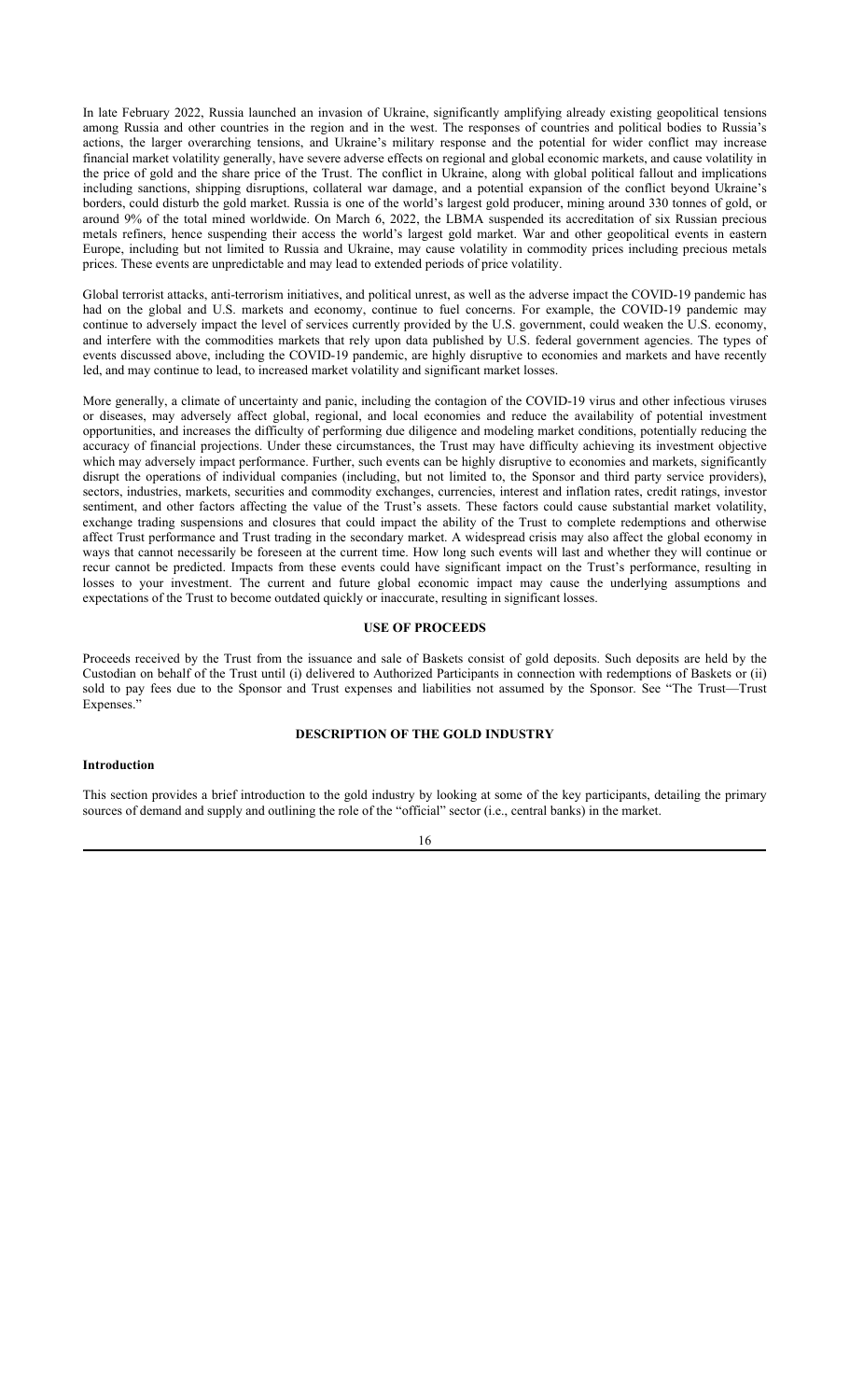In late February 2022, Russia launched an invasion of Ukraine, significantly amplifying already existing geopolitical tensions among Russia and other countries in the region and in the west. The responses of countries and political bodies to Russia's actions, the larger overarching tensions, and Ukraine's military response and the potential for wider conflict may increase financial market volatility generally, have severe adverse effects on regional and global economic markets, and cause volatility in the price of gold and the share price of the Trust. The conflict in Ukraine, along with global political fallout and implications including sanctions, shipping disruptions, collateral war damage, and a potential expansion of the conflict beyond Ukraine's borders, could disturb the gold market. Russia is one of the world's largest gold producer, mining around 330 tonnes of gold, or around 9% of the total mined worldwide. On March 6, 2022, the LBMA suspended its accreditation of six Russian precious metals refiners, hence suspending their access the world's largest gold market. War and other geopolitical events in eastern Europe, including but not limited to Russia and Ukraine, may cause volatility in commodity prices including precious metals prices. These events are unpredictable and may lead to extended periods of price volatility.

Global terrorist attacks, anti-terrorism initiatives, and political unrest, as well as the adverse impact the COVID-19 pandemic has had on the global and U.S. markets and economy, continue to fuel concerns. For example, the COVID-19 pandemic may continue to adversely impact the level of services currently provided by the U.S. government, could weaken the U.S. economy, and interfere with the commodities markets that rely upon data published by U.S. federal government agencies. The types of events discussed above, including the COVID-19 pandemic, are highly disruptive to economies and markets and have recently led, and may continue to lead, to increased market volatility and significant market losses.

More generally, a climate of uncertainty and panic, including the contagion of the COVID-19 virus and other infectious viruses or diseases, may adversely affect global, regional, and local economies and reduce the availability of potential investment opportunities, and increases the difficulty of performing due diligence and modeling market conditions, potentially reducing the accuracy of financial projections. Under these circumstances, the Trust may have difficulty achieving its investment objective which may adversely impact performance. Further, such events can be highly disruptive to economies and markets, significantly disrupt the operations of individual companies (including, but not limited to, the Sponsor and third party service providers), sectors, industries, markets, securities and commodity exchanges, currencies, interest and inflation rates, credit ratings, investor sentiment, and other factors affecting the value of the Trust's assets. These factors could cause substantial market volatility, exchange trading suspensions and closures that could impact the ability of the Trust to complete redemptions and otherwise affect Trust performance and Trust trading in the secondary market. A widespread crisis may also affect the global economy in ways that cannot necessarily be foreseen at the current time. How long such events will last and whether they will continue or recur cannot be predicted. Impacts from these events could have significant impact on the Trust's performance, resulting in losses to your investment. The current and future global economic impact may cause the underlying assumptions and expectations of the Trust to become outdated quickly or inaccurate, resulting in significant losses.

## USE OF PROCEEDS

Proceeds received by the Trust from the issuance and sale of Baskets consist of gold deposits. Such deposits are held by the Custodian on behalf of the Trust until (i) delivered to Authorized Participants in connection with redemptions of Baskets or (ii) sold to pay fees due to the Sponsor and Trust expenses and liabilities not assumed by the Sponsor. See "The Trust—Trust Expenses."

## DESCRIPTION OF THE GOLD INDUSTRY

### Introduction

This section provides a brief introduction to the gold industry by looking at some of the key participants, detailing the primary sources of demand and supply and outlining the role of the "official" sector (i.e., central banks) in the market.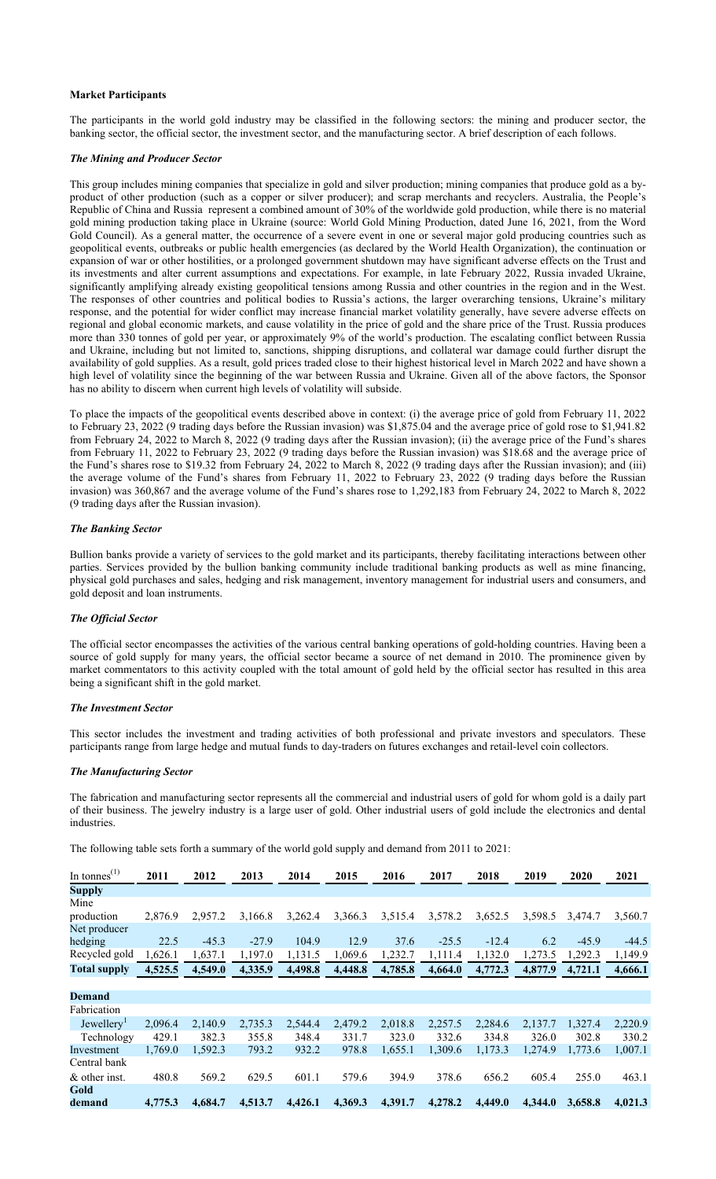**Market Participants**

The participants in the world gold industry may be classified in the following sectors: the mining and producer sector, the banking sector, the official sector, the investment sector, and the manufacturing sector. A brief description of each follows.

***The Mining and Producer Sector***

This group includes mining companies that specialize in gold and silver production; mining companies that produce gold as a by-product of other production (such as a copper or silver producer); and scrap merchants and recyclers. Australia, the People's Republic of China and Russia represent a combined amount of 30% of the worldwide gold production, while there is no material gold mining production taking place in Ukraine (source: World Gold Mining Production, dated June 16, 2021, from the Word Gold Council). As a general matter, the occurrence of a severe event in one or several major gold producing countries such as geopolitical events, outbreaks or public health emergencies (as declared by the World Health Organization), the continuation or expansion of war or other hostilities, or a prolonged government shutdown may have significant adverse effects on the Trust and its investments and alter current assumptions and expectations. For example, in late February 2022, Russia invaded Ukraine, significantly amplifying already existing geopolitical tensions among Russia and other countries in the region and in the West. The responses of other countries and political bodies to Russia's actions, the larger overarching tensions, Ukraine's military response, and the potential for wider conflict may increase financial market volatility generally, have severe adverse effects on regional and global economic markets, and cause volatility in the price of gold and the share price of the Trust. Russia produces more than 330 tonnes of gold per year, or approximately 9% of the world's production. The escalating conflict between Russia and Ukraine, including but not limited to, sanctions, shipping disruptions, and collateral war damage could further disrupt the availability of gold supplies. As a result, gold prices traded close to their highest historical level in March 2022 and have shown a high level of volatility since the beginning of the war between Russia and Ukraine. Given all of the above factors, the Sponsor has no ability to discern when current high levels of volatility will subside.

To place the impacts of the geopolitical events described above in context: (i) the average price of gold from February 11, 2022 to February 23, 2022 (9 trading days before the Russian invasion) was $1,875.04 and the average price of gold rose to $1,941.82 from February 24, 2022 to March 8, 2022 (9 trading days after the Russian invasion); (ii) the average price of the Fund's shares from February 11, 2022 to February 23, 2022 (9 trading days before the Russian invasion) was $18.68 and the average price of the Fund's shares rose to $19.32 from February 24, 2022 to March 8, 2022 (9 trading days after the Russian invasion); and (iii) the average volume of the Fund's shares from February 11, 2022 to February 23, 2022 (9 trading days before the Russian invasion) was 360,867 and the average volume of the Fund's shares rose to 1,292,183 from February 24, 2022 to March 8, 2022 (9 trading days after the Russian invasion).

***The Banking Sector***

Bullion banks provide a variety of services to the gold market and its participants, thereby facilitating interactions between other parties. Services provided by the bullion banking community include traditional banking products as well as mine financing, physical gold purchases and sales, hedging and risk management, inventory management for industrial users and consumers, and gold deposit and loan instruments.

***The Official Sector***

The official sector encompasses the activities of the various central banking operations of gold-holding countries. Having been a source of gold supply for many years, the official sector became a source of net demand in 2010. The prominence given by market commentators to this activity coupled with the total amount of gold held by the official sector has resulted in this area being a significant shift in the gold market.

***The Investment Sector***

This sector includes the investment and trading activities of both professional and private investors and speculators. These participants range from large hedge and mutual funds to day-traders on futures exchanges and retail-level coin collectors.

***The Manufacturing Sector***

The fabrication and manufacturing sector represents all the commercial and industrial users of gold for whom gold is a daily part of their business. The jewelry industry is a large user of gold. Other industrial users of gold include the electronics and dental industries.

The following table sets forth a summary of the world gold supply and demand from 2011 to 2021:

| In tonnes[(1)] | 2011 | 2012 | 2013 | 2014 | 2015 | 2016 | 2017 | 2018 | 2019 | 2020 | 2021 |
|---|---|---|---|---|---|---|---|---|---|---|---|
| **Supply** | | | | | | | | | | | |
| Mine production | 2,876.9 | 2,957.2 | 3,166.8 | 3,262.4 | 3,366.3 | 3,515.4 | 3,578.2 | 3,652.5 | 3,598.5 | 3,474.7 | 3,560.7 |
| Net producer hedging | 22.5 | -45.3 | -27.9 | 104.9 | 12.9 | 37.6 | -25.5 | -12.4 | 6.2 | -45.9 | -44.5 |
| Recycled gold | 1,626.1 | 1,637.1 | 1,197.0 | 1,131.5 | 1,069.6 | 1,232.7 | 1,111.4 | 1,132.0 | 1,273.5 | 1,292.3 | 1,149.9 |
| **Total supply** | **4,525.5** | **4,549.0** | **4,335.9** | **4,498.8** | **4,448.8** | **4,785.8** | **4,664.0** | **4,772.3** | **4,877.9** | **4,721.1** | **4,666.1** |
| **Demand** | | | | | | | | | | | |
| Fabrication | | | | | | | | | | | |
| Jewellery[1] | 2,096.4 | 2,140.9 | 2,735.3 | 2,544.4 | 2,479.2 | 2,018.8 | 2,257.5 | 2,284.6 | 2,137.7 | 1,327.4 | 2,220.9 |
| Technology | 429.1 | 382.3 | 355.8 | 348.4 | 331.7 | 323.0 | 332.6 | 334.8 | 326.0 | 302.8 | 330.2 |
| Investment | 1,769.0 | 1,592.3 | 793.2 | 932.2 | 978.8 | 1,655.1 | 1,309.6 | 1,173.3 | 1,274.9 | 1,773.6 | 1,007.1 |
| Central bank & other inst. | 480.8 | 569.2 | 629.5 | 601.1 | 579.6 | 394.9 | 378.6 | 656.2 | 605.4 | 255.0 | 463.1 |
| **Gold demand** | **4,775.3** | **4,684.7** | **4,513.7** | **4,426.1** | **4,369.3** | **4,391.7** | **4,278.2** | **4,449.0** | **4,344.0** | **3,658.8** | **4,021.3** |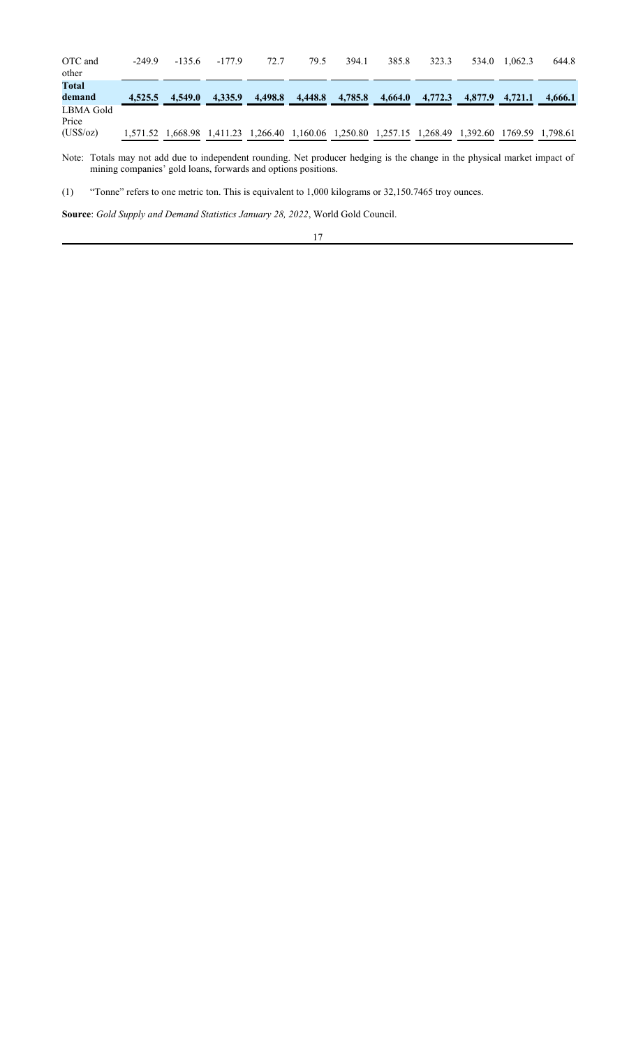|  |  |  |  |  |  |  |  |  |  |  |  |
|---|---|---|---|---|---|---|---|---|---|---|---|
| OTC and other | -249.9 | -135.6 | -177.9 | 72.7 | 79.5 | 394.1 | 385.8 | 323.3 | 534.0 | 1,062.3 | 644.8 |
| **Total demand** | **4,525.5** | **4,549.0** | **4,335.9** | **4,498.8** | **4,448.8** | **4,785.8** | **4,664.0** | **4,772.3** | **4,877.9** | **4,721.1** | **4,666.1** |
| LBMA Gold Price (US$/oz) | 1,571.52 | 1,668.98 | 1,411.23 | 1,266.40 | 1,160.06 | 1,250.80 | 1,257.15 | 1,268.49 | 1,392.60 | 1769.59 | 1,798.61 |

Note: Totals may not add due to independent rounding. Net producer hedging is the change in the physical market impact of mining companies' gold loans, forwards and options positions.

(1) "Tonne" refers to one metric ton. This is equivalent to 1,000 kilograms or 32,150.7465 troy ounces.

**Source**: *Gold Supply and Demand Statistics January 28, 2022*, World Gold Council.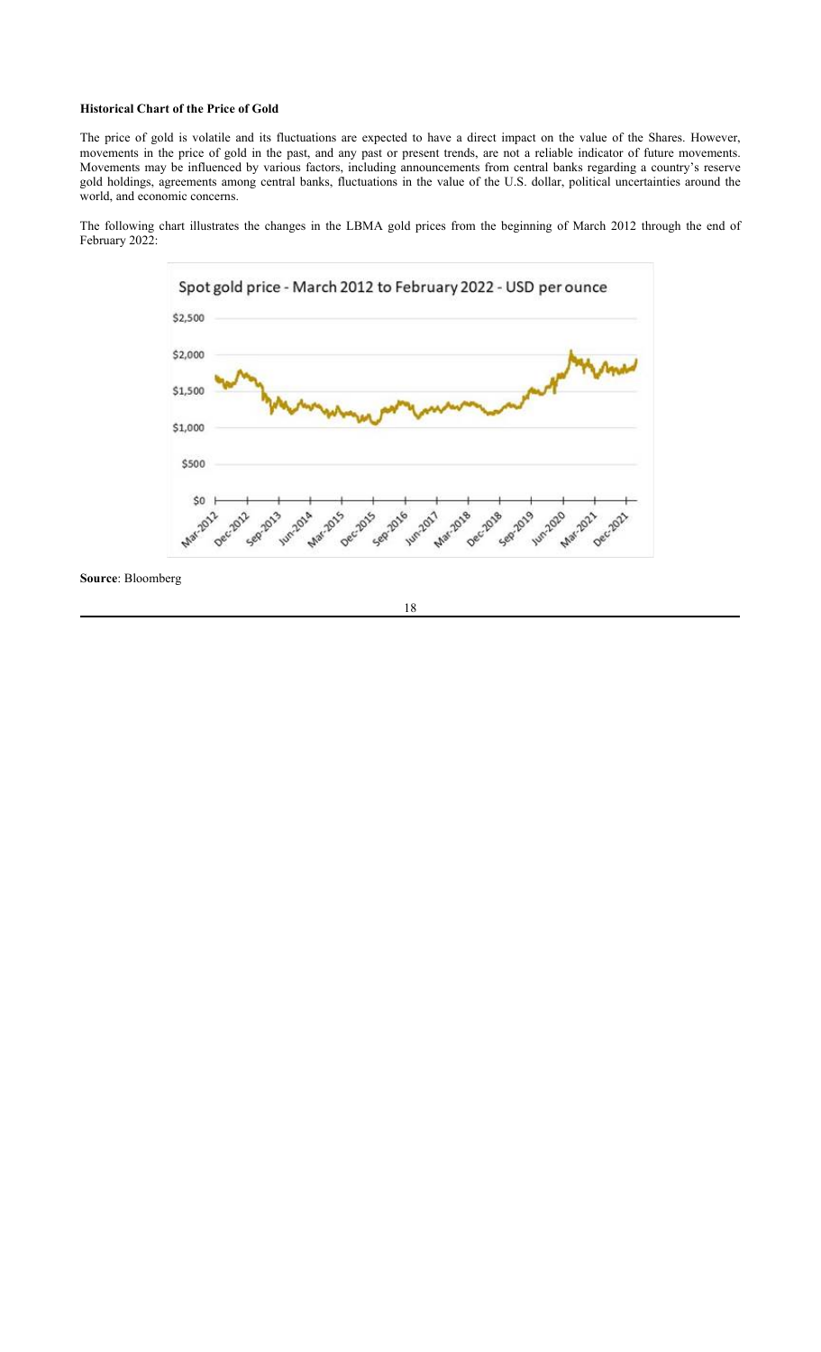**Historical Chart of the Price of Gold**

The price of gold is volatile and its fluctuations are expected to have a direct impact on the value of the Shares. However, movements in the price of gold in the past, and any past or present trends, are not a reliable indicator of future movements. Movements may be influenced by various factors, including announcements from central banks regarding a country's reserve gold holdings, agreements among central banks, fluctuations in the value of the U.S. dollar, political uncertainties around the world, and economic concerns.

The following chart illustrates the changes in the LBMA gold prices from the beginning of March 2012 through the end of February 2022:

**Source**: Bloomberg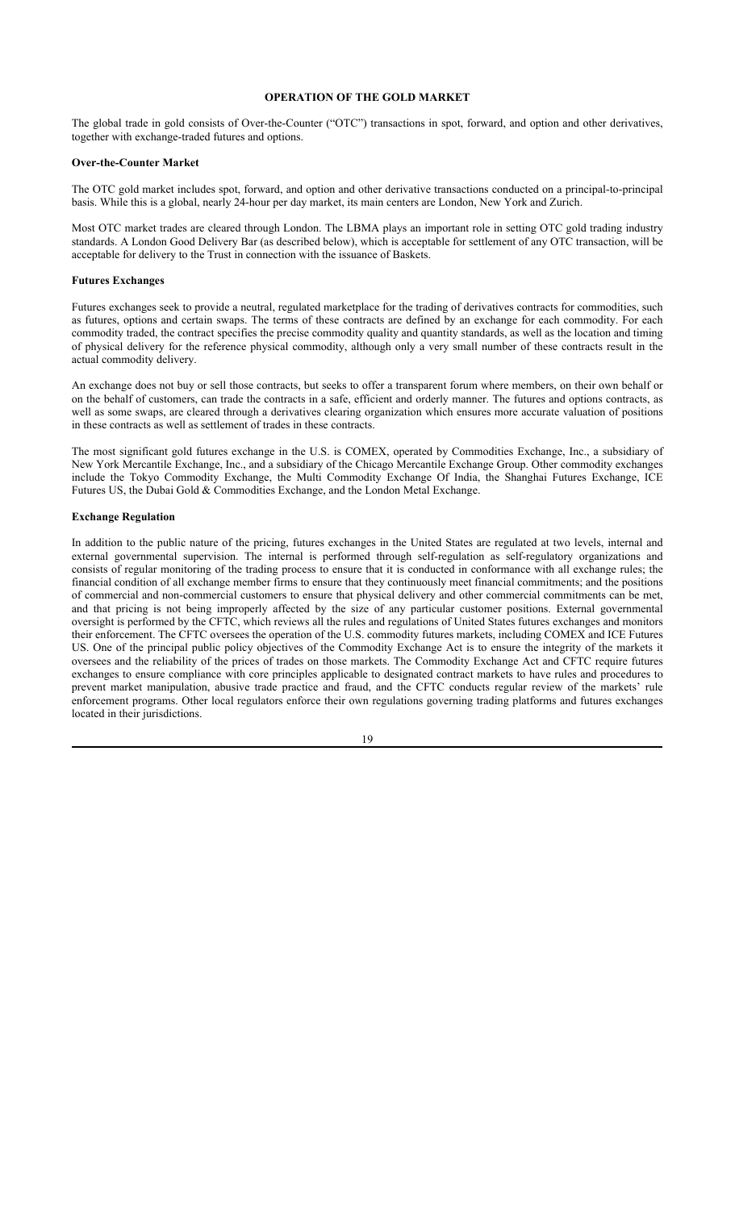## OPERATION OF THE GOLD MARKET

The global trade in gold consists of Over-the-Counter ("OTC") transactions in spot, forward, and option and other derivatives, together with exchange-traded futures and options.

### Over-the-Counter Market

The OTC gold market includes spot, forward, and option and other derivative transactions conducted on a principal-to-principal basis. While this is a global, nearly 24-hour per day market, its main centers are London, New York and Zurich.

Most OTC market trades are cleared through London. The LBMA plays an important role in setting OTC gold trading industry standards. A London Good Delivery Bar (as described below), which is acceptable for settlement of any OTC transaction, will be acceptable for delivery to the Trust in connection with the issuance of Baskets.

### Futures Exchanges

Futures exchanges seek to provide a neutral, regulated marketplace for the trading of derivatives contracts for commodities, such as futures, options and certain swaps. The terms of these contracts are defined by an exchange for each commodity. For each commodity traded, the contract specifies the precise commodity quality and quantity standards, as well as the location and timing of physical delivery for the reference physical commodity, although only a very small number of these contracts result in the actual commodity delivery.

An exchange does not buy or sell those contracts, but seeks to offer a transparent forum where members, on their own behalf or on the behalf of customers, can trade the contracts in a safe, efficient and orderly manner. The futures and options contracts, as well as some swaps, are cleared through a derivatives clearing organization which ensures more accurate valuation of positions in these contracts as well as settlement of trades in these contracts.

The most significant gold futures exchange in the U.S. is COMEX, operated by Commodities Exchange, Inc., a subsidiary of New York Mercantile Exchange, Inc., and a subsidiary of the Chicago Mercantile Exchange Group. Other commodity exchanges include the Tokyo Commodity Exchange, the Multi Commodity Exchange Of India, the Shanghai Futures Exchange, ICE Futures US, the Dubai Gold & Commodities Exchange, and the London Metal Exchange.

### Exchange Regulation

In addition to the public nature of the pricing, futures exchanges in the United States are regulated at two levels, internal and external governmental supervision. The internal is performed through self-regulation as self-regulatory organizations and consists of regular monitoring of the trading process to ensure that it is conducted in conformance with all exchange rules; the financial condition of all exchange member firms to ensure that they continuously meet financial commitments; and the positions of commercial and non-commercial customers to ensure that physical delivery and other commercial commitments can be met, and that pricing is not being improperly affected by the size of any particular customer positions. External governmental oversight is performed by the CFTC, which reviews all the rules and regulations of United States futures exchanges and monitors their enforcement. The CFTC oversees the operation of the U.S. commodity futures markets, including COMEX and ICE Futures US. One of the principal public policy objectives of the Commodity Exchange Act is to ensure the integrity of the markets it oversees and the reliability of the prices of trades on those markets. The Commodity Exchange Act and CFTC require futures exchanges to ensure compliance with core principles applicable to designated contract markets to have rules and procedures to prevent market manipulation, abusive trade practice and fraud, and the CFTC conducts regular review of the markets' rule enforcement programs. Other local regulators enforce their own regulations governing trading platforms and futures exchanges located in their jurisdictions.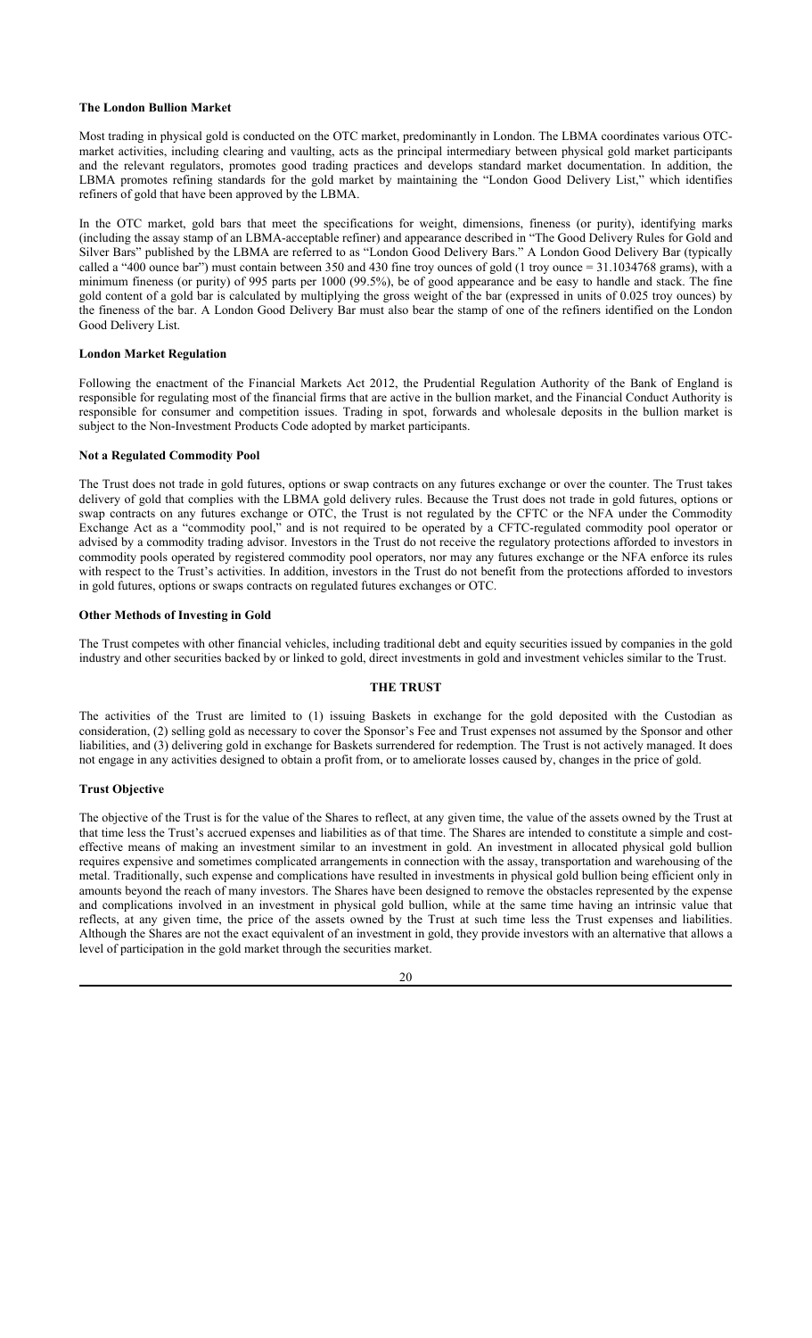### The London Bullion Market

Most trading in physical gold is conducted on the OTC market, predominantly in London. The LBMA coordinates various OTC-market activities, including clearing and vaulting, acts as the principal intermediary between physical gold market participants and the relevant regulators, promotes good trading practices and develops standard market documentation. In addition, the LBMA promotes refining standards for the gold market by maintaining the "London Good Delivery List," which identifies refiners of gold that have been approved by the LBMA.

In the OTC market, gold bars that meet the specifications for weight, dimensions, fineness (or purity), identifying marks (including the assay stamp of an LBMA-acceptable refiner) and appearance described in "The Good Delivery Rules for Gold and Silver Bars" published by the LBMA are referred to as "London Good Delivery Bars." A London Good Delivery Bar (typically called a "400 ounce bar") must contain between 350 and 430 fine troy ounces of gold (1 troy ounce = 31.1034768 grams), with a minimum fineness (or purity) of 995 parts per 1000 (99.5%), be of good appearance and be easy to handle and stack. The fine gold content of a gold bar is calculated by multiplying the gross weight of the bar (expressed in units of 0.025 troy ounces) by the fineness of the bar. A London Good Delivery Bar must also bear the stamp of one of the refiners identified on the London Good Delivery List.

### London Market Regulation

Following the enactment of the Financial Markets Act 2012, the Prudential Regulation Authority of the Bank of England is responsible for regulating most of the financial firms that are active in the bullion market, and the Financial Conduct Authority is responsible for consumer and competition issues. Trading in spot, forwards and wholesale deposits in the bullion market is subject to the Non-Investment Products Code adopted by market participants.

### Not a Regulated Commodity Pool

The Trust does not trade in gold futures, options or swap contracts on any futures exchange or over the counter. The Trust takes delivery of gold that complies with the LBMA gold delivery rules. Because the Trust does not trade in gold futures, options or swap contracts on any futures exchange or OTC, the Trust is not regulated by the CFTC or the NFA under the Commodity Exchange Act as a "commodity pool," and is not required to be operated by a CFTC-regulated commodity pool operator or advised by a commodity trading advisor. Investors in the Trust do not receive the regulatory protections afforded to investors in commodity pools operated by registered commodity pool operators, nor may any futures exchange or the NFA enforce its rules with respect to the Trust's activities. In addition, investors in the Trust do not benefit from the protections afforded to investors in gold futures, options or swaps contracts on regulated futures exchanges or OTC.

### Other Methods of Investing in Gold

The Trust competes with other financial vehicles, including traditional debt and equity securities issued by companies in the gold industry and other securities backed by or linked to gold, direct investments in gold and investment vehicles similar to the Trust.

## THE TRUST

The activities of the Trust are limited to (1) issuing Baskets in exchange for the gold deposited with the Custodian as consideration, (2) selling gold as necessary to cover the Sponsor's Fee and Trust expenses not assumed by the Sponsor and other liabilities, and (3) delivering gold in exchange for Baskets surrendered for redemption. The Trust is not actively managed. It does not engage in any activities designed to obtain a profit from, or to ameliorate losses caused by, changes in the price of gold.

### Trust Objective

The objective of the Trust is for the value of the Shares to reflect, at any given time, the value of the assets owned by the Trust at that time less the Trust's accrued expenses and liabilities as of that time. The Shares are intended to constitute a simple and cost-effective means of making an investment similar to an investment in gold. An investment in allocated physical gold bullion requires expensive and sometimes complicated arrangements in connection with the assay, transportation and warehousing of the metal. Traditionally, such expense and complications have resulted in investments in physical gold bullion being efficient only in amounts beyond the reach of many investors. The Shares have been designed to remove the obstacles represented by the expense and complications involved in an investment in physical gold bullion, while at the same time having an intrinsic value that reflects, at any given time, the price of the assets owned by the Trust at such time less the Trust expenses and liabilities. Although the Shares are not the exact equivalent of an investment in gold, they provide investors with an alternative that allows a level of participation in the gold market through the securities market.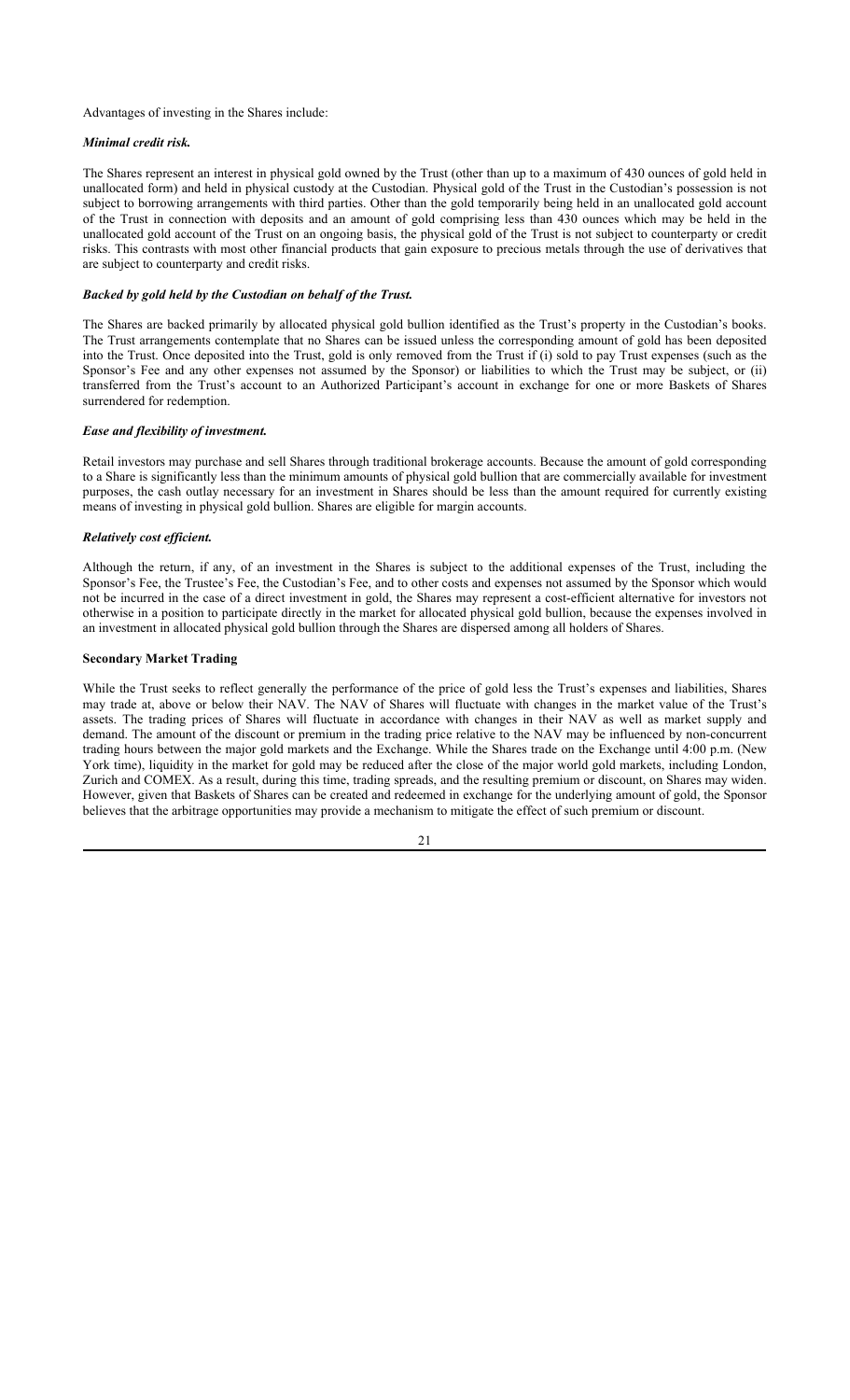Advantages of investing in the Shares include:

***Minimal credit risk.***

The Shares represent an interest in physical gold owned by the Trust (other than up to a maximum of 430 ounces of gold held in unallocated form) and held in physical custody at the Custodian. Physical gold of the Trust in the Custodian's possession is not subject to borrowing arrangements with third parties. Other than the gold temporarily being held in an unallocated gold account of the Trust in connection with deposits and an amount of gold comprising less than 430 ounces which may be held in the unallocated gold account of the Trust on an ongoing basis, the physical gold of the Trust is not subject to counterparty or credit risks. This contrasts with most other financial products that gain exposure to precious metals through the use of derivatives that are subject to counterparty and credit risks.

***Backed by gold held by the Custodian on behalf of the Trust.***

The Shares are backed primarily by allocated physical gold bullion identified as the Trust's property in the Custodian's books. The Trust arrangements contemplate that no Shares can be issued unless the corresponding amount of gold has been deposited into the Trust. Once deposited into the Trust, gold is only removed from the Trust if (i) sold to pay Trust expenses (such as the Sponsor's Fee and any other expenses not assumed by the Sponsor) or liabilities to which the Trust may be subject, or (ii) transferred from the Trust's account to an Authorized Participant's account in exchange for one or more Baskets of Shares surrendered for redemption.

***Ease and flexibility of investment.***

Retail investors may purchase and sell Shares through traditional brokerage accounts. Because the amount of gold corresponding to a Share is significantly less than the minimum amounts of physical gold bullion that are commercially available for investment purposes, the cash outlay necessary for an investment in Shares should be less than the amount required for currently existing means of investing in physical gold bullion. Shares are eligible for margin accounts.

***Relatively cost efficient.***

Although the return, if any, of an investment in the Shares is subject to the additional expenses of the Trust, including the Sponsor's Fee, the Trustee's Fee, the Custodian's Fee, and to other costs and expenses not assumed by the Sponsor which would not be incurred in the case of a direct investment in gold, the Shares may represent a cost-efficient alternative for investors not otherwise in a position to participate directly in the market for allocated physical gold bullion, because the expenses involved in an investment in allocated physical gold bullion through the Shares are dispersed among all holders of Shares.

**Secondary Market Trading**

While the Trust seeks to reflect generally the performance of the price of gold less the Trust's expenses and liabilities, Shares may trade at, above or below their NAV. The NAV of Shares will fluctuate with changes in the market value of the Trust's assets. The trading prices of Shares will fluctuate in accordance with changes in their NAV as well as market supply and demand. The amount of the discount or premium in the trading price relative to the NAV may be influenced by non-concurrent trading hours between the major gold markets and the Exchange. While the Shares trade on the Exchange until 4:00 p.m. (New York time), liquidity in the market for gold may be reduced after the close of the major world gold markets, including London, Zurich and COMEX. As a result, during this time, trading spreads, and the resulting premium or discount, on Shares may widen. However, given that Baskets of Shares can be created and redeemed in exchange for the underlying amount of gold, the Sponsor believes that the arbitrage opportunities may provide a mechanism to mitigate the effect of such premium or discount.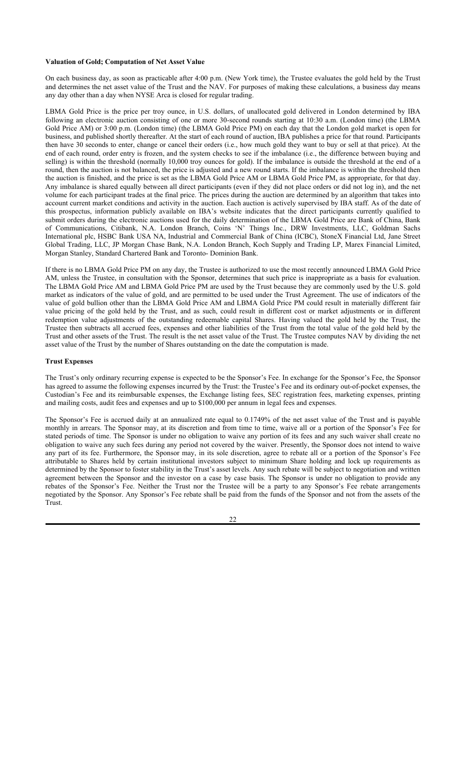**Valuation of Gold; Computation of Net Asset Value**

On each business day, as soon as practicable after 4:00 p.m. (New York time), the Trustee evaluates the gold held by the Trust and determines the net asset value of the Trust and the NAV. For purposes of making these calculations, a business day means any day other than a day when NYSE Arca is closed for regular trading.

LBMA Gold Price is the price per troy ounce, in U.S. dollars, of unallocated gold delivered in London determined by IBA following an electronic auction consisting of one or more 30-second rounds starting at 10:30 a.m. (London time) (the LBMA Gold Price AM) or 3:00 p.m. (London time) (the LBMA Gold Price PM) on each day that the London gold market is open for business, and published shortly thereafter. At the start of each round of auction, IBA publishes a price for that round. Participants then have 30 seconds to enter, change or cancel their orders (i.e., how much gold they want to buy or sell at that price). At the end of each round, order entry is frozen, and the system checks to see if the imbalance (i.e., the difference between buying and selling) is within the threshold (normally 10,000 troy ounces for gold). If the imbalance is outside the threshold at the end of a round, then the auction is not balanced, the price is adjusted and a new round starts. If the imbalance is within the threshold then the auction is finished, and the price is set as the LBMA Gold Price AM or LBMA Gold Price PM, as appropriate, for that day. Any imbalance is shared equally between all direct participants (even if they did not place orders or did not log in), and the net volume for each participant trades at the final price. The prices during the auction are determined by an algorithm that takes into account current market conditions and activity in the auction. Each auction is actively supervised by IBA staff. As of the date of this prospectus, information publicly available on IBA's website indicates that the direct participants currently qualified to submit orders during the electronic auctions used for the daily determination of the LBMA Gold Price are Bank of China, Bank of Communications, Citibank, N.A. London Branch, Coins 'N' Things Inc., DRW Investments, LLC, Goldman Sachs International plc, HSBC Bank USA NA, Industrial and Commercial Bank of China (ICBC), StoneX Financial Ltd, Jane Street Global Trading, LLC, JP Morgan Chase Bank, N.A. London Branch, Koch Supply and Trading LP, Marex Financial Limited, Morgan Stanley, Standard Chartered Bank and Toronto- Dominion Bank.

If there is no LBMA Gold Price PM on any day, the Trustee is authorized to use the most recently announced LBMA Gold Price AM, unless the Trustee, in consultation with the Sponsor, determines that such price is inappropriate as a basis for evaluation. The LBMA Gold Price AM and LBMA Gold Price PM are used by the Trust because they are commonly used by the U.S. gold market as indicators of the value of gold, and are permitted to be used under the Trust Agreement. The use of indicators of the value of gold bullion other than the LBMA Gold Price AM and LBMA Gold Price PM could result in materially different fair value pricing of the gold held by the Trust, and as such, could result in different cost or market adjustments or in different redemption value adjustments of the outstanding redeemable capital Shares. Having valued the gold held by the Trust, the Trustee then subtracts all accrued fees, expenses and other liabilities of the Trust from the total value of the gold held by the Trust and other assets of the Trust. The result is the net asset value of the Trust. The Trustee computes NAV by dividing the net asset value of the Trust by the number of Shares outstanding on the date the computation is made.

**Trust Expenses**

The Trust's only ordinary recurring expense is expected to be the Sponsor's Fee. In exchange for the Sponsor's Fee, the Sponsor has agreed to assume the following expenses incurred by the Trust: the Trustee's Fee and its ordinary out-of-pocket expenses, the Custodian's Fee and its reimbursable expenses, the Exchange listing fees, SEC registration fees, marketing expenses, printing and mailing costs, audit fees and expenses and up to $100,000 per annum in legal fees and expenses.

The Sponsor's Fee is accrued daily at an annualized rate equal to 0.1749% of the net asset value of the Trust and is payable monthly in arrears. The Sponsor may, at its discretion and from time to time, waive all or a portion of the Sponsor's Fee for stated periods of time. The Sponsor is under no obligation to waive any portion of its fees and any such waiver shall create no obligation to waive any such fees during any period not covered by the waiver. Presently, the Sponsor does not intend to waive any part of its fee. Furthermore, the Sponsor may, in its sole discretion, agree to rebate all or a portion of the Sponsor's Fee attributable to Shares held by certain institutional investors subject to minimum Share holding and lock up requirements as determined by the Sponsor to foster stability in the Trust's asset levels. Any such rebate will be subject to negotiation and written agreement between the Sponsor and the investor on a case by case basis. The Sponsor is under no obligation to provide any rebates of the Sponsor's Fee. Neither the Trust nor the Trustee will be a party to any Sponsor's Fee rebate arrangements negotiated by the Sponsor. Any Sponsor's Fee rebate shall be paid from the funds of the Sponsor and not from the assets of the Trust.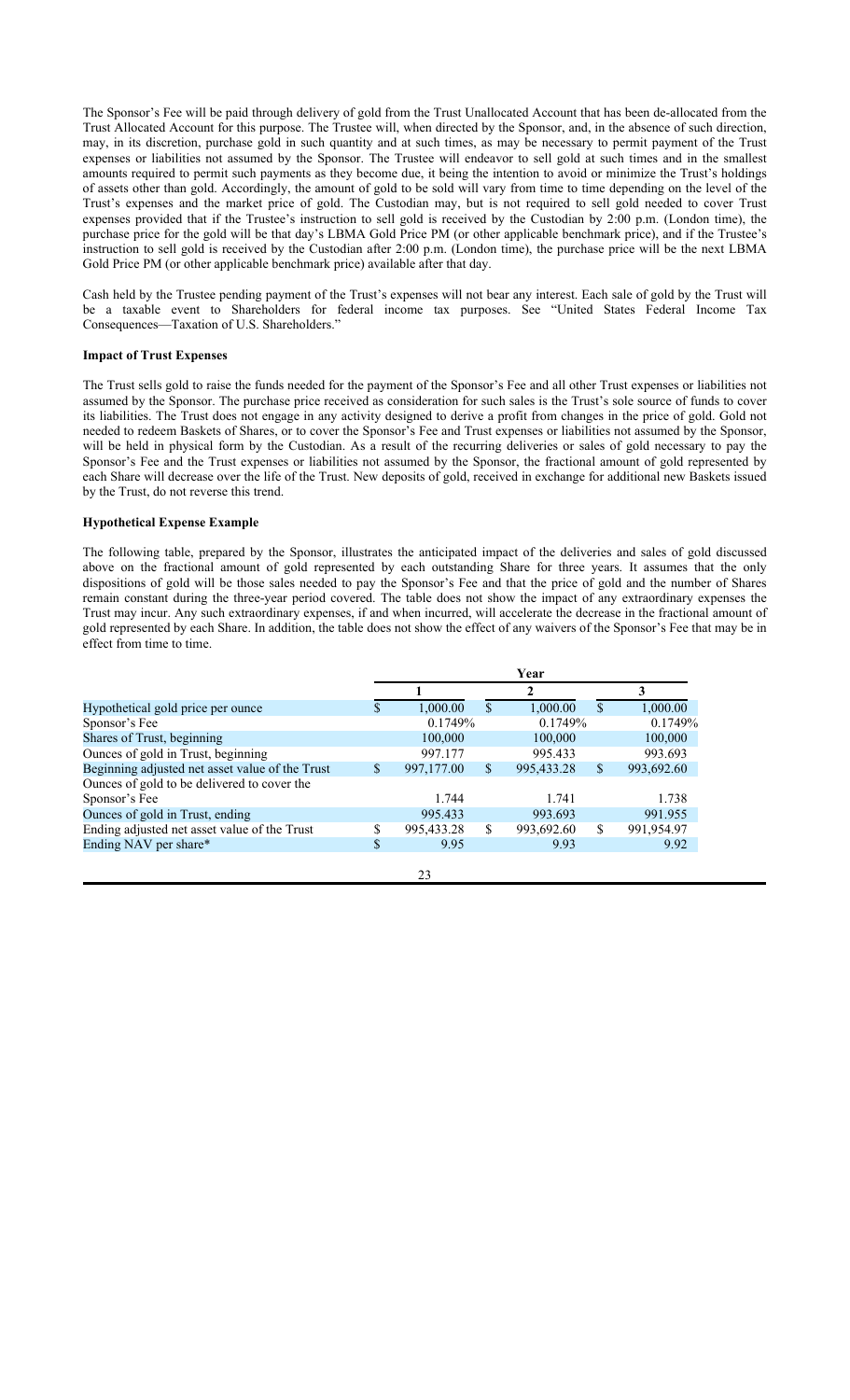The Sponsor's Fee will be paid through delivery of gold from the Trust Unallocated Account that has been de-allocated from the Trust Allocated Account for this purpose. The Trustee will, when directed by the Sponsor, and, in the absence of such direction, may, in its discretion, purchase gold in such quantity and at such times, as may be necessary to permit payment of the Trust expenses or liabilities not assumed by the Sponsor. The Trustee will endeavor to sell gold at such times and in the smallest amounts required to permit such payments as they become due, it being the intention to avoid or minimize the Trust's holdings of assets other than gold. Accordingly, the amount of gold to be sold will vary from time to time depending on the level of the Trust's expenses and the market price of gold. The Custodian may, but is not required to sell gold needed to cover Trust expenses provided that if the Trustee's instruction to sell gold is received by the Custodian by 2:00 p.m. (London time), the purchase price for the gold will be that day's LBMA Gold Price PM (or other applicable benchmark price), and if the Trustee's instruction to sell gold is received by the Custodian after 2:00 p.m. (London time), the purchase price will be the next LBMA Gold Price PM (or other applicable benchmark price) available after that day.

Cash held by the Trustee pending payment of the Trust's expenses will not bear any interest. Each sale of gold by the Trust will be a taxable event to Shareholders for federal income tax purposes. See "United States Federal Income Tax Consequences—Taxation of U.S. Shareholders."

**Impact of Trust Expenses**

The Trust sells gold to raise the funds needed for the payment of the Sponsor's Fee and all other Trust expenses or liabilities not assumed by the Sponsor. The purchase price received as consideration for such sales is the Trust's sole source of funds to cover its liabilities. The Trust does not engage in any activity designed to derive a profit from changes in the price of gold. Gold not needed to redeem Baskets of Shares, or to cover the Sponsor's Fee and Trust expenses or liabilities not assumed by the Sponsor, will be held in physical form by the Custodian. As a result of the recurring deliveries or sales of gold necessary to pay the Sponsor's Fee and the Trust expenses or liabilities not assumed by the Sponsor, the fractional amount of gold represented by each Share will decrease over the life of the Trust. New deposits of gold, received in exchange for additional new Baskets issued by the Trust, do not reverse this trend.

**Hypothetical Expense Example**

The following table, prepared by the Sponsor, illustrates the anticipated impact of the deliveries and sales of gold discussed above on the fractional amount of gold represented by each outstanding Share for three years. It assumes that the only dispositions of gold will be those sales needed to pay the Sponsor's Fee and that the price of gold and the number of Shares remain constant during the three-year period covered. The table does not show the impact of any extraordinary expenses the Trust may incur. Any such extraordinary expenses, if and when incurred, will accelerate the decrease in the fractional amount of gold represented by each Share. In addition, the table does not show the effect of any waivers of the Sponsor's Fee that may be in effect from time to time.

| | Year | | |
|---|---|---|---|
| | 1 | 2 | 3 |
| Hypothetical gold price per ounce | $ 1,000.00 | $ 1,000.00 | $ 1,000.00 |
| Sponsor's Fee | 0.1749% | 0.1749% | 0.1749% |
| Shares of Trust, beginning | 100,000 | 100,000 | 100,000 |
| Ounces of gold in Trust, beginning | 997.177 | 995.433 | 993.693 |
| Beginning adjusted net asset value of the Trust | $ 997,177.00 | $ 995,433.28 | $ 993,692.60 |
| Ounces of gold to be delivered to cover the Sponsor's Fee | 1.744 | 1.741 | 1.738 |
| Ounces of gold in Trust, ending | 995.433 | 993.693 | 991.955 |
| Ending adjusted net asset value of the Trust | $ 995,433.28 | $ 993,692.60 | $ 991,954.97 |
| Ending NAV per share* | $ 9.95 | 9.93 | 9.92 |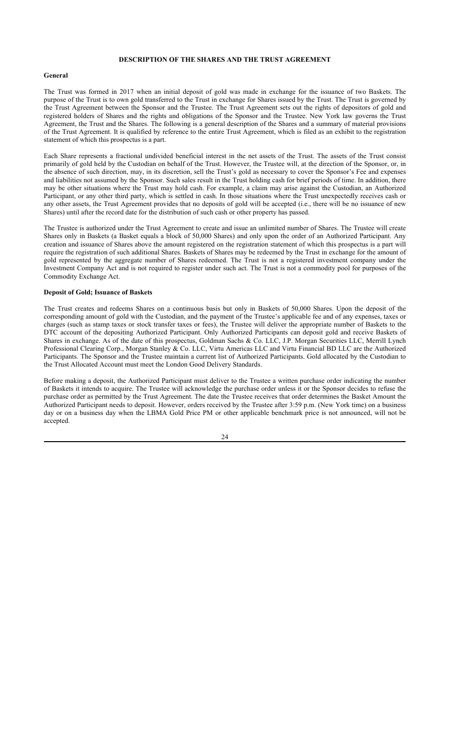## DESCRIPTION OF THE SHARES AND THE TRUST AGREEMENT

### General

The Trust was formed in 2017 when an initial deposit of gold was made in exchange for the issuance of two Baskets. The purpose of the Trust is to own gold transferred to the Trust in exchange for Shares issued by the Trust. The Trust is governed by the Trust Agreement between the Sponsor and the Trustee. The Trust Agreement sets out the rights of depositors of gold and registered holders of Shares and the rights and obligations of the Sponsor and the Trustee. New York law governs the Trust Agreement, the Trust and the Shares. The following is a general description of the Shares and a summary of material provisions of the Trust Agreement. It is qualified by reference to the entire Trust Agreement, which is filed as an exhibit to the registration statement of which this prospectus is a part.

Each Share represents a fractional undivided beneficial interest in the net assets of the Trust. The assets of the Trust consist primarily of gold held by the Custodian on behalf of the Trust. However, the Trustee will, at the direction of the Sponsor, or, in the absence of such direction, may, in its discretion, sell the Trust's gold as necessary to cover the Sponsor's Fee and expenses and liabilities not assumed by the Sponsor. Such sales result in the Trust holding cash for brief periods of time. In addition, there may be other situations where the Trust may hold cash. For example, a claim may arise against the Custodian, an Authorized Participant, or any other third party, which is settled in cash. In those situations where the Trust unexpectedly receives cash or any other assets, the Trust Agreement provides that no deposits of gold will be accepted (i.e., there will be no issuance of new Shares) until after the record date for the distribution of such cash or other property has passed.

The Trustee is authorized under the Trust Agreement to create and issue an unlimited number of Shares. The Trustee will create Shares only in Baskets (a Basket equals a block of 50,000 Shares) and only upon the order of an Authorized Participant. Any creation and issuance of Shares above the amount registered on the registration statement of which this prospectus is a part will require the registration of such additional Shares. Baskets of Shares may be redeemed by the Trust in exchange for the amount of gold represented by the aggregate number of Shares redeemed. The Trust is not a registered investment company under the Investment Company Act and is not required to register under such act. The Trust is not a commodity pool for purposes of the Commodity Exchange Act.

### Deposit of Gold; Issuance of Baskets

The Trust creates and redeems Shares on a continuous basis but only in Baskets of 50,000 Shares. Upon the deposit of the corresponding amount of gold with the Custodian, and the payment of the Trustee's applicable fee and of any expenses, taxes or charges (such as stamp taxes or stock transfer taxes or fees), the Trustee will deliver the appropriate number of Baskets to the DTC account of the depositing Authorized Participant. Only Authorized Participants can deposit gold and receive Baskets of Shares in exchange. As of the date of this prospectus, Goldman Sachs & Co. LLC, J.P. Morgan Securities LLC, Merrill Lynch Professional Clearing Corp., Morgan Stanley & Co. LLC, Virtu Americas LLC and Virtu Financial BD LLC are the Authorized Participants. The Sponsor and the Trustee maintain a current list of Authorized Participants. Gold allocated by the Custodian to the Trust Allocated Account must meet the London Good Delivery Standards.

Before making a deposit, the Authorized Participant must deliver to the Trustee a written purchase order indicating the number of Baskets it intends to acquire. The Trustee will acknowledge the purchase order unless it or the Sponsor decides to refuse the purchase order as permitted by the Trust Agreement. The date the Trustee receives that order determines the Basket Amount the Authorized Participant needs to deposit. However, orders received by the Trustee after 3:59 p.m. (New York time) on a business day or on a business day when the LBMA Gold Price PM or other applicable benchmark price is not announced, will not be accepted.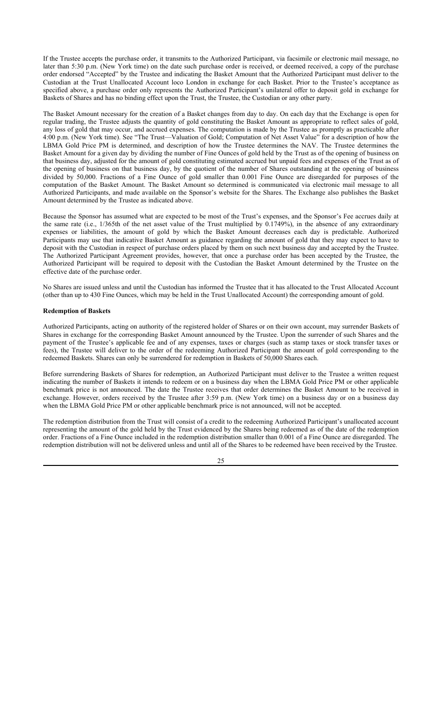If the Trustee accepts the purchase order, it transmits to the Authorized Participant, via facsimile or electronic mail message, no later than 5:30 p.m. (New York time) on the date such purchase order is received, or deemed received, a copy of the purchase order endorsed "Accepted" by the Trustee and indicating the Basket Amount that the Authorized Participant must deliver to the Custodian at the Trust Unallocated Account loco London in exchange for each Basket. Prior to the Trustee's acceptance as specified above, a purchase order only represents the Authorized Participant's unilateral offer to deposit gold in exchange for Baskets of Shares and has no binding effect upon the Trust, the Trustee, the Custodian or any other party.

The Basket Amount necessary for the creation of a Basket changes from day to day. On each day that the Exchange is open for regular trading, the Trustee adjusts the quantity of gold constituting the Basket Amount as appropriate to reflect sales of gold, any loss of gold that may occur, and accrued expenses. The computation is made by the Trustee as promptly as practicable after 4:00 p.m. (New York time). See "The Trust—Valuation of Gold; Computation of Net Asset Value" for a description of how the LBMA Gold Price PM is determined, and description of how the Trustee determines the NAV. The Trustee determines the Basket Amount for a given day by dividing the number of Fine Ounces of gold held by the Trust as of the opening of business on that business day, adjusted for the amount of gold constituting estimated accrued but unpaid fees and expenses of the Trust as of the opening of business on that business day, by the quotient of the number of Shares outstanding at the opening of business divided by 50,000. Fractions of a Fine Ounce of gold smaller than 0.001 Fine Ounce are disregarded for purposes of the computation of the Basket Amount. The Basket Amount so determined is communicated via electronic mail message to all Authorized Participants, and made available on the Sponsor's website for the Shares. The Exchange also publishes the Basket Amount determined by the Trustee as indicated above.

Because the Sponsor has assumed what are expected to be most of the Trust's expenses, and the Sponsor's Fee accrues daily at the same rate (i.e., 1/365th of the net asset value of the Trust multiplied by 0.1749%), in the absence of any extraordinary expenses or liabilities, the amount of gold by which the Basket Amount decreases each day is predictable. Authorized Participants may use that indicative Basket Amount as guidance regarding the amount of gold that they may expect to have to deposit with the Custodian in respect of purchase orders placed by them on such next business day and accepted by the Trustee. The Authorized Participant Agreement provides, however, that once a purchase order has been accepted by the Trustee, the Authorized Participant will be required to deposit with the Custodian the Basket Amount determined by the Trustee on the effective date of the purchase order.

No Shares are issued unless and until the Custodian has informed the Trustee that it has allocated to the Trust Allocated Account (other than up to 430 Fine Ounces, which may be held in the Trust Unallocated Account) the corresponding amount of gold.

**Redemption of Baskets**

Authorized Participants, acting on authority of the registered holder of Shares or on their own account, may surrender Baskets of Shares in exchange for the corresponding Basket Amount announced by the Trustee. Upon the surrender of such Shares and the payment of the Trustee's applicable fee and of any expenses, taxes or charges (such as stamp taxes or stock transfer taxes or fees), the Trustee will deliver to the order of the redeeming Authorized Participant the amount of gold corresponding to the redeemed Baskets. Shares can only be surrendered for redemption in Baskets of 50,000 Shares each.

Before surrendering Baskets of Shares for redemption, an Authorized Participant must deliver to the Trustee a written request indicating the number of Baskets it intends to redeem or on a business day when the LBMA Gold Price PM or other applicable benchmark price is not announced. The date the Trustee receives that order determines the Basket Amount to be received in exchange. However, orders received by the Trustee after 3:59 p.m. (New York time) on a business day or on a business day when the LBMA Gold Price PM or other applicable benchmark price is not announced, will not be accepted.

The redemption distribution from the Trust will consist of a credit to the redeeming Authorized Participant's unallocated account representing the amount of the gold held by the Trust evidenced by the Shares being redeemed as of the date of the redemption order. Fractions of a Fine Ounce included in the redemption distribution smaller than 0.001 of a Fine Ounce are disregarded. The redemption distribution will not be delivered unless and until all of the Shares to be redeemed have been received by the Trustee.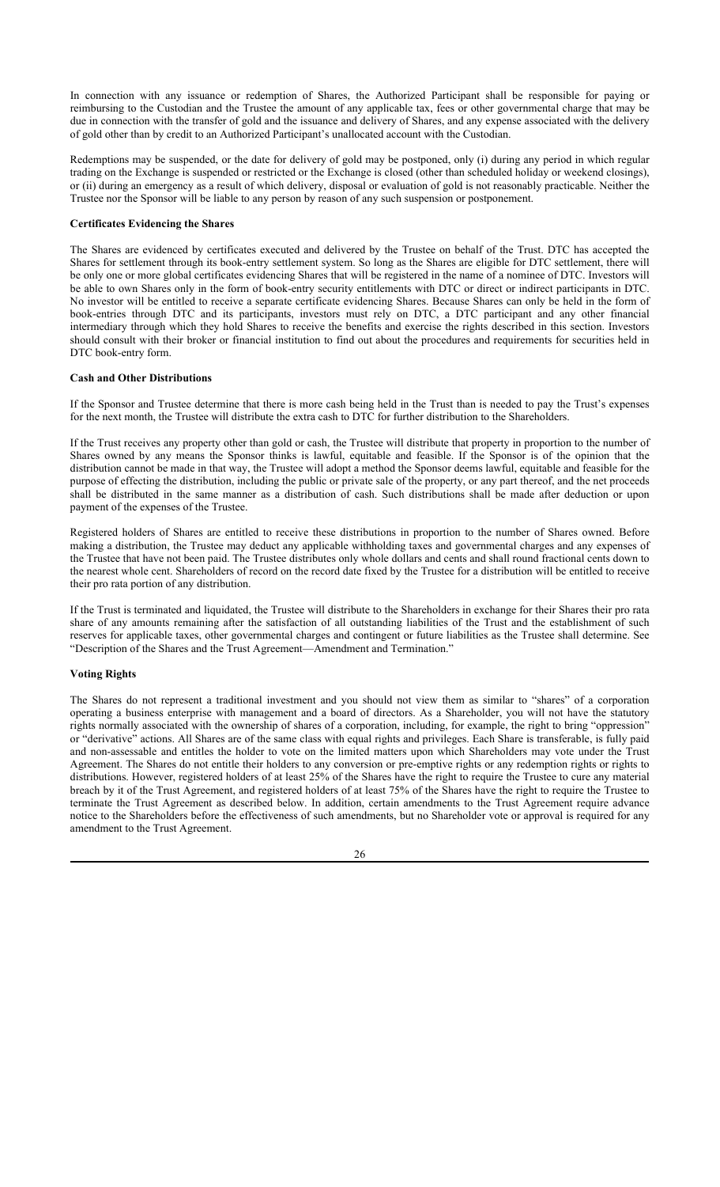In connection with any issuance or redemption of Shares, the Authorized Participant shall be responsible for paying or reimbursing to the Custodian and the Trustee the amount of any applicable tax, fees or other governmental charge that may be due in connection with the transfer of gold and the issuance and delivery of Shares, and any expense associated with the delivery of gold other than by credit to an Authorized Participant's unallocated account with the Custodian.

Redemptions may be suspended, or the date for delivery of gold may be postponed, only (i) during any period in which regular trading on the Exchange is suspended or restricted or the Exchange is closed (other than scheduled holiday or weekend closings), or (ii) during an emergency as a result of which delivery, disposal or evaluation of gold is not reasonably practicable. Neither the Trustee nor the Sponsor will be liable to any person by reason of any such suspension or postponement.

**Certificates Evidencing the Shares**

The Shares are evidenced by certificates executed and delivered by the Trustee on behalf of the Trust. DTC has accepted the Shares for settlement through its book-entry settlement system. So long as the Shares are eligible for DTC settlement, there will be only one or more global certificates evidencing Shares that will be registered in the name of a nominee of DTC. Investors will be able to own Shares only in the form of book-entry security entitlements with DTC or direct or indirect participants in DTC. No investor will be entitled to receive a separate certificate evidencing Shares. Because Shares can only be held in the form of book-entries through DTC and its participants, investors must rely on DTC, a DTC participant and any other financial intermediary through which they hold Shares to receive the benefits and exercise the rights described in this section. Investors should consult with their broker or financial institution to find out about the procedures and requirements for securities held in DTC book-entry form.

**Cash and Other Distributions**

If the Sponsor and Trustee determine that there is more cash being held in the Trust than is needed to pay the Trust's expenses for the next month, the Trustee will distribute the extra cash to DTC for further distribution to the Shareholders.

If the Trust receives any property other than gold or cash, the Trustee will distribute that property in proportion to the number of Shares owned by any means the Sponsor thinks is lawful, equitable and feasible. If the Sponsor is of the opinion that the distribution cannot be made in that way, the Trustee will adopt a method the Sponsor deems lawful, equitable and feasible for the purpose of effecting the distribution, including the public or private sale of the property, or any part thereof, and the net proceeds shall be distributed in the same manner as a distribution of cash. Such distributions shall be made after deduction or upon payment of the expenses of the Trustee.

Registered holders of Shares are entitled to receive these distributions in proportion to the number of Shares owned. Before making a distribution, the Trustee may deduct any applicable withholding taxes and governmental charges and any expenses of the Trustee that have not been paid. The Trustee distributes only whole dollars and cents and shall round fractional cents down to the nearest whole cent. Shareholders of record on the record date fixed by the Trustee for a distribution will be entitled to receive their pro rata portion of any distribution.

If the Trust is terminated and liquidated, the Trustee will distribute to the Shareholders in exchange for their Shares their pro rata share of any amounts remaining after the satisfaction of all outstanding liabilities of the Trust and the establishment of such reserves for applicable taxes, other governmental charges and contingent or future liabilities as the Trustee shall determine. See "Description of the Shares and the Trust Agreement—Amendment and Termination."

**Voting Rights**

The Shares do not represent a traditional investment and you should not view them as similar to "shares" of a corporation operating a business enterprise with management and a board of directors. As a Shareholder, you will not have the statutory rights normally associated with the ownership of shares of a corporation, including, for example, the right to bring "oppression" or "derivative" actions. All Shares are of the same class with equal rights and privileges. Each Share is transferable, is fully paid and non-assessable and entitles the holder to vote on the limited matters upon which Shareholders may vote under the Trust Agreement. The Shares do not entitle their holders to any conversion or pre-emptive rights or any redemption rights or rights to distributions. However, registered holders of at least 25% of the Shares have the right to require the Trustee to cure any material breach by it of the Trust Agreement, and registered holders of at least 75% of the Shares have the right to require the Trustee to terminate the Trust Agreement as described below. In addition, certain amendments to the Trust Agreement require advance notice to the Shareholders before the effectiveness of such amendments, but no Shareholder vote or approval is required for any amendment to the Trust Agreement.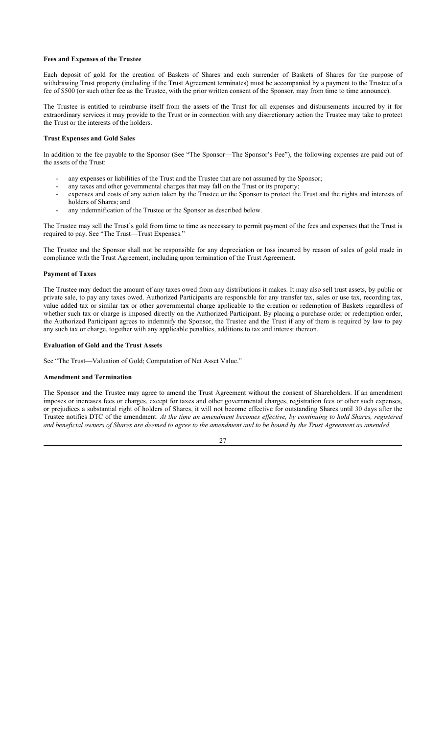### Fees and Expenses of the Trustee

Each deposit of gold for the creation of Baskets of Shares and each surrender of Baskets of Shares for the purpose of withdrawing Trust property (including if the Trust Agreement terminates) must be accompanied by a payment to the Trustee of a fee of $500 (or such other fee as the Trustee, with the prior written consent of the Sponsor, may from time to time announce).

The Trustee is entitled to reimburse itself from the assets of the Trust for all expenses and disbursements incurred by it for extraordinary services it may provide to the Trust or in connection with any discretionary action the Trustee may take to protect the Trust or the interests of the holders.

### Trust Expenses and Gold Sales

In addition to the fee payable to the Sponsor (See "The Sponsor—The Sponsor's Fee"), the following expenses are paid out of the assets of the Trust:

- any expenses or liabilities of the Trust and the Trustee that are not assumed by the Sponsor;
- any taxes and other governmental charges that may fall on the Trust or its property;
- expenses and costs of any action taken by the Trustee or the Sponsor to protect the Trust and the rights and interests of holders of Shares; and
- any indemnification of the Trustee or the Sponsor as described below.

The Trustee may sell the Trust's gold from time to time as necessary to permit payment of the fees and expenses that the Trust is required to pay. See "The Trust—Trust Expenses."

The Trustee and the Sponsor shall not be responsible for any depreciation or loss incurred by reason of sales of gold made in compliance with the Trust Agreement, including upon termination of the Trust Agreement.

### Payment of Taxes

The Trustee may deduct the amount of any taxes owed from any distributions it makes. It may also sell trust assets, by public or private sale, to pay any taxes owed. Authorized Participants are responsible for any transfer tax, sales or use tax, recording tax, value added tax or similar tax or other governmental charge applicable to the creation or redemption of Baskets regardless of whether such tax or charge is imposed directly on the Authorized Participant. By placing a purchase order or redemption order, the Authorized Participant agrees to indemnify the Sponsor, the Trustee and the Trust if any of them is required by law to pay any such tax or charge, together with any applicable penalties, additions to tax and interest thereon.

### Evaluation of Gold and the Trust Assets

See "The Trust—Valuation of Gold; Computation of Net Asset Value."

### Amendment and Termination

The Sponsor and the Trustee may agree to amend the Trust Agreement without the consent of Shareholders. If an amendment imposes or increases fees or charges, except for taxes and other governmental charges, registration fees or other such expenses, or prejudices a substantial right of holders of Shares, it will not become effective for outstanding Shares until 30 days after the Trustee notifies DTC of the amendment. *At the time an amendment becomes effective, by continuing to hold Shares, registered and beneficial owners of Shares are deemed to agree to the amendment and to be bound by the Trust Agreement as amended.*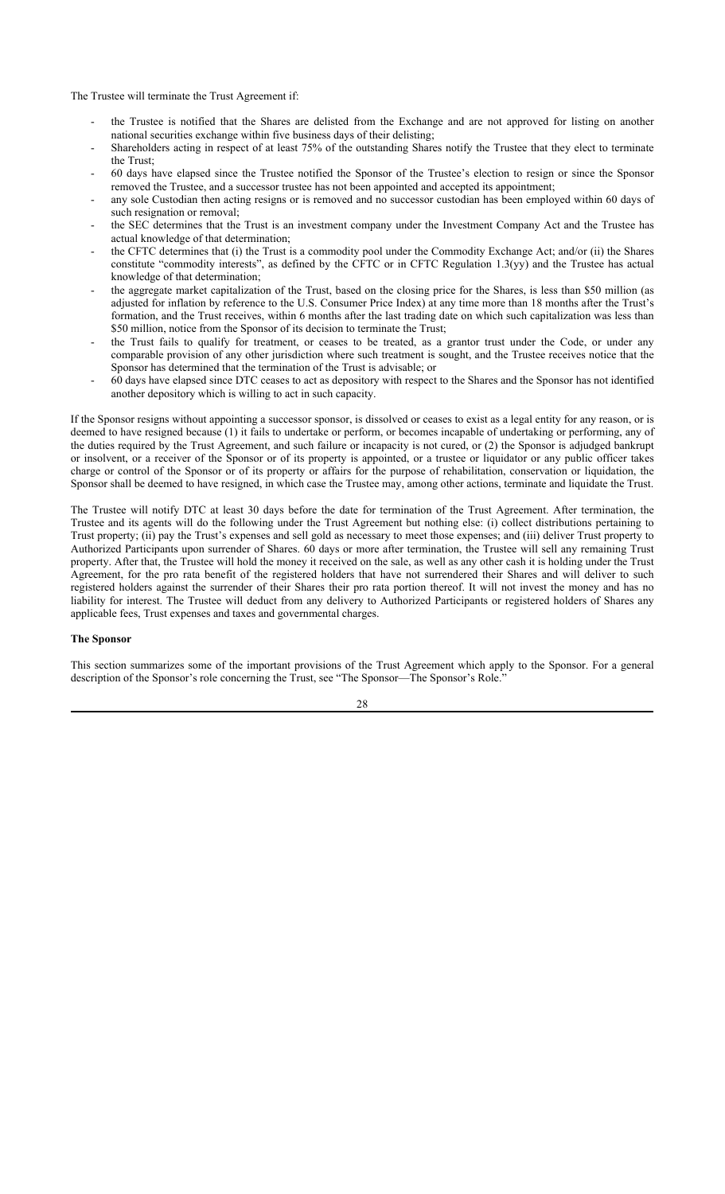The Trustee will terminate the Trust Agreement if:

- the Trustee is notified that the Shares are delisted from the Exchange and are not approved for listing on another national securities exchange within five business days of their delisting;
- Shareholders acting in respect of at least 75% of the outstanding Shares notify the Trustee that they elect to terminate the Trust;
- 60 days have elapsed since the Trustee notified the Sponsor of the Trustee's election to resign or since the Sponsor removed the Trustee, and a successor trustee has not been appointed and accepted its appointment;
- any sole Custodian then acting resigns or is removed and no successor custodian has been employed within 60 days of such resignation or removal;
- the SEC determines that the Trust is an investment company under the Investment Company Act and the Trustee has actual knowledge of that determination;
- the CFTC determines that (i) the Trust is a commodity pool under the Commodity Exchange Act; and/or (ii) the Shares constitute "commodity interests", as defined by the CFTC or in CFTC Regulation 1.3(yy) and the Trustee has actual knowledge of that determination;
- the aggregate market capitalization of the Trust, based on the closing price for the Shares, is less than $50 million (as adjusted for inflation by reference to the U.S. Consumer Price Index) at any time more than 18 months after the Trust's formation, and the Trust receives, within 6 months after the last trading date on which such capitalization was less than $50 million, notice from the Sponsor of its decision to terminate the Trust;
- the Trust fails to qualify for treatment, or ceases to be treated, as a grantor trust under the Code, or under any comparable provision of any other jurisdiction where such treatment is sought, and the Trustee receives notice that the Sponsor has determined that the termination of the Trust is advisable; or
- 60 days have elapsed since DTC ceases to act as depository with respect to the Shares and the Sponsor has not identified another depository which is willing to act in such capacity.

If the Sponsor resigns without appointing a successor sponsor, is dissolved or ceases to exist as a legal entity for any reason, or is deemed to have resigned because (1) it fails to undertake or perform, or becomes incapable of undertaking or performing, any of the duties required by the Trust Agreement, and such failure or incapacity is not cured, or (2) the Sponsor is adjudged bankrupt or insolvent, or a receiver of the Sponsor or of its property is appointed, or a trustee or liquidator or any public officer takes charge or control of the Sponsor or of its property or affairs for the purpose of rehabilitation, conservation or liquidation, the Sponsor shall be deemed to have resigned, in which case the Trustee may, among other actions, terminate and liquidate the Trust.

The Trustee will notify DTC at least 30 days before the date for termination of the Trust Agreement. After termination, the Trustee and its agents will do the following under the Trust Agreement but nothing else: (i) collect distributions pertaining to Trust property; (ii) pay the Trust's expenses and sell gold as necessary to meet those expenses; and (iii) deliver Trust property to Authorized Participants upon surrender of Shares. 60 days or more after termination, the Trustee will sell any remaining Trust property. After that, the Trustee will hold the money it received on the sale, as well as any other cash it is holding under the Trust Agreement, for the pro rata benefit of the registered holders that have not surrendered their Shares and will deliver to such registered holders against the surrender of their Shares their pro rata portion thereof. It will not invest the money and has no liability for interest. The Trustee will deduct from any delivery to Authorized Participants or registered holders of Shares any applicable fees, Trust expenses and taxes and governmental charges.

**The Sponsor**

This section summarizes some of the important provisions of the Trust Agreement which apply to the Sponsor. For a general description of the Sponsor's role concerning the Trust, see "The Sponsor—The Sponsor's Role."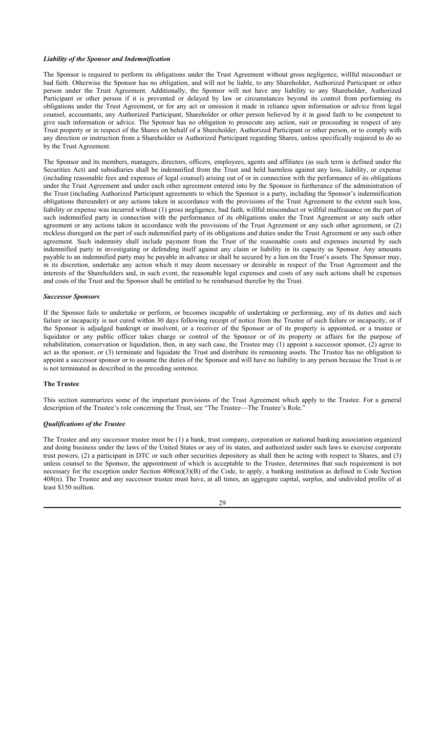***Liability of the Sponsor and Indemnification***

The Sponsor is required to perform its obligations under the Trust Agreement without gross negligence, willful misconduct or bad faith. Otherwise the Sponsor has no obligation, and will not be liable, to any Shareholder, Authorized Participant or other person under the Trust Agreement. Additionally, the Sponsor will not have any liability to any Shareholder, Authorized Participant or other person if it is prevented or delayed by law or circumstances beyond its control from performing its obligations under the Trust Agreement, or for any act or omission it made in reliance upon information or advice from legal counsel, accountants, any Authorized Participant, Shareholder or other person believed by it in good faith to be competent to give such information or advice. The Sponsor has no obligation to prosecute any action, suit or proceeding in respect of any Trust property or in respect of the Shares on behalf of a Shareholder, Authorized Participant or other person, or to comply with any direction or instruction from a Shareholder or Authorized Participant regarding Shares, unless specifically required to do so by the Trust Agreement.

The Sponsor and its members, managers, directors, officers, employees, agents and affiliates (as such term is defined under the Securities Act) and subsidiaries shall be indemnified from the Trust and held harmless against any loss, liability, or expense (including reasonable fees and expenses of legal counsel) arising out of or in connection with the performance of its obligations under the Trust Agreement and under each other agreement entered into by the Sponsor in furtherance of the administration of the Trust (including Authorized Participant agreements to which the Sponsor is a party, including the Sponsor's indemnification obligations thereunder) or any actions taken in accordance with the provisions of the Trust Agreement to the extent such loss, liability or expense was incurred without (1) gross negligence, bad faith, willful misconduct or willful malfeasance on the part of such indemnified party in connection with the performance of its obligations under the Trust Agreement or any such other agreement or any actions taken in accordance with the provisions of the Trust Agreement or any such other agreement, or (2) reckless disregard on the part of such indemnified party of its obligations and duties under the Trust Agreement or any such other agreement. Such indemnity shall include payment from the Trust of the reasonable costs and expenses incurred by such indemnified party in investigating or defending itself against any claim or liability in its capacity as Sponsor. Any amounts payable to an indemnified party may be payable in advance or shall be secured by a lien on the Trust's assets. The Sponsor may, in its discretion, undertake any action which it may deem necessary or desirable in respect of the Trust Agreement and the interests of the Shareholders and, in such event, the reasonable legal expenses and costs of any such actions shall be expenses and costs of the Trust and the Sponsor shall be entitled to be reimbursed therefor by the Trust.

***Successor Sponsors***

If the Sponsor fails to undertake or perform, or becomes incapable of undertaking or performing, any of its duties and such failure or incapacity is not cured within 30 days following receipt of notice from the Trustee of such failure or incapacity, or if the Sponsor is adjudged bankrupt or insolvent, or a receiver of the Sponsor or of its property is appointed, or a trustee or liquidator or any public officer takes charge or control of the Sponsor or of its property or affairs for the purpose of rehabilitation, conservation or liquidation, then, in any such case, the Trustee may (1) appoint a successor sponsor, (2) agree to act as the sponsor, or (3) terminate and liquidate the Trust and distribute its remaining assets. The Trustee has no obligation to appoint a successor sponsor or to assume the duties of the Sponsor and will have no liability to any person because the Trust is or is not terminated as described in the preceding sentence.

## The Trustee

This section summarizes some of the important provisions of the Trust Agreement which apply to the Trustee. For a general description of the Trustee's role concerning the Trust, see "The Trustee—The Trustee's Role."

***Qualifications of the Trustee***

The Trustee and any successor trustee must be (1) a bank, trust company, corporation or national banking association organized and doing business under the laws of the United States or any of its states, and authorized under such laws to exercise corporate trust powers, (2) a participant in DTC or such other securities depository as shall then be acting with respect to Shares, and (3) unless counsel to the Sponsor, the appointment of which is acceptable to the Trustee, determines that such requirement is not necessary for the exception under Section 408(m)(3)(B) of the Code, to apply, a banking institution as defined in Code Section 408(n). The Trustee and any successor trustee must have, at all times, an aggregate capital, surplus, and undivided profits of at least $150 million.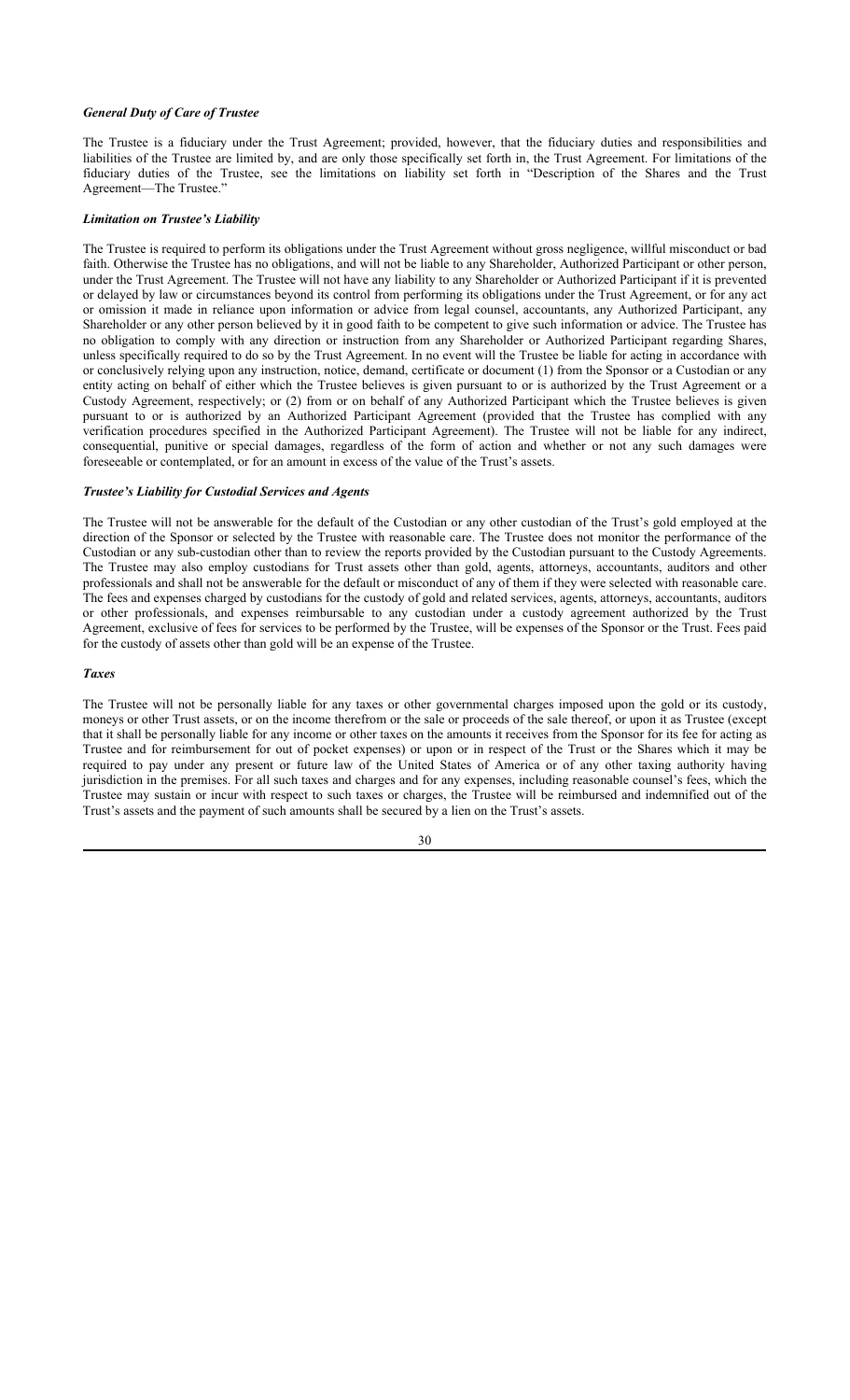### *General Duty of Care of Trustee*

The Trustee is a fiduciary under the Trust Agreement; provided, however, that the fiduciary duties and responsibilities and liabilities of the Trustee are limited by, and are only those specifically set forth in, the Trust Agreement. For limitations of the fiduciary duties of the Trustee, see the limitations on liability set forth in "Description of the Shares and the Trust Agreement—The Trustee."

### *Limitation on Trustee's Liability*

The Trustee is required to perform its obligations under the Trust Agreement without gross negligence, willful misconduct or bad faith. Otherwise the Trustee has no obligations, and will not be liable to any Shareholder, Authorized Participant or other person, under the Trust Agreement. The Trustee will not have any liability to any Shareholder or Authorized Participant if it is prevented or delayed by law or circumstances beyond its control from performing its obligations under the Trust Agreement, or for any act or omission it made in reliance upon information or advice from legal counsel, accountants, any Authorized Participant, any Shareholder or any other person believed by it in good faith to be competent to give such information or advice. The Trustee has no obligation to comply with any direction or instruction from any Shareholder or Authorized Participant regarding Shares, unless specifically required to do so by the Trust Agreement. In no event will the Trustee be liable for acting in accordance with or conclusively relying upon any instruction, notice, demand, certificate or document (1) from the Sponsor or a Custodian or any entity acting on behalf of either which the Trustee believes is given pursuant to or is authorized by the Trust Agreement or a Custody Agreement, respectively; or (2) from or on behalf of any Authorized Participant which the Trustee believes is given pursuant to or is authorized by an Authorized Participant Agreement (provided that the Trustee has complied with any verification procedures specified in the Authorized Participant Agreement). The Trustee will not be liable for any indirect, consequential, punitive or special damages, regardless of the form of action and whether or not any such damages were foreseeable or contemplated, or for an amount in excess of the value of the Trust's assets.

### *Trustee's Liability for Custodial Services and Agents*

The Trustee will not be answerable for the default of the Custodian or any other custodian of the Trust's gold employed at the direction of the Sponsor or selected by the Trustee with reasonable care. The Trustee does not monitor the performance of the Custodian or any sub-custodian other than to review the reports provided by the Custodian pursuant to the Custody Agreements. The Trustee may also employ custodians for Trust assets other than gold, agents, attorneys, accountants, auditors and other professionals and shall not be answerable for the default or misconduct of any of them if they were selected with reasonable care. The fees and expenses charged by custodians for the custody of gold and related services, agents, attorneys, accountants, auditors or other professionals, and expenses reimbursable to any custodian under a custody agreement authorized by the Trust Agreement, exclusive of fees for services to be performed by the Trustee, will be expenses of the Sponsor or the Trust. Fees paid for the custody of assets other than gold will be an expense of the Trustee.

### *Taxes*

The Trustee will not be personally liable for any taxes or other governmental charges imposed upon the gold or its custody, moneys or other Trust assets, or on the income therefrom or the sale or proceeds of the sale thereof, or upon it as Trustee (except that it shall be personally liable for any income or other taxes on the amounts it receives from the Sponsor for its fee for acting as Trustee and for reimbursement for out of pocket expenses) or upon or in respect of the Trust or the Shares which it may be required to pay under any present or future law of the United States of America or of any other taxing authority having jurisdiction in the premises. For all such taxes and charges and for any expenses, including reasonable counsel's fees, which the Trustee may sustain or incur with respect to such taxes or charges, the Trustee will be reimbursed and indemnified out of the Trust's assets and the payment of such amounts shall be secured by a lien on the Trust's assets.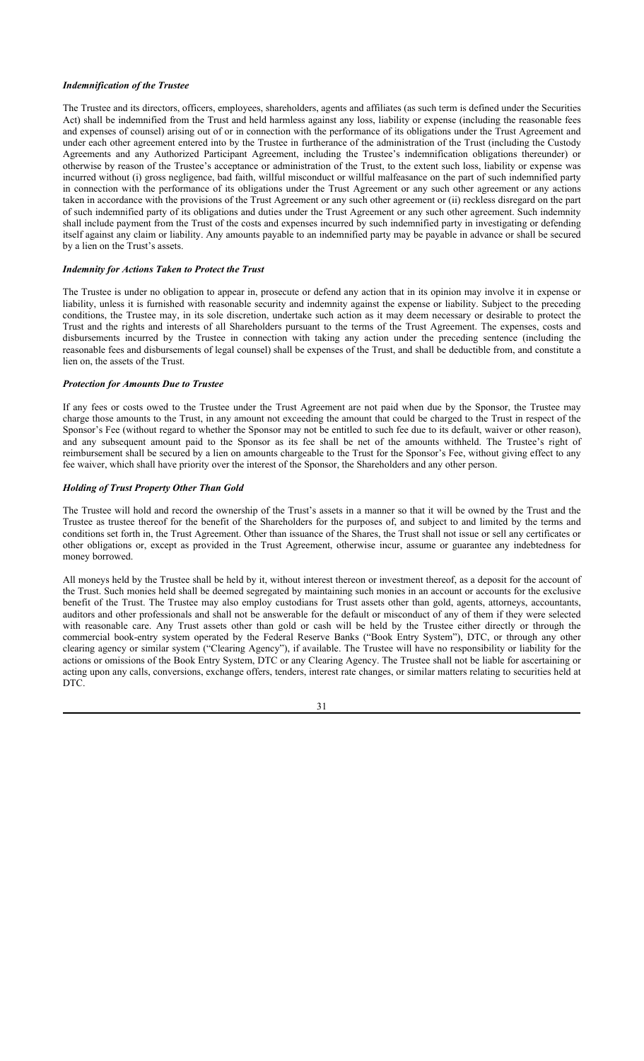***Indemnification of the Trustee***

The Trustee and its directors, officers, employees, shareholders, agents and affiliates (as such term is defined under the Securities Act) shall be indemnified from the Trust and held harmless against any loss, liability or expense (including the reasonable fees and expenses of counsel) arising out of or in connection with the performance of its obligations under the Trust Agreement and under each other agreement entered into by the Trustee in furtherance of the administration of the Trust (including the Custody Agreements and any Authorized Participant Agreement, including the Trustee's indemnification obligations thereunder) or otherwise by reason of the Trustee's acceptance or administration of the Trust, to the extent such loss, liability or expense was incurred without (i) gross negligence, bad faith, willful misconduct or willful malfeasance on the part of such indemnified party in connection with the performance of its obligations under the Trust Agreement or any such other agreement or any actions taken in accordance with the provisions of the Trust Agreement or any such other agreement or (ii) reckless disregard on the part of such indemnified party of its obligations and duties under the Trust Agreement or any such other agreement. Such indemnity shall include payment from the Trust of the costs and expenses incurred by such indemnified party in investigating or defending itself against any claim or liability. Any amounts payable to an indemnified party may be payable in advance or shall be secured by a lien on the Trust's assets.

***Indemnity for Actions Taken to Protect the Trust***

The Trustee is under no obligation to appear in, prosecute or defend any action that in its opinion may involve it in expense or liability, unless it is furnished with reasonable security and indemnity against the expense or liability. Subject to the preceding conditions, the Trustee may, in its sole discretion, undertake such action as it may deem necessary or desirable to protect the Trust and the rights and interests of all Shareholders pursuant to the terms of the Trust Agreement. The expenses, costs and disbursements incurred by the Trustee in connection with taking any action under the preceding sentence (including the reasonable fees and disbursements of legal counsel) shall be expenses of the Trust, and shall be deductible from, and constitute a lien on, the assets of the Trust.

***Protection for Amounts Due to Trustee***

If any fees or costs owed to the Trustee under the Trust Agreement are not paid when due by the Sponsor, the Trustee may charge those amounts to the Trust, in any amount not exceeding the amount that could be charged to the Trust in respect of the Sponsor's Fee (without regard to whether the Sponsor may not be entitled to such fee due to its default, waiver or other reason), and any subsequent amount paid to the Sponsor as its fee shall be net of the amounts withheld. The Trustee's right of reimbursement shall be secured by a lien on amounts chargeable to the Trust for the Sponsor's Fee, without giving effect to any fee waiver, which shall have priority over the interest of the Sponsor, the Shareholders and any other person.

***Holding of Trust Property Other Than Gold***

The Trustee will hold and record the ownership of the Trust's assets in a manner so that it will be owned by the Trust and the Trustee as trustee thereof for the benefit of the Shareholders for the purposes of, and subject to and limited by the terms and conditions set forth in, the Trust Agreement. Other than issuance of the Shares, the Trust shall not issue or sell any certificates or other obligations or, except as provided in the Trust Agreement, otherwise incur, assume or guarantee any indebtedness for money borrowed.

All moneys held by the Trustee shall be held by it, without interest thereon or investment thereof, as a deposit for the account of the Trust. Such monies held shall be deemed segregated by maintaining such monies in an account or accounts for the exclusive benefit of the Trust. The Trustee may also employ custodians for Trust assets other than gold, agents, attorneys, accountants, auditors and other professionals and shall not be answerable for the default or misconduct of any of them if they were selected with reasonable care. Any Trust assets other than gold or cash will be held by the Trustee either directly or through the commercial book-entry system operated by the Federal Reserve Banks ("Book Entry System"), DTC, or through any other clearing agency or similar system ("Clearing Agency"), if available. The Trustee will have no responsibility or liability for the actions or omissions of the Book Entry System, DTC or any Clearing Agency. The Trustee shall not be liable for ascertaining or acting upon any calls, conversions, exchange offers, tenders, interest rate changes, or similar matters relating to securities held at DTC.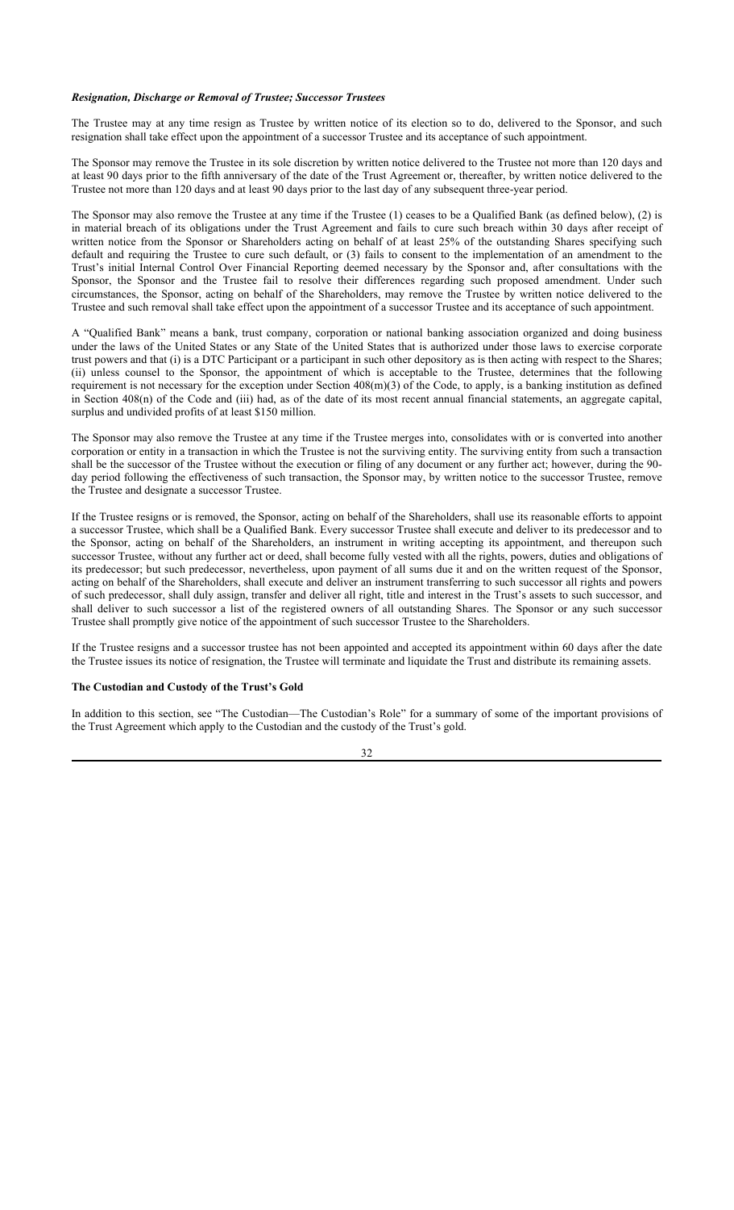### *Resignation, Discharge or Removal of Trustee; Successor Trustees*

The Trustee may at any time resign as Trustee by written notice of its election so to do, delivered to the Sponsor, and such resignation shall take effect upon the appointment of a successor Trustee and its acceptance of such appointment.

The Sponsor may remove the Trustee in its sole discretion by written notice delivered to the Trustee not more than 120 days and at least 90 days prior to the fifth anniversary of the date of the Trust Agreement or, thereafter, by written notice delivered to the Trustee not more than 120 days and at least 90 days prior to the last day of any subsequent three-year period.

The Sponsor may also remove the Trustee at any time if the Trustee (1) ceases to be a Qualified Bank (as defined below), (2) is in material breach of its obligations under the Trust Agreement and fails to cure such breach within 30 days after receipt of written notice from the Sponsor or Shareholders acting on behalf of at least 25% of the outstanding Shares specifying such default and requiring the Trustee to cure such default, or (3) fails to consent to the implementation of an amendment to the Trust's initial Internal Control Over Financial Reporting deemed necessary by the Sponsor and, after consultations with the Sponsor, the Sponsor and the Trustee fail to resolve their differences regarding such proposed amendment. Under such circumstances, the Sponsor, acting on behalf of the Shareholders, may remove the Trustee by written notice delivered to the Trustee and such removal shall take effect upon the appointment of a successor Trustee and its acceptance of such appointment.

A "Qualified Bank" means a bank, trust company, corporation or national banking association organized and doing business under the laws of the United States or any State of the United States that is authorized under those laws to exercise corporate trust powers and that (i) is a DTC Participant or a participant in such other depository as is then acting with respect to the Shares; (ii) unless counsel to the Sponsor, the appointment of which is acceptable to the Trustee, determines that the following requirement is not necessary for the exception under Section 408(m)(3) of the Code, to apply, is a banking institution as defined in Section 408(n) of the Code and (iii) had, as of the date of its most recent annual financial statements, an aggregate capital, surplus and undivided profits of at least $150 million.

The Sponsor may also remove the Trustee at any time if the Trustee merges into, consolidates with or is converted into another corporation or entity in a transaction in which the Trustee is not the surviving entity. The surviving entity from such a transaction shall be the successor of the Trustee without the execution or filing of any document or any further act; however, during the 90-day period following the effectiveness of such transaction, the Sponsor may, by written notice to the successor Trustee, remove the Trustee and designate a successor Trustee.

If the Trustee resigns or is removed, the Sponsor, acting on behalf of the Shareholders, shall use its reasonable efforts to appoint a successor Trustee, which shall be a Qualified Bank. Every successor Trustee shall execute and deliver to its predecessor and to the Sponsor, acting on behalf of the Shareholders, an instrument in writing accepting its appointment, and thereupon such successor Trustee, without any further act or deed, shall become fully vested with all the rights, powers, duties and obligations of its predecessor; but such predecessor, nevertheless, upon payment of all sums due it and on the written request of the Sponsor, acting on behalf of the Shareholders, shall execute and deliver an instrument transferring to such successor all rights and powers of such predecessor, shall duly assign, transfer and deliver all right, title and interest in the Trust's assets to such successor, and shall deliver to such successor a list of the registered owners of all outstanding Shares. The Sponsor or any such successor Trustee shall promptly give notice of the appointment of such successor Trustee to the Shareholders.

If the Trustee resigns and a successor trustee has not been appointed and accepted its appointment within 60 days after the date the Trustee issues its notice of resignation, the Trustee will terminate and liquidate the Trust and distribute its remaining assets.

### The Custodian and Custody of the Trust's Gold

In addition to this section, see "The Custodian—The Custodian's Role" for a summary of some of the important provisions of the Trust Agreement which apply to the Custodian and the custody of the Trust's gold.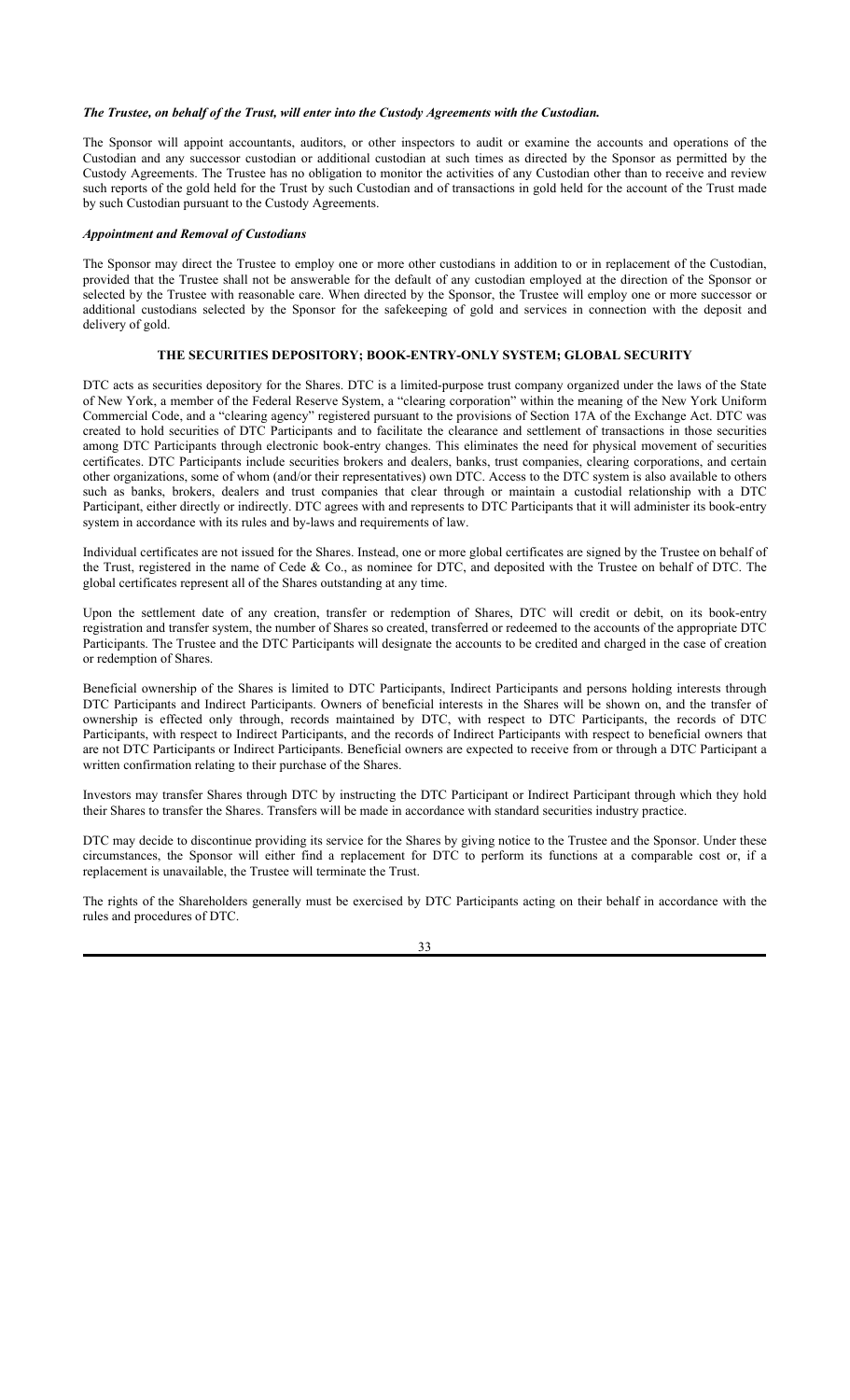***The Trustee, on behalf of the Trust, will enter into the Custody Agreements with the Custodian.***

The Sponsor will appoint accountants, auditors, or other inspectors to audit or examine the accounts and operations of the Custodian and any successor custodian or additional custodian at such times as directed by the Sponsor as permitted by the Custody Agreements. The Trustee has no obligation to monitor the activities of any Custodian other than to receive and review such reports of the gold held for the Trust by such Custodian and of transactions in gold held for the account of the Trust made by such Custodian pursuant to the Custody Agreements.

***Appointment and Removal of Custodians***

The Sponsor may direct the Trustee to employ one or more other custodians in addition to or in replacement of the Custodian, provided that the Trustee shall not be answerable for the default of any custodian employed at the direction of the Sponsor or selected by the Trustee with reasonable care. When directed by the Sponsor, the Trustee will employ one or more successor or additional custodians selected by the Sponsor for the safekeeping of gold and services in connection with the deposit and delivery of gold.

## THE SECURITIES DEPOSITORY; BOOK-ENTRY-ONLY SYSTEM; GLOBAL SECURITY

DTC acts as securities depository for the Shares. DTC is a limited-purpose trust company organized under the laws of the State of New York, a member of the Federal Reserve System, a "clearing corporation" within the meaning of the New York Uniform Commercial Code, and a "clearing agency" registered pursuant to the provisions of Section 17A of the Exchange Act. DTC was created to hold securities of DTC Participants and to facilitate the clearance and settlement of transactions in those securities among DTC Participants through electronic book-entry changes. This eliminates the need for physical movement of securities certificates. DTC Participants include securities brokers and dealers, banks, trust companies, clearing corporations, and certain other organizations, some of whom (and/or their representatives) own DTC. Access to the DTC system is also available to others such as banks, brokers, dealers and trust companies that clear through or maintain a custodial relationship with a DTC Participant, either directly or indirectly. DTC agrees with and represents to DTC Participants that it will administer its book-entry system in accordance with its rules and by-laws and requirements of law.

Individual certificates are not issued for the Shares. Instead, one or more global certificates are signed by the Trustee on behalf of the Trust, registered in the name of Cede & Co., as nominee for DTC, and deposited with the Trustee on behalf of DTC. The global certificates represent all of the Shares outstanding at any time.

Upon the settlement date of any creation, transfer or redemption of Shares, DTC will credit or debit, on its book-entry registration and transfer system, the number of Shares so created, transferred or redeemed to the accounts of the appropriate DTC Participants. The Trustee and the DTC Participants will designate the accounts to be credited and charged in the case of creation or redemption of Shares.

Beneficial ownership of the Shares is limited to DTC Participants, Indirect Participants and persons holding interests through DTC Participants and Indirect Participants. Owners of beneficial interests in the Shares will be shown on, and the transfer of ownership is effected only through, records maintained by DTC, with respect to DTC Participants, the records of DTC Participants, with respect to Indirect Participants, and the records of Indirect Participants with respect to beneficial owners that are not DTC Participants or Indirect Participants. Beneficial owners are expected to receive from or through a DTC Participant a written confirmation relating to their purchase of the Shares.

Investors may transfer Shares through DTC by instructing the DTC Participant or Indirect Participant through which they hold their Shares to transfer the Shares. Transfers will be made in accordance with standard securities industry practice.

DTC may decide to discontinue providing its service for the Shares by giving notice to the Trustee and the Sponsor. Under these circumstances, the Sponsor will either find a replacement for DTC to perform its functions at a comparable cost or, if a replacement is unavailable, the Trustee will terminate the Trust.

The rights of the Shareholders generally must be exercised by DTC Participants acting on their behalf in accordance with the rules and procedures of DTC.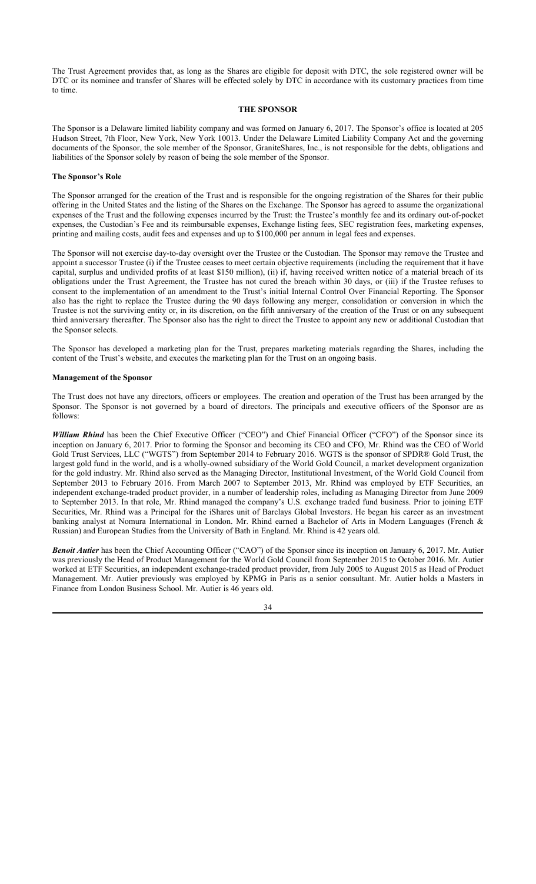The Trust Agreement provides that, as long as the Shares are eligible for deposit with DTC, the sole registered owner will be DTC or its nominee and transfer of Shares will be effected solely by DTC in accordance with its customary practices from time to time.

## THE SPONSOR

The Sponsor is a Delaware limited liability company and was formed on January 6, 2017. The Sponsor's office is located at 205 Hudson Street, 7th Floor, New York, New York 10013. Under the Delaware Limited Liability Company Act and the governing documents of the Sponsor, the sole member of the Sponsor, GraniteShares, Inc., is not responsible for the debts, obligations and liabilities of the Sponsor solely by reason of being the sole member of the Sponsor.

### The Sponsor's Role

The Sponsor arranged for the creation of the Trust and is responsible for the ongoing registration of the Shares for their public offering in the United States and the listing of the Shares on the Exchange. The Sponsor has agreed to assume the organizational expenses of the Trust and the following expenses incurred by the Trust: the Trustee's monthly fee and its ordinary out-of-pocket expenses, the Custodian's Fee and its reimbursable expenses, Exchange listing fees, SEC registration fees, marketing expenses, printing and mailing costs, audit fees and expenses and up to $100,000 per annum in legal fees and expenses.

The Sponsor will not exercise day-to-day oversight over the Trustee or the Custodian. The Sponsor may remove the Trustee and appoint a successor Trustee (i) if the Trustee ceases to meet certain objective requirements (including the requirement that it have capital, surplus and undivided profits of at least $150 million), (ii) if, having received written notice of a material breach of its obligations under the Trust Agreement, the Trustee has not cured the breach within 30 days, or (iii) if the Trustee refuses to consent to the implementation of an amendment to the Trust's initial Internal Control Over Financial Reporting. The Sponsor also has the right to replace the Trustee during the 90 days following any merger, consolidation or conversion in which the Trustee is not the surviving entity or, in its discretion, on the fifth anniversary of the creation of the Trust or on any subsequent third anniversary thereafter. The Sponsor also has the right to direct the Trustee to appoint any new or additional Custodian that the Sponsor selects.

The Sponsor has developed a marketing plan for the Trust, prepares marketing materials regarding the Shares, including the content of the Trust's website, and executes the marketing plan for the Trust on an ongoing basis.

### Management of the Sponsor

The Trust does not have any directors, officers or employees. The creation and operation of the Trust has been arranged by the Sponsor. The Sponsor is not governed by a board of directors. The principals and executive officers of the Sponsor are as follows:

***William Rhind*** has been the Chief Executive Officer ("CEO") and Chief Financial Officer ("CFO") of the Sponsor since its inception on January 6, 2017. Prior to forming the Sponsor and becoming its CEO and CFO, Mr. Rhind was the CEO of World Gold Trust Services, LLC ("WGTS") from September 2014 to February 2016. WGTS is the sponsor of SPDR® Gold Trust, the largest gold fund in the world, and is a wholly-owned subsidiary of the World Gold Council, a market development organization for the gold industry. Mr. Rhind also served as the Managing Director, Institutional Investment, of the World Gold Council from September 2013 to February 2016. From March 2007 to September 2013, Mr. Rhind was employed by ETF Securities, an independent exchange-traded product provider, in a number of leadership roles, including as Managing Director from June 2009 to September 2013. In that role, Mr. Rhind managed the company's U.S. exchange traded fund business. Prior to joining ETF Securities, Mr. Rhind was a Principal for the iShares unit of Barclays Global Investors. He began his career as an investment banking analyst at Nomura International in London. Mr. Rhind earned a Bachelor of Arts in Modern Languages (French & Russian) and European Studies from the University of Bath in England. Mr. Rhind is 42 years old.

***Benoit Autier*** has been the Chief Accounting Officer ("CAO") of the Sponsor since its inception on January 6, 2017. Mr. Autier was previously the Head of Product Management for the World Gold Council from September 2015 to October 2016. Mr. Autier worked at ETF Securities, an independent exchange-traded product provider, from July 2005 to August 2015 as Head of Product Management. Mr. Autier previously was employed by KPMG in Paris as a senior consultant. Mr. Autier holds a Masters in Finance from London Business School. Mr. Autier is 46 years old.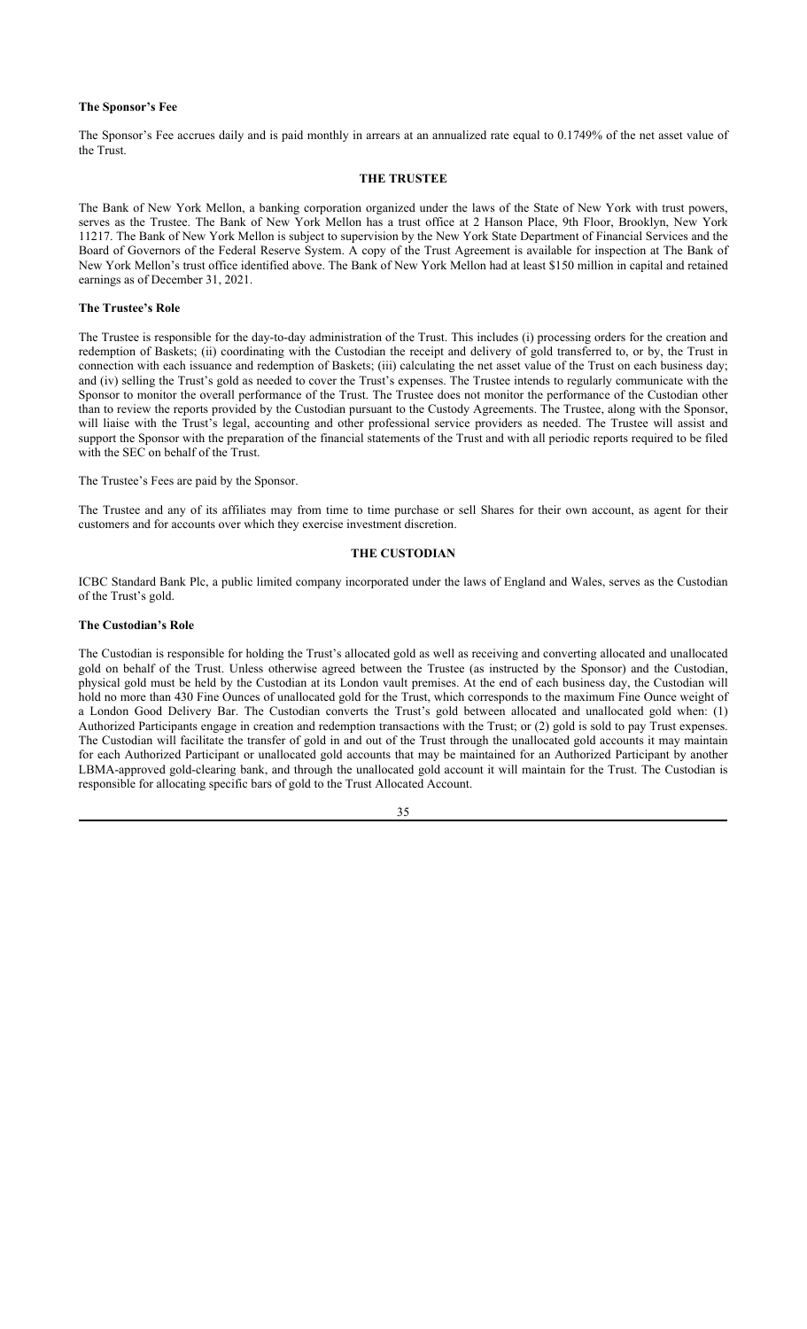**The Sponsor's Fee**

The Sponsor's Fee accrues daily and is paid monthly in arrears at an annualized rate equal to 0.1749% of the net asset value of the Trust.

## THE TRUSTEE

The Bank of New York Mellon, a banking corporation organized under the laws of the State of New York with trust powers, serves as the Trustee. The Bank of New York Mellon has a trust office at 2 Hanson Place, 9th Floor, Brooklyn, New York 11217. The Bank of New York Mellon is subject to supervision by the New York State Department of Financial Services and the Board of Governors of the Federal Reserve System. A copy of the Trust Agreement is available for inspection at The Bank of New York Mellon's trust office identified above. The Bank of New York Mellon had at least $150 million in capital and retained earnings as of December 31, 2021.

**The Trustee's Role**

The Trustee is responsible for the day-to-day administration of the Trust. This includes (i) processing orders for the creation and redemption of Baskets; (ii) coordinating with the Custodian the receipt and delivery of gold transferred to, or by, the Trust in connection with each issuance and redemption of Baskets; (iii) calculating the net asset value of the Trust on each business day; and (iv) selling the Trust's gold as needed to cover the Trust's expenses. The Trustee intends to regularly communicate with the Sponsor to monitor the overall performance of the Trust. The Trustee does not monitor the performance of the Custodian other than to review the reports provided by the Custodian pursuant to the Custody Agreements. The Trustee, along with the Sponsor, will liaise with the Trust's legal, accounting and other professional service providers as needed. The Trustee will assist and support the Sponsor with the preparation of the financial statements of the Trust and with all periodic reports required to be filed with the SEC on behalf of the Trust.

The Trustee's Fees are paid by the Sponsor.

The Trustee and any of its affiliates may from time to time purchase or sell Shares for their own account, as agent for their customers and for accounts over which they exercise investment discretion.

## THE CUSTODIAN

ICBC Standard Bank Plc, a public limited company incorporated under the laws of England and Wales, serves as the Custodian of the Trust's gold.

**The Custodian's Role**

The Custodian is responsible for holding the Trust's allocated gold as well as receiving and converting allocated and unallocated gold on behalf of the Trust. Unless otherwise agreed between the Trustee (as instructed by the Sponsor) and the Custodian, physical gold must be held by the Custodian at its London vault premises. At the end of each business day, the Custodian will hold no more than 430 Fine Ounces of unallocated gold for the Trust, which corresponds to the maximum Fine Ounce weight of a London Good Delivery Bar. The Custodian converts the Trust's gold between allocated and unallocated gold when: (1) Authorized Participants engage in creation and redemption transactions with the Trust; or (2) gold is sold to pay Trust expenses. The Custodian will facilitate the transfer of gold in and out of the Trust through the unallocated gold accounts it may maintain for each Authorized Participant or unallocated gold accounts that may be maintained for an Authorized Participant by another LBMA-approved gold-clearing bank, and through the unallocated gold account it will maintain for the Trust. The Custodian is responsible for allocating specific bars of gold to the Trust Allocated Account.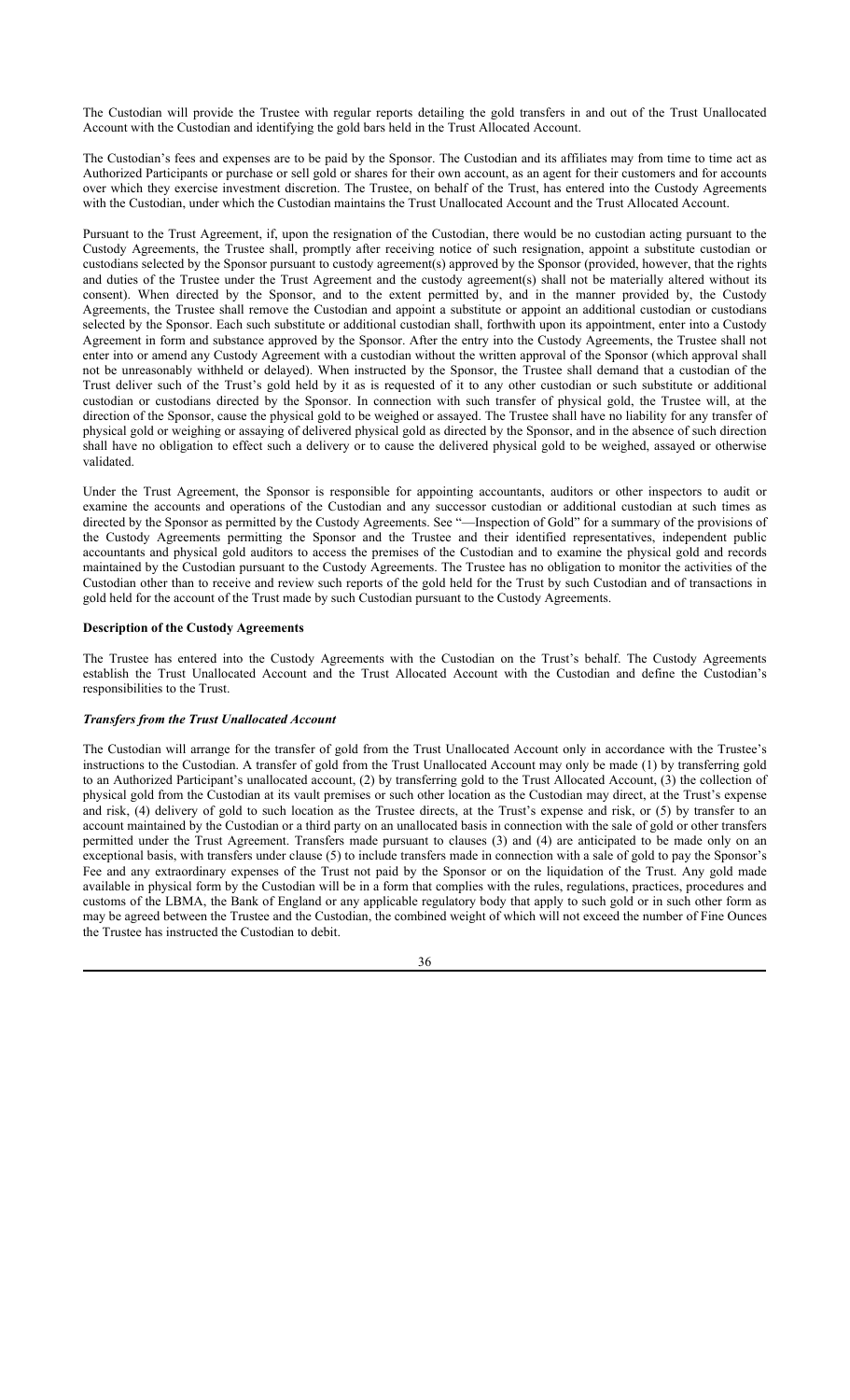The Custodian will provide the Trustee with regular reports detailing the gold transfers in and out of the Trust Unallocated Account with the Custodian and identifying the gold bars held in the Trust Allocated Account.

The Custodian's fees and expenses are to be paid by the Sponsor. The Custodian and its affiliates may from time to time act as Authorized Participants or purchase or sell gold or shares for their own account, as an agent for their customers and for accounts over which they exercise investment discretion. The Trustee, on behalf of the Trust, has entered into the Custody Agreements with the Custodian, under which the Custodian maintains the Trust Unallocated Account and the Trust Allocated Account.

Pursuant to the Trust Agreement, if, upon the resignation of the Custodian, there would be no custodian acting pursuant to the Custody Agreements, the Trustee shall, promptly after receiving notice of such resignation, appoint a substitute custodian or custodians selected by the Sponsor pursuant to custody agreement(s) approved by the Sponsor (provided, however, that the rights and duties of the Trustee under the Trust Agreement and the custody agreement(s) shall not be materially altered without its consent). When directed by the Sponsor, and to the extent permitted by, and in the manner provided by, the Custody Agreements, the Trustee shall remove the Custodian and appoint a substitute or appoint an additional custodian or custodians selected by the Sponsor. Each such substitute or additional custodian shall, forthwith upon its appointment, enter into a Custody Agreement in form and substance approved by the Sponsor. After the entry into the Custody Agreements, the Trustee shall not enter into or amend any Custody Agreement with a custodian without the written approval of the Sponsor (which approval shall not be unreasonably withheld or delayed). When instructed by the Sponsor, the Trustee shall demand that a custodian of the Trust deliver such of the Trust's gold held by it as is requested of it to any other custodian or such substitute or additional custodian or custodians directed by the Sponsor. In connection with such transfer of physical gold, the Trustee will, at the direction of the Sponsor, cause the physical gold to be weighed or assayed. The Trustee shall have no liability for any transfer of physical gold or weighing or assaying of delivered physical gold as directed by the Sponsor, and in the absence of such direction shall have no obligation to effect such a delivery or to cause the delivered physical gold to be weighed, assayed or otherwise validated.

Under the Trust Agreement, the Sponsor is responsible for appointing accountants, auditors or other inspectors to audit or examine the accounts and operations of the Custodian and any successor custodian or additional custodian at such times as directed by the Sponsor as permitted by the Custody Agreements. See "—Inspection of Gold" for a summary of the provisions of the Custody Agreements permitting the Sponsor and the Trustee and their identified representatives, independent public accountants and physical gold auditors to access the premises of the Custodian and to examine the physical gold and records maintained by the Custodian pursuant to the Custody Agreements. The Trustee has no obligation to monitor the activities of the Custodian other than to receive and review such reports of the gold held for the Trust by such Custodian and of transactions in gold held for the account of the Trust made by such Custodian pursuant to the Custody Agreements.

**Description of the Custody Agreements**

The Trustee has entered into the Custody Agreements with the Custodian on the Trust's behalf. The Custody Agreements establish the Trust Unallocated Account and the Trust Allocated Account with the Custodian and define the Custodian's responsibilities to the Trust.

***Transfers from the Trust Unallocated Account***

The Custodian will arrange for the transfer of gold from the Trust Unallocated Account only in accordance with the Trustee's instructions to the Custodian. A transfer of gold from the Trust Unallocated Account may only be made (1) by transferring gold to an Authorized Participant's unallocated account, (2) by transferring gold to the Trust Allocated Account, (3) the collection of physical gold from the Custodian at its vault premises or such other location as the Custodian may direct, at the Trust's expense and risk, (4) delivery of gold to such location as the Trustee directs, at the Trust's expense and risk, or (5) by transfer to an account maintained by the Custodian or a third party on an unallocated basis in connection with the sale of gold or other transfers permitted under the Trust Agreement. Transfers made pursuant to clauses (3) and (4) are anticipated to be made only on an exceptional basis, with transfers under clause (5) to include transfers made in connection with a sale of gold to pay the Sponsor's Fee and any extraordinary expenses of the Trust not paid by the Sponsor or on the liquidation of the Trust. Any gold made available in physical form by the Custodian will be in a form that complies with the rules, regulations, practices, procedures and customs of the LBMA, the Bank of England or any applicable regulatory body that apply to such gold or in such other form as may be agreed between the Trustee and the Custodian, the combined weight of which will not exceed the number of Fine Ounces the Trustee has instructed the Custodian to debit.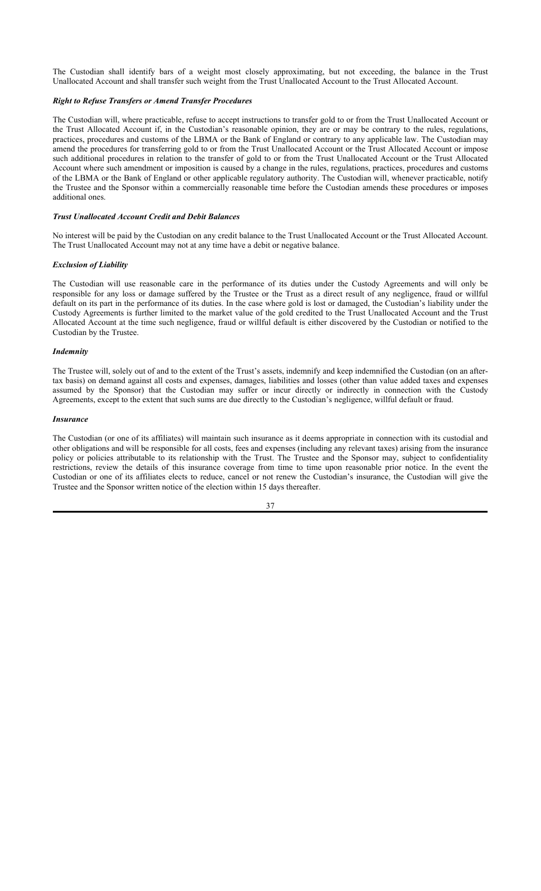The Custodian shall identify bars of a weight most closely approximating, but not exceeding, the balance in the Trust Unallocated Account and shall transfer such weight from the Trust Unallocated Account to the Trust Allocated Account.

***Right to Refuse Transfers or Amend Transfer Procedures***

The Custodian will, where practicable, refuse to accept instructions to transfer gold to or from the Trust Unallocated Account or the Trust Allocated Account if, in the Custodian's reasonable opinion, they are or may be contrary to the rules, regulations, practices, procedures and customs of the LBMA or the Bank of England or contrary to any applicable law. The Custodian may amend the procedures for transferring gold to or from the Trust Unallocated Account or the Trust Allocated Account or impose such additional procedures in relation to the transfer of gold to or from the Trust Unallocated Account or the Trust Allocated Account where such amendment or imposition is caused by a change in the rules, regulations, practices, procedures and customs of the LBMA or the Bank of England or other applicable regulatory authority. The Custodian will, whenever practicable, notify the Trustee and the Sponsor within a commercially reasonable time before the Custodian amends these procedures or imposes additional ones.

***Trust Unallocated Account Credit and Debit Balances***

No interest will be paid by the Custodian on any credit balance to the Trust Unallocated Account or the Trust Allocated Account. The Trust Unallocated Account may not at any time have a debit or negative balance.

***Exclusion of Liability***

The Custodian will use reasonable care in the performance of its duties under the Custody Agreements and will only be responsible for any loss or damage suffered by the Trustee or the Trust as a direct result of any negligence, fraud or willful default on its part in the performance of its duties. In the case where gold is lost or damaged, the Custodian's liability under the Custody Agreements is further limited to the market value of the gold credited to the Trust Unallocated Account and the Trust Allocated Account at the time such negligence, fraud or willful default is either discovered by the Custodian or notified to the Custodian by the Trustee.

***Indemnity***

The Trustee will, solely out of and to the extent of the Trust's assets, indemnify and keep indemnified the Custodian (on an after-tax basis) on demand against all costs and expenses, damages, liabilities and losses (other than value added taxes and expenses assumed by the Sponsor) that the Custodian may suffer or incur directly or indirectly in connection with the Custody Agreements, except to the extent that such sums are due directly to the Custodian's negligence, willful default or fraud.

***Insurance***

The Custodian (or one of its affiliates) will maintain such insurance as it deems appropriate in connection with its custodial and other obligations and will be responsible for all costs, fees and expenses (including any relevant taxes) arising from the insurance policy or policies attributable to its relationship with the Trust. The Trustee and the Sponsor may, subject to confidentiality restrictions, review the details of this insurance coverage from time to time upon reasonable prior notice. In the event the Custodian or one of its affiliates elects to reduce, cancel or not renew the Custodian's insurance, the Custodian will give the Trustee and the Sponsor written notice of the election within 15 days thereafter.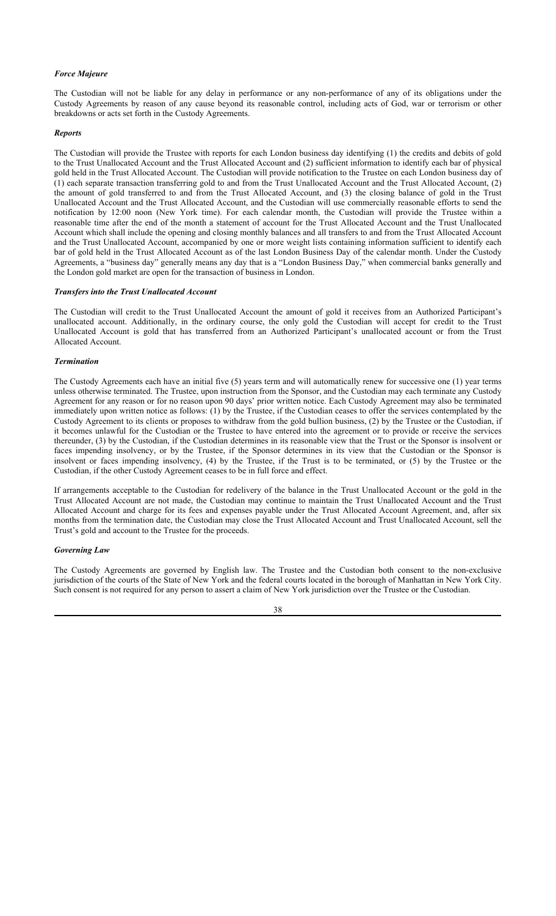***Force Majeure***

The Custodian will not be liable for any delay in performance or any non-performance of any of its obligations under the Custody Agreements by reason of any cause beyond its reasonable control, including acts of God, war or terrorism or other breakdowns or acts set forth in the Custody Agreements.

***Reports***

The Custodian will provide the Trustee with reports for each London business day identifying (1) the credits and debits of gold to the Trust Unallocated Account and the Trust Allocated Account and (2) sufficient information to identify each bar of physical gold held in the Trust Allocated Account. The Custodian will provide notification to the Trustee on each London business day of (1) each separate transaction transferring gold to and from the Trust Unallocated Account and the Trust Allocated Account, (2) the amount of gold transferred to and from the Trust Allocated Account, and (3) the closing balance of gold in the Trust Unallocated Account and the Trust Allocated Account, and the Custodian will use commercially reasonable efforts to send the notification by 12:00 noon (New York time). For each calendar month, the Custodian will provide the Trustee within a reasonable time after the end of the month a statement of account for the Trust Allocated Account and the Trust Unallocated Account which shall include the opening and closing monthly balances and all transfers to and from the Trust Allocated Account and the Trust Unallocated Account, accompanied by one or more weight lists containing information sufficient to identify each bar of gold held in the Trust Allocated Account as of the last London Business Day of the calendar month. Under the Custody Agreements, a "business day" generally means any day that is a "London Business Day," when commercial banks generally and the London gold market are open for the transaction of business in London.

***Transfers into the Trust Unallocated Account***

The Custodian will credit to the Trust Unallocated Account the amount of gold it receives from an Authorized Participant's unallocated account. Additionally, in the ordinary course, the only gold the Custodian will accept for credit to the Trust Unallocated Account is gold that has transferred from an Authorized Participant's unallocated account or from the Trust Allocated Account.

***Termination***

The Custody Agreements each have an initial five (5) years term and will automatically renew for successive one (1) year terms unless otherwise terminated. The Trustee, upon instruction from the Sponsor, and the Custodian may each terminate any Custody Agreement for any reason or for no reason upon 90 days' prior written notice. Each Custody Agreement may also be terminated immediately upon written notice as follows: (1) by the Trustee, if the Custodian ceases to offer the services contemplated by the Custody Agreement to its clients or proposes to withdraw from the gold bullion business, (2) by the Trustee or the Custodian, if it becomes unlawful for the Custodian or the Trustee to have entered into the agreement or to provide or receive the services thereunder, (3) by the Custodian, if the Custodian determines in its reasonable view that the Trust or the Sponsor is insolvent or faces impending insolvency, or by the Trustee, if the Sponsor determines in its view that the Custodian or the Sponsor is insolvent or faces impending insolvency, (4) by the Trustee, if the Trust is to be terminated, or (5) by the Trustee or the Custodian, if the other Custody Agreement ceases to be in full force and effect.

If arrangements acceptable to the Custodian for redelivery of the balance in the Trust Unallocated Account or the gold in the Trust Allocated Account are not made, the Custodian may continue to maintain the Trust Unallocated Account and the Trust Allocated Account and charge for its fees and expenses payable under the Trust Allocated Account Agreement, and, after six months from the termination date, the Custodian may close the Trust Allocated Account and Trust Unallocated Account, sell the Trust's gold and account to the Trustee for the proceeds.

***Governing Law***

The Custody Agreements are governed by English law. The Trustee and the Custodian both consent to the non-exclusive jurisdiction of the courts of the State of New York and the federal courts located in the borough of Manhattan in New York City. Such consent is not required for any person to assert a claim of New York jurisdiction over the Trustee or the Custodian.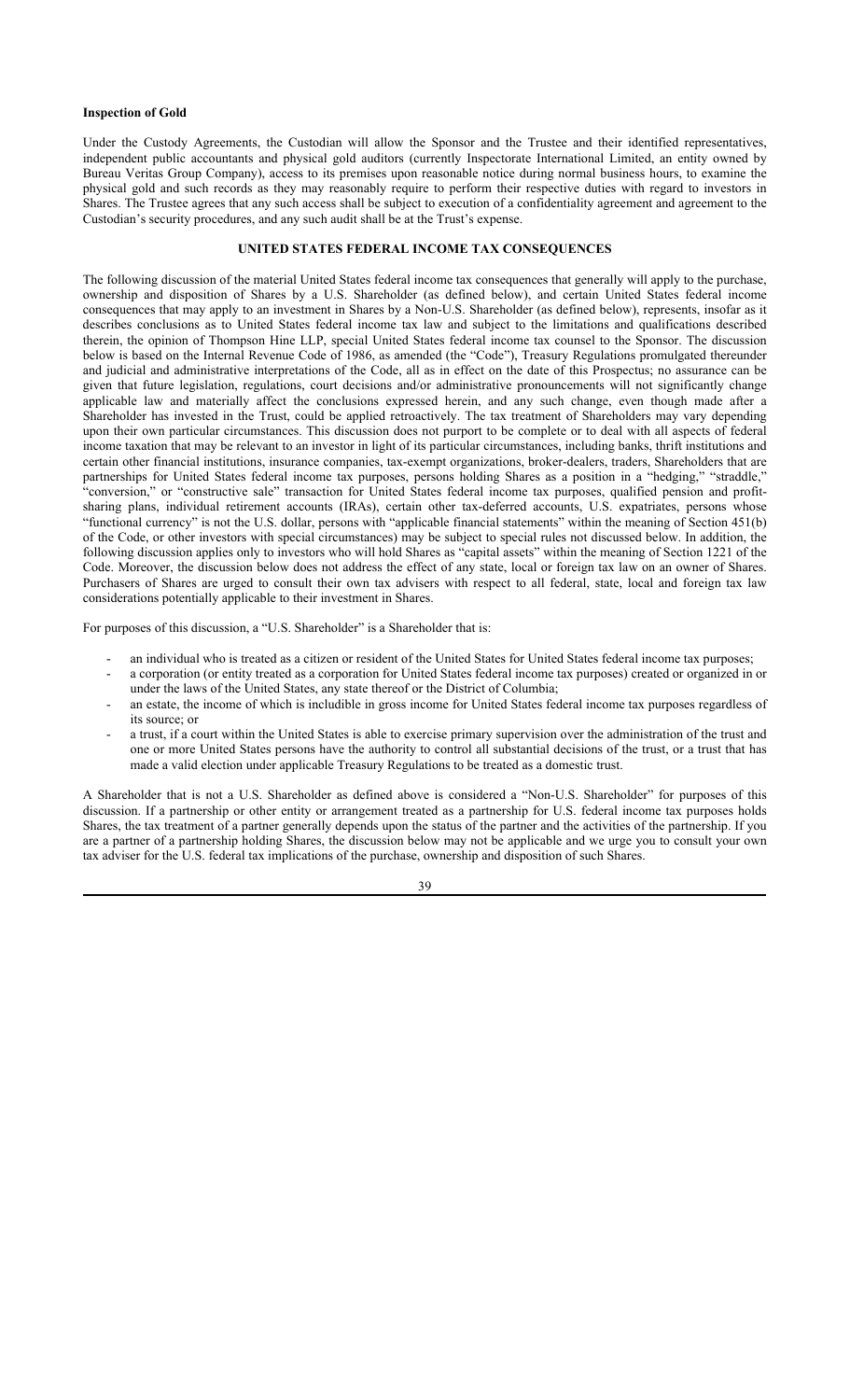**Inspection of Gold**

Under the Custody Agreements, the Custodian will allow the Sponsor and the Trustee and their identified representatives, independent public accountants and physical gold auditors (currently Inspectorate International Limited, an entity owned by Bureau Veritas Group Company), access to its premises upon reasonable notice during normal business hours, to examine the physical gold and such records as they may reasonably require to perform their respective duties with regard to investors in Shares. The Trustee agrees that any such access shall be subject to execution of a confidentiality agreement and agreement to the Custodian's security procedures, and any such audit shall be at the Trust's expense.

## UNITED STATES FEDERAL INCOME TAX CONSEQUENCES

The following discussion of the material United States federal income tax consequences that generally will apply to the purchase, ownership and disposition of Shares by a U.S. Shareholder (as defined below), and certain United States federal income consequences that may apply to an investment in Shares by a Non-U.S. Shareholder (as defined below), represents, insofar as it describes conclusions as to United States federal income tax law and subject to the limitations and qualifications described therein, the opinion of Thompson Hine LLP, special United States federal income tax counsel to the Sponsor. The discussion below is based on the Internal Revenue Code of 1986, as amended (the "Code"), Treasury Regulations promulgated thereunder and judicial and administrative interpretations of the Code, all as in effect on the date of this Prospectus; no assurance can be given that future legislation, regulations, court decisions and/or administrative pronouncements will not significantly change applicable law and materially affect the conclusions expressed herein, and any such change, even though made after a Shareholder has invested in the Trust, could be applied retroactively. The tax treatment of Shareholders may vary depending upon their own particular circumstances. This discussion does not purport to be complete or to deal with all aspects of federal income taxation that may be relevant to an investor in light of its particular circumstances, including banks, thrift institutions and certain other financial institutions, insurance companies, tax-exempt organizations, broker-dealers, traders, Shareholders that are partnerships for United States federal income tax purposes, persons holding Shares as a position in a "hedging," "straddle," "conversion," or "constructive sale" transaction for United States federal income tax purposes, qualified pension and profit-sharing plans, individual retirement accounts (IRAs), certain other tax-deferred accounts, U.S. expatriates, persons whose "functional currency" is not the U.S. dollar, persons with "applicable financial statements" within the meaning of Section 451(b) of the Code, or other investors with special circumstances) may be subject to special rules not discussed below. In addition, the following discussion applies only to investors who will hold Shares as "capital assets" within the meaning of Section 1221 of the Code. Moreover, the discussion below does not address the effect of any state, local or foreign tax law on an owner of Shares. Purchasers of Shares are urged to consult their own tax advisers with respect to all federal, state, local and foreign tax law considerations potentially applicable to their investment in Shares.

For purposes of this discussion, a "U.S. Shareholder" is a Shareholder that is:

- an individual who is treated as a citizen or resident of the United States for United States federal income tax purposes;
- a corporation (or entity treated as a corporation for United States federal income tax purposes) created or organized in or under the laws of the United States, any state thereof or the District of Columbia;
- an estate, the income of which is includible in gross income for United States federal income tax purposes regardless of its source; or
- a trust, if a court within the United States is able to exercise primary supervision over the administration of the trust and one or more United States persons have the authority to control all substantial decisions of the trust, or a trust that has made a valid election under applicable Treasury Regulations to be treated as a domestic trust.

A Shareholder that is not a U.S. Shareholder as defined above is considered a "Non-U.S. Shareholder" for purposes of this discussion. If a partnership or other entity or arrangement treated as a partnership for U.S. federal income tax purposes holds Shares, the tax treatment of a partner generally depends upon the status of the partner and the activities of the partnership. If you are a partner of a partnership holding Shares, the discussion below may not be applicable and we urge you to consult your own tax adviser for the U.S. federal tax implications of the purchase, ownership and disposition of such Shares.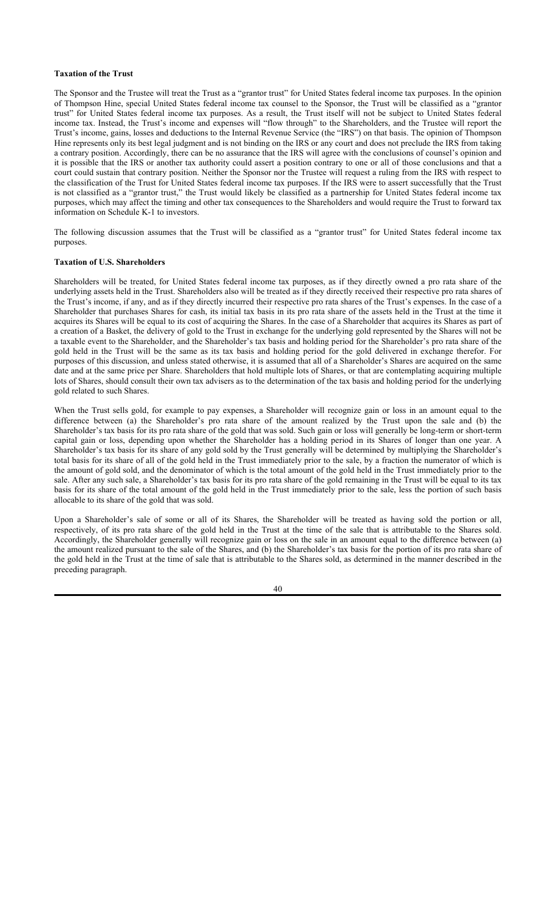**Taxation of the Trust**

The Sponsor and the Trustee will treat the Trust as a "grantor trust" for United States federal income tax purposes. In the opinion of Thompson Hine, special United States federal income tax counsel to the Sponsor, the Trust will be classified as a "grantor trust" for United States federal income tax purposes. As a result, the Trust itself will not be subject to United States federal income tax. Instead, the Trust's income and expenses will "flow through" to the Shareholders, and the Trustee will report the Trust's income, gains, losses and deductions to the Internal Revenue Service (the "IRS") on that basis. The opinion of Thompson Hine represents only its best legal judgment and is not binding on the IRS or any court and does not preclude the IRS from taking a contrary position. Accordingly, there can be no assurance that the IRS will agree with the conclusions of counsel's opinion and it is possible that the IRS or another tax authority could assert a position contrary to one or all of those conclusions and that a court could sustain that contrary position. Neither the Sponsor nor the Trustee will request a ruling from the IRS with respect to the classification of the Trust for United States federal income tax purposes. If the IRS were to assert successfully that the Trust is not classified as a "grantor trust," the Trust would likely be classified as a partnership for United States federal income tax purposes, which may affect the timing and other tax consequences to the Shareholders and would require the Trust to forward tax information on Schedule K-1 to investors.

The following discussion assumes that the Trust will be classified as a "grantor trust" for United States federal income tax purposes.

**Taxation of U.S. Shareholders**

Shareholders will be treated, for United States federal income tax purposes, as if they directly owned a pro rata share of the underlying assets held in the Trust. Shareholders also will be treated as if they directly received their respective pro rata shares of the Trust's income, if any, and as if they directly incurred their respective pro rata shares of the Trust's expenses. In the case of a Shareholder that purchases Shares for cash, its initial tax basis in its pro rata share of the assets held in the Trust at the time it acquires its Shares will be equal to its cost of acquiring the Shares. In the case of a Shareholder that acquires its Shares as part of a creation of a Basket, the delivery of gold to the Trust in exchange for the underlying gold represented by the Shares will not be a taxable event to the Shareholder, and the Shareholder's tax basis and holding period for the Shareholder's pro rata share of the gold held in the Trust will be the same as its tax basis and holding period for the gold delivered in exchange therefor. For purposes of this discussion, and unless stated otherwise, it is assumed that all of a Shareholder's Shares are acquired on the same date and at the same price per Share. Shareholders that hold multiple lots of Shares, or that are contemplating acquiring multiple lots of Shares, should consult their own tax advisers as to the determination of the tax basis and holding period for the underlying gold related to such Shares.

When the Trust sells gold, for example to pay expenses, a Shareholder will recognize gain or loss in an amount equal to the difference between (a) the Shareholder's pro rata share of the amount realized by the Trust upon the sale and (b) the Shareholder's tax basis for its pro rata share of the gold that was sold. Such gain or loss will generally be long-term or short-term capital gain or loss, depending upon whether the Shareholder has a holding period in its Shares of longer than one year. A Shareholder's tax basis for its share of any gold sold by the Trust generally will be determined by multiplying the Shareholder's total basis for its share of all of the gold held in the Trust immediately prior to the sale, by a fraction the numerator of which is the amount of gold sold, and the denominator of which is the total amount of the gold held in the Trust immediately prior to the sale. After any such sale, a Shareholder's tax basis for its pro rata share of the gold remaining in the Trust will be equal to its tax basis for its share of the total amount of the gold held in the Trust immediately prior to the sale, less the portion of such basis allocable to its share of the gold that was sold.

Upon a Shareholder's sale of some or all of its Shares, the Shareholder will be treated as having sold the portion or all, respectively, of its pro rata share of the gold held in the Trust at the time of the sale that is attributable to the Shares sold. Accordingly, the Shareholder generally will recognize gain or loss on the sale in an amount equal to the difference between (a) the amount realized pursuant to the sale of the Shares, and (b) the Shareholder's tax basis for the portion of its pro rata share of the gold held in the Trust at the time of sale that is attributable to the Shares sold, as determined in the manner described in the preceding paragraph.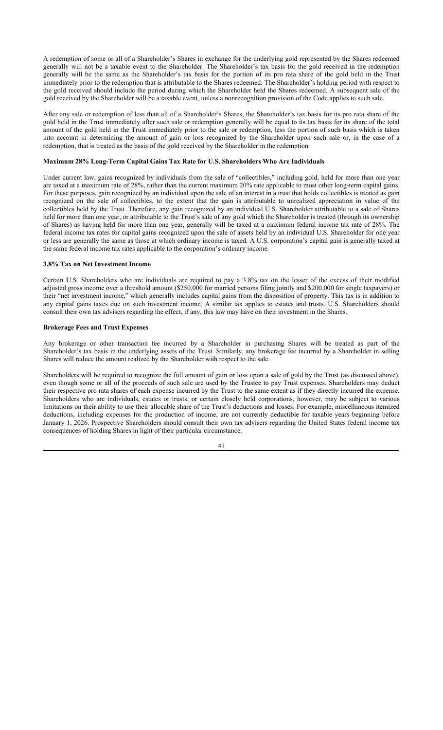A redemption of some or all of a Shareholder's Shares in exchange for the underlying gold represented by the Shares redeemed generally will not be a taxable event to the Shareholder. The Shareholder's tax basis for the gold received in the redemption generally will be the same as the Shareholder's tax basis for the portion of its pro rata share of the gold held in the Trust immediately prior to the redemption that is attributable to the Shares redeemed. The Shareholder's holding period with respect to the gold received should include the period during which the Shareholder held the Shares redeemed. A subsequent sale of the gold received by the Shareholder will be a taxable event, unless a nonrecognition provision of the Code applies to such sale.

After any sale or redemption of less than all of a Shareholder's Shares, the Shareholder's tax basis for its pro rata share of the gold held in the Trust immediately after such sale or redemption generally will be equal to its tax basis for its share of the total amount of the gold held in the Trust immediately prior to the sale or redemption, less the portion of such basis which is taken into account in determining the amount of gain or loss recognized by the Shareholder upon such sale or, in the case of a redemption, that is treated as the basis of the gold received by the Shareholder in the redemption

### Maximum 28% Long-Term Capital Gains Tax Rate for U.S. Shareholders Who Are Individuals

Under current law, gains recognized by individuals from the sale of "collectibles," including gold, held for more than one year are taxed at a maximum rate of 28%, rather than the current maximum 20% rate applicable to most other long-term capital gains. For these purposes, gain recognized by an individual upon the sale of an interest in a trust that holds collectibles is treated as gain recognized on the sale of collectibles, to the extent that the gain is attributable to unrealized appreciation in value of the collectibles held by the Trust. Therefore, any gain recognized by an individual U.S. Shareholder attributable to a sale of Shares held for more than one year, or attributable to the Trust's sale of any gold which the Shareholder is treated (through its ownership of Shares) as having held for more than one year, generally will be taxed at a maximum federal income tax rate of 28%. The federal income tax rates for capital gains recognized upon the sale of assets held by an individual U.S. Shareholder for one year or less are generally the same as those at which ordinary income is taxed. A U.S. corporation's capital gain is generally taxed at the same federal income tax rates applicable to the corporation's ordinary income.

### 3.8% Tax on Net Investment Income

Certain U.S. Shareholders who are individuals are required to pay a 3.8% tax on the lesser of the excess of their modified adjusted gross income over a threshold amount ($250,000 for married persons filing jointly and $200,000 for single taxpayers) or their "net investment income," which generally includes capital gains from the disposition of property. This tax is in addition to any capital gains taxes due on such investment income. A similar tax applies to estates and trusts. U.S. Shareholders should consult their own tax advisers regarding the effect, if any, this law may have on their investment in the Shares.

### Brokerage Fees and Trust Expenses

Any brokerage or other transaction fee incurred by a Shareholder in purchasing Shares will be treated as part of the Shareholder's tax basis in the underlying assets of the Trust. Similarly, any brokerage fee incurred by a Shareholder in selling Shares will reduce the amount realized by the Shareholder with respect to the sale.

Shareholders will be required to recognize the full amount of gain or loss upon a sale of gold by the Trust (as discussed above), even though some or all of the proceeds of such sale are used by the Trustee to pay Trust expenses. Shareholders may deduct their respective pro rata shares of each expense incurred by the Trust to the same extent as if they directly incurred the expense. Shareholders who are individuals, estates or trusts, or certain closely held corporations, however, may be subject to various limitations on their ability to use their allocable share of the Trust's deductions and losses. For example, miscellaneous itemized deductions, including expenses for the production of income, are not currently deductible for taxable years beginning before January 1, 2026. Prospective Shareholders should consult their own tax advisers regarding the United States federal income tax consequences of holding Shares in light of their particular circumstance.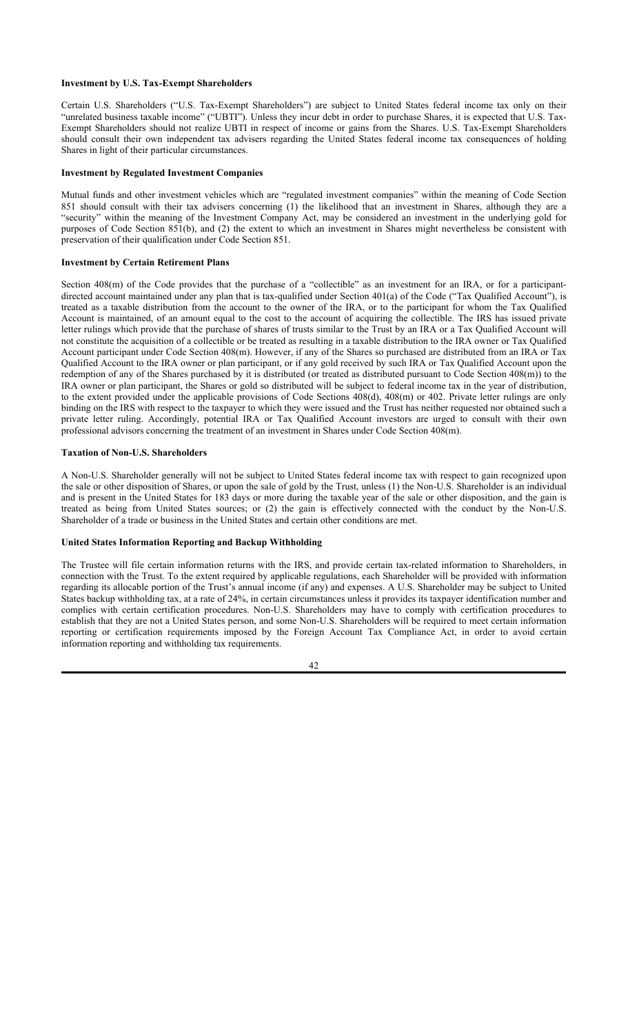#### Investment by U.S. Tax-Exempt Shareholders

Certain U.S. Shareholders ("U.S. Tax-Exempt Shareholders") are subject to United States federal income tax only on their "unrelated business taxable income" ("UBTI"). Unless they incur debt in order to purchase Shares, it is expected that U.S. Tax-Exempt Shareholders should not realize UBTI in respect of income or gains from the Shares. U.S. Tax-Exempt Shareholders should consult their own independent tax advisers regarding the United States federal income tax consequences of holding Shares in light of their particular circumstances.

#### Investment by Regulated Investment Companies

Mutual funds and other investment vehicles which are "regulated investment companies" within the meaning of Code Section 851 should consult with their tax advisers concerning (1) the likelihood that an investment in Shares, although they are a "security" within the meaning of the Investment Company Act, may be considered an investment in the underlying gold for purposes of Code Section 851(b), and (2) the extent to which an investment in Shares might nevertheless be consistent with preservation of their qualification under Code Section 851.

#### Investment by Certain Retirement Plans

Section 408(m) of the Code provides that the purchase of a "collectible" as an investment for an IRA, or for a participant-directed account maintained under any plan that is tax-qualified under Section 401(a) of the Code ("Tax Qualified Account"), is treated as a taxable distribution from the account to the owner of the IRA, or to the participant for whom the Tax Qualified Account is maintained, of an amount equal to the cost to the account of acquiring the collectible. The IRS has issued private letter rulings which provide that the purchase of shares of trusts similar to the Trust by an IRA or a Tax Qualified Account will not constitute the acquisition of a collectible or be treated as resulting in a taxable distribution to the IRA owner or Tax Qualified Account participant under Code Section 408(m). However, if any of the Shares so purchased are distributed from an IRA or Tax Qualified Account to the IRA owner or plan participant, or if any gold received by such IRA or Tax Qualified Account upon the redemption of any of the Shares purchased by it is distributed (or treated as distributed pursuant to Code Section 408(m)) to the IRA owner or plan participant, the Shares or gold so distributed will be subject to federal income tax in the year of distribution, to the extent provided under the applicable provisions of Code Sections 408(d), 408(m) or 402. Private letter rulings are only binding on the IRS with respect to the taxpayer to which they were issued and the Trust has neither requested nor obtained such a private letter ruling. Accordingly, potential IRA or Tax Qualified Account investors are urged to consult with their own professional advisors concerning the treatment of an investment in Shares under Code Section 408(m).

#### Taxation of Non-U.S. Shareholders

A Non-U.S. Shareholder generally will not be subject to United States federal income tax with respect to gain recognized upon the sale or other disposition of Shares, or upon the sale of gold by the Trust, unless (1) the Non-U.S. Shareholder is an individual and is present in the United States for 183 days or more during the taxable year of the sale or other disposition, and the gain is treated as being from United States sources; or (2) the gain is effectively connected with the conduct by the Non-U.S. Shareholder of a trade or business in the United States and certain other conditions are met.

#### United States Information Reporting and Backup Withholding

The Trustee will file certain information returns with the IRS, and provide certain tax-related information to Shareholders, in connection with the Trust. To the extent required by applicable regulations, each Shareholder will be provided with information regarding its allocable portion of the Trust's annual income (if any) and expenses. A U.S. Shareholder may be subject to United States backup withholding tax, at a rate of 24%, in certain circumstances unless it provides its taxpayer identification number and complies with certain certification procedures. Non-U.S. Shareholders may have to comply with certification procedures to establish that they are not a United States person, and some Non-U.S. Shareholders will be required to meet certain information reporting or certification requirements imposed by the Foreign Account Tax Compliance Act, in order to avoid certain information reporting and withholding tax requirements.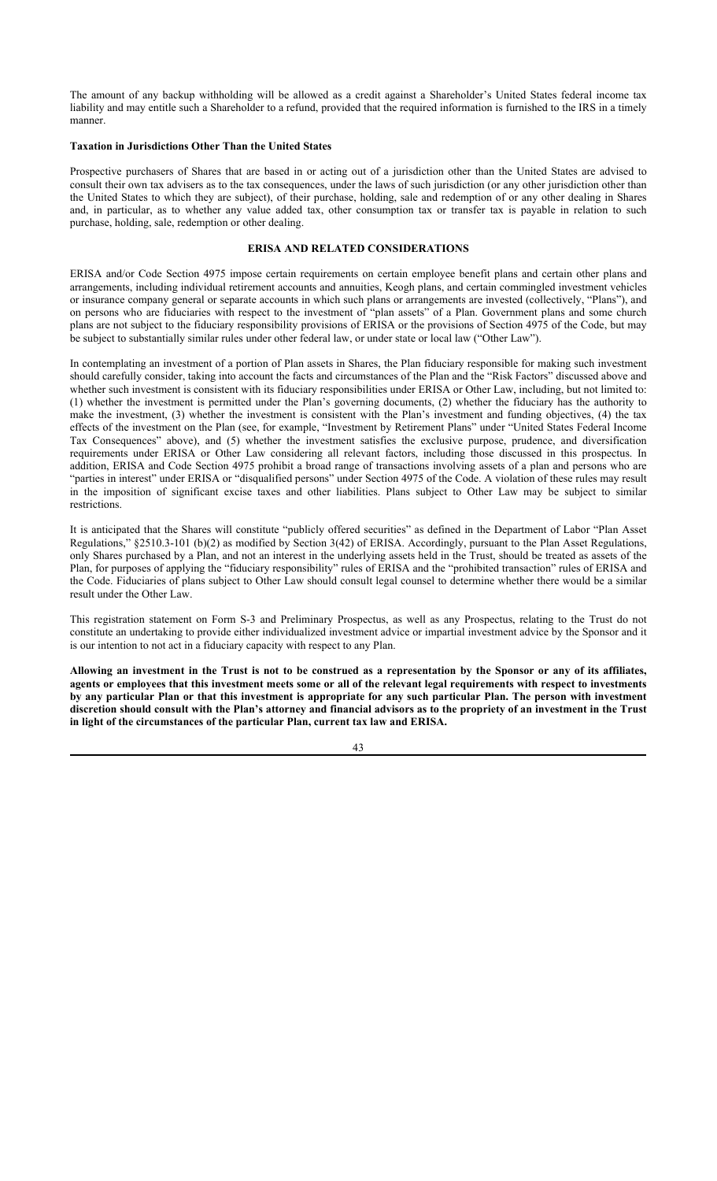The amount of any backup withholding will be allowed as a credit against a Shareholder's United States federal income tax liability and may entitle such a Shareholder to a refund, provided that the required information is furnished to the IRS in a timely manner.

**Taxation in Jurisdictions Other Than the United States**

Prospective purchasers of Shares that are based in or acting out of a jurisdiction other than the United States are advised to consult their own tax advisers as to the tax consequences, under the laws of such jurisdiction (or any other jurisdiction other than the United States to which they are subject), of their purchase, holding, sale and redemption of or any other dealing in Shares and, in particular, as to whether any value added tax, other consumption tax or transfer tax is payable in relation to such purchase, holding, sale, redemption or other dealing.

## ERISA AND RELATED CONSIDERATIONS

ERISA and/or Code Section 4975 impose certain requirements on certain employee benefit plans and certain other plans and arrangements, including individual retirement accounts and annuities, Keogh plans, and certain commingled investment vehicles or insurance company general or separate accounts in which such plans or arrangements are invested (collectively, "Plans"), and on persons who are fiduciaries with respect to the investment of "plan assets" of a Plan. Government plans and some church plans are not subject to the fiduciary responsibility provisions of ERISA or the provisions of Section 4975 of the Code, but may be subject to substantially similar rules under other federal law, or under state or local law ("Other Law").

In contemplating an investment of a portion of Plan assets in Shares, the Plan fiduciary responsible for making such investment should carefully consider, taking into account the facts and circumstances of the Plan and the "Risk Factors" discussed above and whether such investment is consistent with its fiduciary responsibilities under ERISA or Other Law, including, but not limited to: (1) whether the investment is permitted under the Plan's governing documents, (2) whether the fiduciary has the authority to make the investment, (3) whether the investment is consistent with the Plan's investment and funding objectives, (4) the tax effects of the investment on the Plan (see, for example, "Investment by Retirement Plans" under "United States Federal Income Tax Consequences" above), and (5) whether the investment satisfies the exclusive purpose, prudence, and diversification requirements under ERISA or Other Law considering all relevant factors, including those discussed in this prospectus. In addition, ERISA and Code Section 4975 prohibit a broad range of transactions involving assets of a plan and persons who are "parties in interest" under ERISA or "disqualified persons" under Section 4975 of the Code. A violation of these rules may result in the imposition of significant excise taxes and other liabilities. Plans subject to Other Law may be subject to similar restrictions.

It is anticipated that the Shares will constitute "publicly offered securities" as defined in the Department of Labor "Plan Asset Regulations," §2510.3-101 (b)(2) as modified by Section 3(42) of ERISA. Accordingly, pursuant to the Plan Asset Regulations, only Shares purchased by a Plan, and not an interest in the underlying assets held in the Trust, should be treated as assets of the Plan, for purposes of applying the "fiduciary responsibility" rules of ERISA and the "prohibited transaction" rules of ERISA and the Code. Fiduciaries of plans subject to Other Law should consult legal counsel to determine whether there would be a similar result under the Other Law.

This registration statement on Form S-3 and Preliminary Prospectus, as well as any Prospectus, relating to the Trust do not constitute an undertaking to provide either individualized investment advice or impartial investment advice by the Sponsor and it is our intention to not act in a fiduciary capacity with respect to any Plan.

**Allowing an investment in the Trust is not to be construed as a representation by the Sponsor or any of its affiliates, agents or employees that this investment meets some or all of the relevant legal requirements with respect to investments by any particular Plan or that this investment is appropriate for any such particular Plan. The person with investment discretion should consult with the Plan's attorney and financial advisors as to the propriety of an investment in the Trust in light of the circumstances of the particular Plan, current tax law and ERISA.**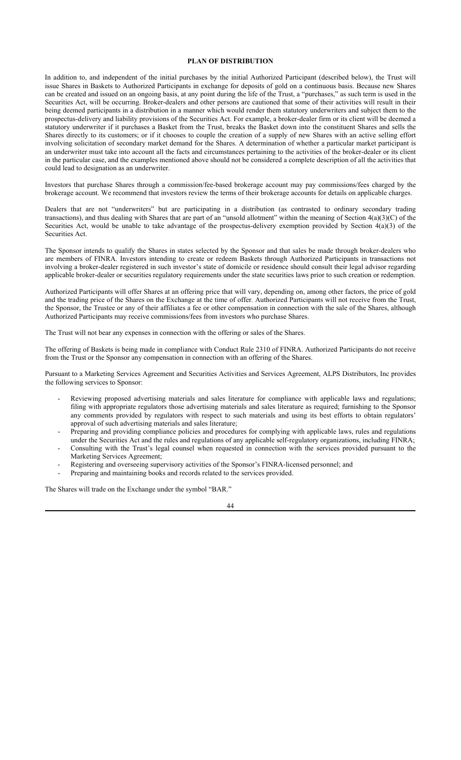## PLAN OF DISTRIBUTION

In addition to, and independent of the initial purchases by the initial Authorized Participant (described below), the Trust will issue Shares in Baskets to Authorized Participants in exchange for deposits of gold on a continuous basis. Because new Shares can be created and issued on an ongoing basis, at any point during the life of the Trust, a "purchases," as such term is used in the Securities Act, will be occurring. Broker-dealers and other persons are cautioned that some of their activities will result in their being deemed participants in a distribution in a manner which would render them statutory underwriters and subject them to the prospectus-delivery and liability provisions of the Securities Act. For example, a broker-dealer firm or its client will be deemed a statutory underwriter if it purchases a Basket from the Trust, breaks the Basket down into the constituent Shares and sells the Shares directly to its customers; or if it chooses to couple the creation of a supply of new Shares with an active selling effort involving solicitation of secondary market demand for the Shares. A determination of whether a particular market participant is an underwriter must take into account all the facts and circumstances pertaining to the activities of the broker-dealer or its client in the particular case, and the examples mentioned above should not be considered a complete description of all the activities that could lead to designation as an underwriter.

Investors that purchase Shares through a commission/fee-based brokerage account may pay commissions/fees charged by the brokerage account. We recommend that investors review the terms of their brokerage accounts for details on applicable charges.

Dealers that are not "underwriters" but are participating in a distribution (as contrasted to ordinary secondary trading transactions), and thus dealing with Shares that are part of an "unsold allotment" within the meaning of Section 4(a)(3)(C) of the Securities Act, would be unable to take advantage of the prospectus-delivery exemption provided by Section 4(a)(3) of the Securities Act.

The Sponsor intends to qualify the Shares in states selected by the Sponsor and that sales be made through broker-dealers who are members of FINRA. Investors intending to create or redeem Baskets through Authorized Participants in transactions not involving a broker-dealer registered in such investor's state of domicile or residence should consult their legal advisor regarding applicable broker-dealer or securities regulatory requirements under the state securities laws prior to such creation or redemption.

Authorized Participants will offer Shares at an offering price that will vary, depending on, among other factors, the price of gold and the trading price of the Shares on the Exchange at the time of offer. Authorized Participants will not receive from the Trust, the Sponsor, the Trustee or any of their affiliates a fee or other compensation in connection with the sale of the Shares, although Authorized Participants may receive commissions/fees from investors who purchase Shares.

The Trust will not bear any expenses in connection with the offering or sales of the Shares.

The offering of Baskets is being made in compliance with Conduct Rule 2310 of FINRA. Authorized Participants do not receive from the Trust or the Sponsor any compensation in connection with an offering of the Shares.

Pursuant to a Marketing Services Agreement and Securities Activities and Services Agreement, ALPS Distributors, Inc provides the following services to Sponsor:

- Reviewing proposed advertising materials and sales literature for compliance with applicable laws and regulations; filing with appropriate regulators those advertising materials and sales literature as required; furnishing to the Sponsor any comments provided by regulators with respect to such materials and using its best efforts to obtain regulators' approval of such advertising materials and sales literature;
- Preparing and providing compliance policies and procedures for complying with applicable laws, rules and regulations under the Securities Act and the rules and regulations of any applicable self-regulatory organizations, including FINRA;
- Consulting with the Trust's legal counsel when requested in connection with the services provided pursuant to the Marketing Services Agreement;
- Registering and overseeing supervisory activities of the Sponsor's FINRA-licensed personnel; and
- Preparing and maintaining books and records related to the services provided.

The Shares will trade on the Exchange under the symbol "BAR."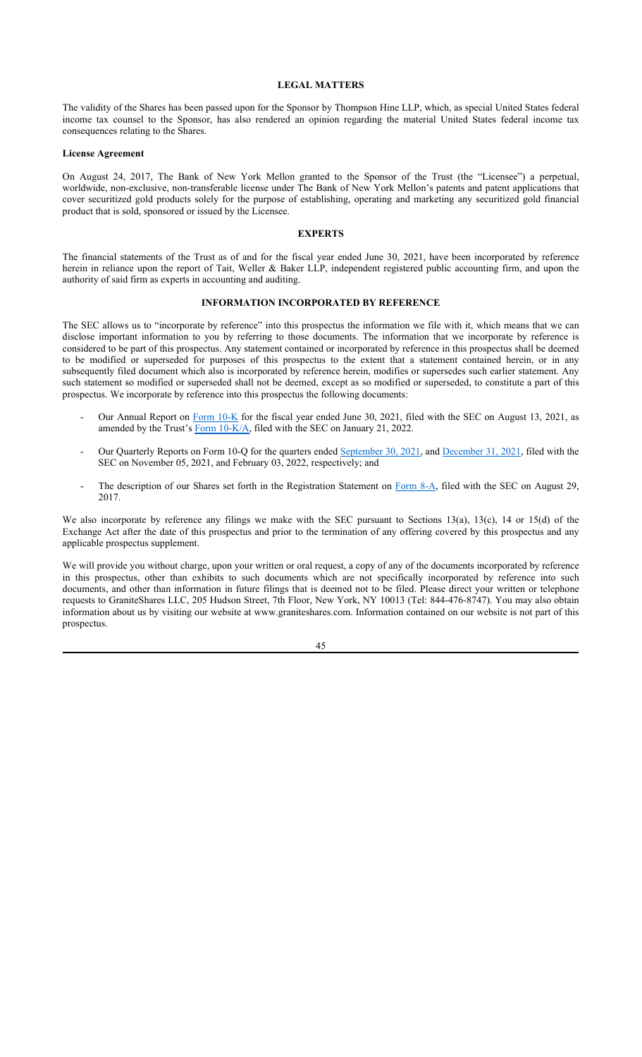## LEGAL MATTERS

The validity of the Shares has been passed upon for the Sponsor by Thompson Hine LLP, which, as special United States federal income tax counsel to the Sponsor, has also rendered an opinion regarding the material United States federal income tax consequences relating to the Shares.

### License Agreement

On August 24, 2017, The Bank of New York Mellon granted to the Sponsor of the Trust (the "Licensee") a perpetual, worldwide, non-exclusive, non-transferable license under The Bank of New York Mellon's patents and patent applications that cover securitized gold products solely for the purpose of establishing, operating and marketing any securitized gold financial product that is sold, sponsored or issued by the Licensee.

## EXPERTS

The financial statements of the Trust as of and for the fiscal year ended June 30, 2021, have been incorporated by reference herein in reliance upon the report of Tait, Weller & Baker LLP, independent registered public accounting firm, and upon the authority of said firm as experts in accounting and auditing.

## INFORMATION INCORPORATED BY REFERENCE

The SEC allows us to "incorporate by reference" into this prospectus the information we file with it, which means that we can disclose important information to you by referring to those documents. The information that we incorporate by reference is considered to be part of this prospectus. Any statement contained or incorporated by reference in this prospectus shall be deemed to be modified or superseded for purposes of this prospectus to the extent that a statement contained herein, or in any subsequently filed document which also is incorporated by reference herein, modifies or supersedes such earlier statement. Any such statement so modified or superseded shall not be deemed, except as so modified or superseded, to constitute a part of this prospectus. We incorporate by reference into this prospectus the following documents:

- Our Annual Report on Form 10-K for the fiscal year ended June 30, 2021, filed with the SEC on August 13, 2021, as amended by the Trust's Form 10-K/A, filed with the SEC on January 21, 2022.
- Our Quarterly Reports on Form 10-Q for the quarters ended September 30, 2021, and December 31, 2021, filed with the SEC on November 05, 2021, and February 03, 2022, respectively; and
- The description of our Shares set forth in the Registration Statement on Form 8-A, filed with the SEC on August 29, 2017.

We also incorporate by reference any filings we make with the SEC pursuant to Sections 13(a), 13(c), 14 or 15(d) of the Exchange Act after the date of this prospectus and prior to the termination of any offering covered by this prospectus and any applicable prospectus supplement.

We will provide you without charge, upon your written or oral request, a copy of any of the documents incorporated by reference in this prospectus, other than exhibits to such documents which are not specifically incorporated by reference into such documents, and other than information in future filings that is deemed not to be filed. Please direct your written or telephone requests to GraniteShares LLC, 205 Hudson Street, 7th Floor, New York, NY 10013 (Tel: 844-476-8747). You may also obtain information about us by visiting our website at www.graniteshares.com. Information contained on our website is not part of this prospectus.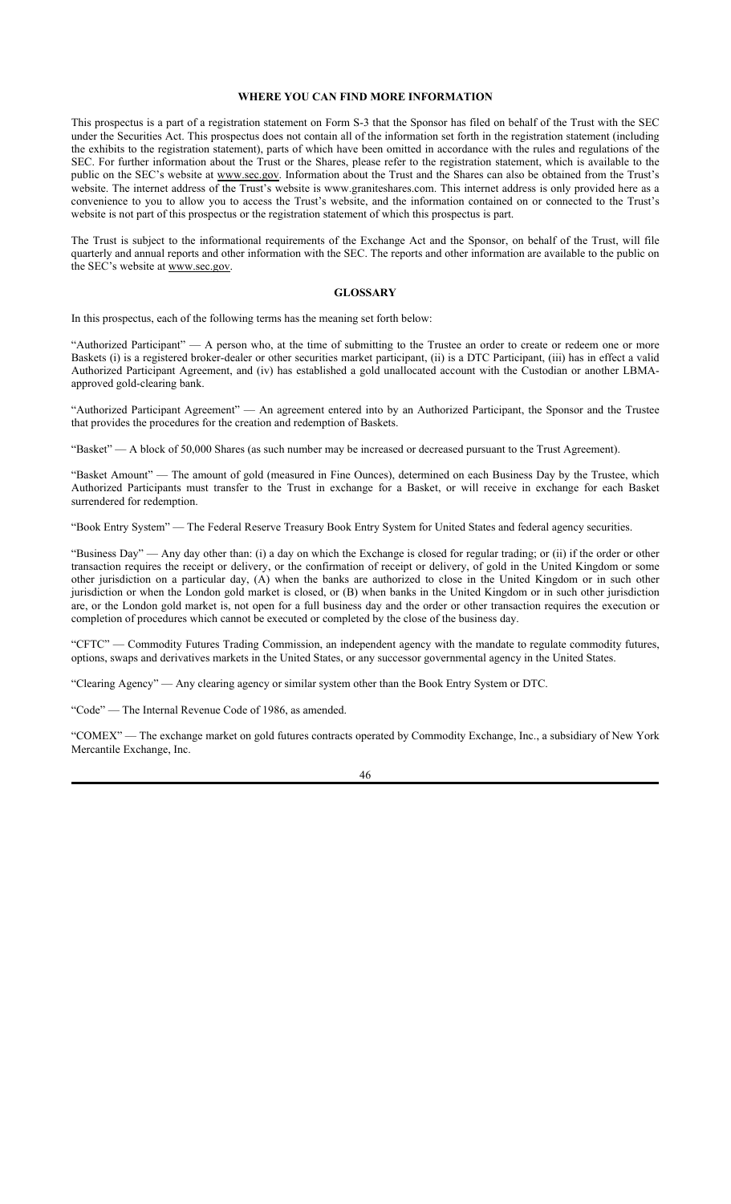## WHERE YOU CAN FIND MORE INFORMATION

This prospectus is a part of a registration statement on Form S-3 that the Sponsor has filed on behalf of the Trust with the SEC under the Securities Act. This prospectus does not contain all of the information set forth in the registration statement (including the exhibits to the registration statement), parts of which have been omitted in accordance with the rules and regulations of the SEC. For further information about the Trust or the Shares, please refer to the registration statement, which is available to the public on the SEC's website at www.sec.gov. Information about the Trust and the Shares can also be obtained from the Trust's website. The internet address of the Trust's website is www.graniteshares.com. This internet address is only provided here as a convenience to you to allow you to access the Trust's website, and the information contained on or connected to the Trust's website is not part of this prospectus or the registration statement of which this prospectus is part.

The Trust is subject to the informational requirements of the Exchange Act and the Sponsor, on behalf of the Trust, will file quarterly and annual reports and other information with the SEC. The reports and other information are available to the public on the SEC's website at www.sec.gov.

## GLOSSARY

In this prospectus, each of the following terms has the meaning set forth below:

"Authorized Participant" — A person who, at the time of submitting to the Trustee an order to create or redeem one or more Baskets (i) is a registered broker-dealer or other securities market participant, (ii) is a DTC Participant, (iii) has in effect a valid Authorized Participant Agreement, and (iv) has established a gold unallocated account with the Custodian or another LBMA-approved gold-clearing bank.

"Authorized Participant Agreement" — An agreement entered into by an Authorized Participant, the Sponsor and the Trustee that provides the procedures for the creation and redemption of Baskets.

"Basket" — A block of 50,000 Shares (as such number may be increased or decreased pursuant to the Trust Agreement).

"Basket Amount" — The amount of gold (measured in Fine Ounces), determined on each Business Day by the Trustee, which Authorized Participants must transfer to the Trust in exchange for a Basket, or will receive in exchange for each Basket surrendered for redemption.

"Book Entry System" — The Federal Reserve Treasury Book Entry System for United States and federal agency securities.

"Business Day" — Any day other than: (i) a day on which the Exchange is closed for regular trading; or (ii) if the order or other transaction requires the receipt or delivery, or the confirmation of receipt or delivery, of gold in the United Kingdom or some other jurisdiction on a particular day, (A) when the banks are authorized to close in the United Kingdom or in such other jurisdiction or when the London gold market is closed, or (B) when banks in the United Kingdom or in such other jurisdiction are, or the London gold market is, not open for a full business day and the order or other transaction requires the execution or completion of procedures which cannot be executed or completed by the close of the business day.

"CFTC" — Commodity Futures Trading Commission, an independent agency with the mandate to regulate commodity futures, options, swaps and derivatives markets in the United States, or any successor governmental agency in the United States.

"Clearing Agency" — Any clearing agency or similar system other than the Book Entry System or DTC.

"Code" — The Internal Revenue Code of 1986, as amended.

"COMEX" — The exchange market on gold futures contracts operated by Commodity Exchange, Inc., a subsidiary of New York Mercantile Exchange, Inc.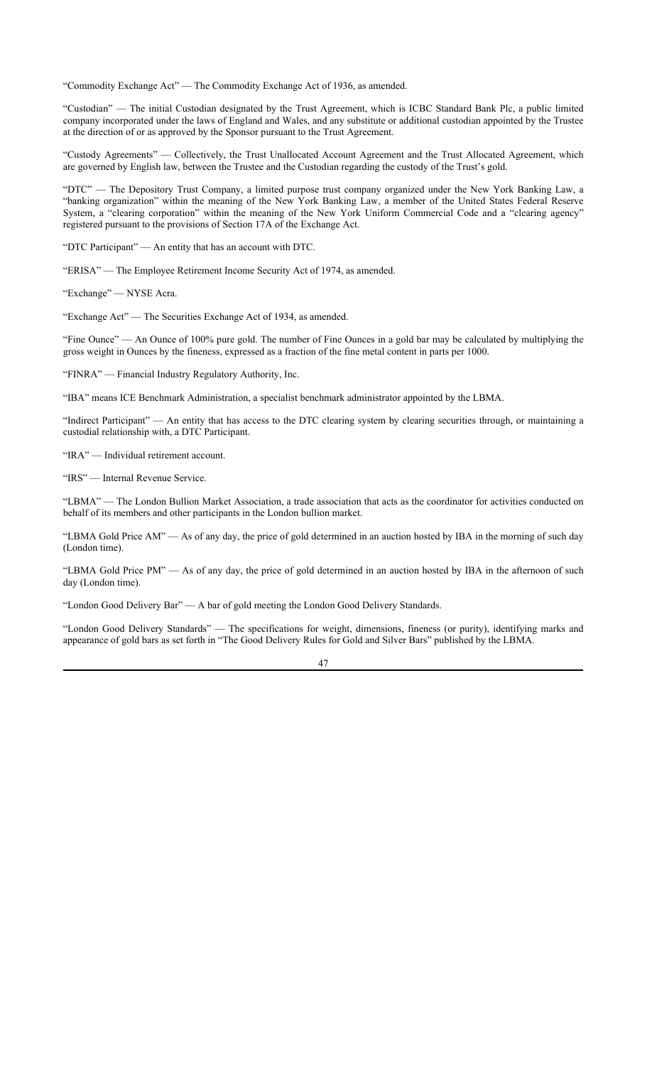"Commodity Exchange Act" — The Commodity Exchange Act of 1936, as amended.

"Custodian" — The initial Custodian designated by the Trust Agreement, which is ICBC Standard Bank Plc, a public limited company incorporated under the laws of England and Wales, and any substitute or additional custodian appointed by the Trustee at the direction of or as approved by the Sponsor pursuant to the Trust Agreement.

"Custody Agreements" — Collectively, the Trust Unallocated Account Agreement and the Trust Allocated Agreement, which are governed by English law, between the Trustee and the Custodian regarding the custody of the Trust's gold.

"DTC" — The Depository Trust Company, a limited purpose trust company organized under the New York Banking Law, a "banking organization" within the meaning of the New York Banking Law, a member of the United States Federal Reserve System, a "clearing corporation" within the meaning of the New York Uniform Commercial Code and a "clearing agency" registered pursuant to the provisions of Section 17A of the Exchange Act.

"DTC Participant" — An entity that has an account with DTC.

"ERISA" — The Employee Retirement Income Security Act of 1974, as amended.

"Exchange" — NYSE Arca.

"Exchange Act" — The Securities Exchange Act of 1934, as amended.

"Fine Ounce" — An Ounce of 100% pure gold. The number of Fine Ounces in a gold bar may be calculated by multiplying the gross weight in Ounces by the fineness, expressed as a fraction of the fine metal content in parts per 1000.

"FINRA" — Financial Industry Regulatory Authority, Inc.

"IBA" means ICE Benchmark Administration, a specialist benchmark administrator appointed by the LBMA.

"Indirect Participant" — An entity that has access to the DTC clearing system by clearing securities through, or maintaining a custodial relationship with, a DTC Participant.

"IRA" — Individual retirement account.

"IRS" — Internal Revenue Service.

"LBMA" — The London Bullion Market Association, a trade association that acts as the coordinator for activities conducted on behalf of its members and other participants in the London bullion market.

"LBMA Gold Price AM" — As of any day, the price of gold determined in an auction hosted by IBA in the morning of such day (London time).

"LBMA Gold Price PM" — As of any day, the price of gold determined in an auction hosted by IBA in the afternoon of such day (London time).

"London Good Delivery Bar" — A bar of gold meeting the London Good Delivery Standards.

"London Good Delivery Standards" — The specifications for weight, dimensions, fineness (or purity), identifying marks and appearance of gold bars as set forth in "The Good Delivery Rules for Gold and Silver Bars" published by the LBMA.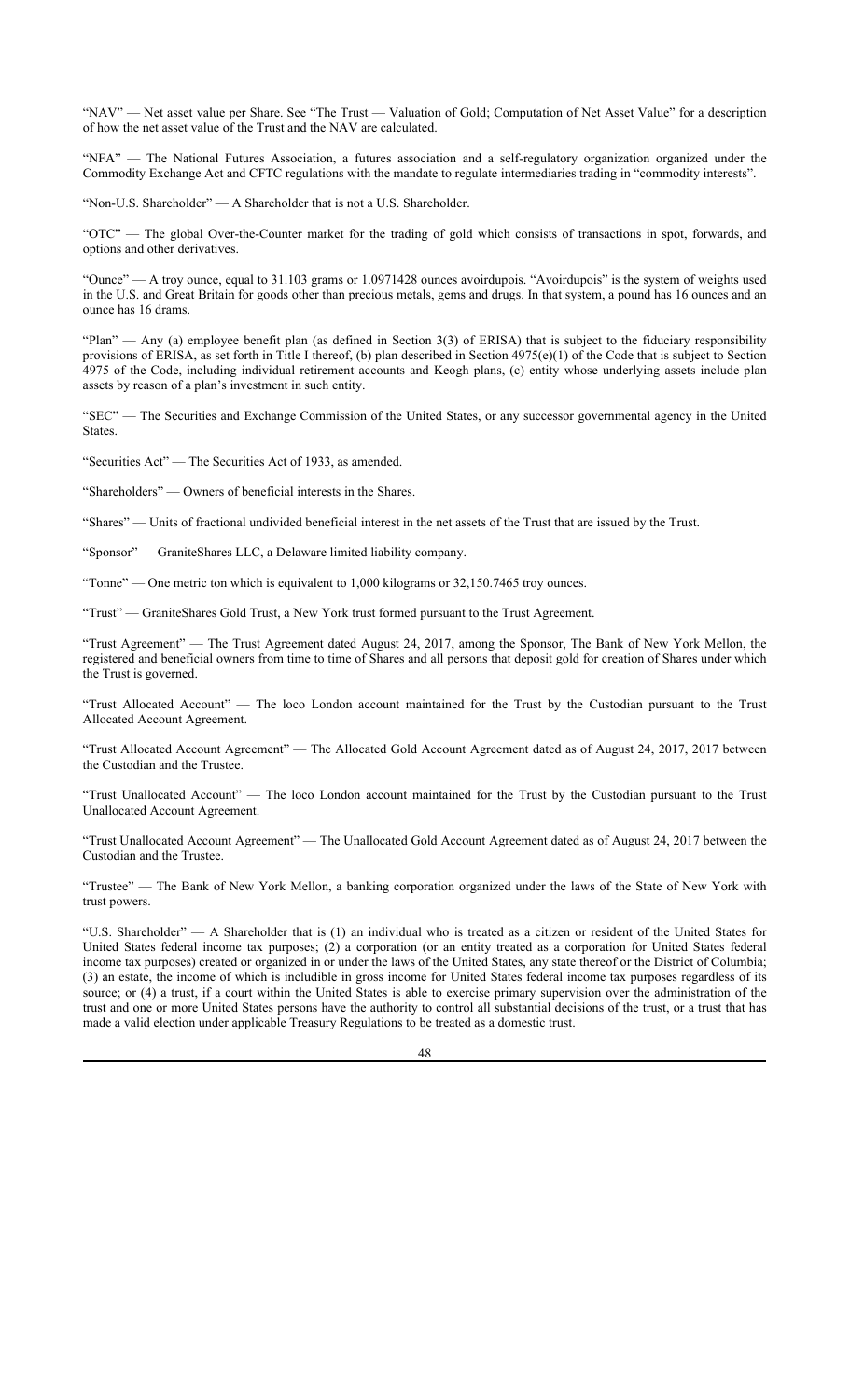"NAV" — Net asset value per Share. See "The Trust — Valuation of Gold; Computation of Net Asset Value" for a description of how the net asset value of the Trust and the NAV are calculated.

"NFA" — The National Futures Association, a futures association and a self-regulatory organization organized under the Commodity Exchange Act and CFTC regulations with the mandate to regulate intermediaries trading in "commodity interests".

"Non-U.S. Shareholder" — A Shareholder that is not a U.S. Shareholder.

"OTC" — The global Over-the-Counter market for the trading of gold which consists of transactions in spot, forwards, and options and other derivatives.

"Ounce" — A troy ounce, equal to 31.103 grams or 1.0971428 ounces avoirdupois. "Avoirdupois" is the system of weights used in the U.S. and Great Britain for goods other than precious metals, gems and drugs. In that system, a pound has 16 ounces and an ounce has 16 drams.

"Plan" — Any (a) employee benefit plan (as defined in Section 3(3) of ERISA) that is subject to the fiduciary responsibility provisions of ERISA, as set forth in Title I thereof, (b) plan described in Section 4975(e)(1) of the Code that is subject to Section 4975 of the Code, including individual retirement accounts and Keogh plans, (c) entity whose underlying assets include plan assets by reason of a plan's investment in such entity.

"SEC" — The Securities and Exchange Commission of the United States, or any successor governmental agency in the United States.

"Securities Act" — The Securities Act of 1933, as amended.

"Shareholders" — Owners of beneficial interests in the Shares.

"Shares" — Units of fractional undivided beneficial interest in the net assets of the Trust that are issued by the Trust.

"Sponsor" — GraniteShares LLC, a Delaware limited liability company.

"Tonne" — One metric ton which is equivalent to 1,000 kilograms or 32,150.7465 troy ounces.

"Trust" — GraniteShares Gold Trust, a New York trust formed pursuant to the Trust Agreement.

"Trust Agreement" — The Trust Agreement dated August 24, 2017, among the Sponsor, The Bank of New York Mellon, the registered and beneficial owners from time to time of Shares and all persons that deposit gold for creation of Shares under which the Trust is governed.

"Trust Allocated Account" — The loco London account maintained for the Trust by the Custodian pursuant to the Trust Allocated Account Agreement.

"Trust Allocated Account Agreement" — The Allocated Gold Account Agreement dated as of August 24, 2017, 2017 between the Custodian and the Trustee.

"Trust Unallocated Account" — The loco London account maintained for the Trust by the Custodian pursuant to the Trust Unallocated Account Agreement.

"Trust Unallocated Account Agreement" — The Unallocated Gold Account Agreement dated as of August 24, 2017 between the Custodian and the Trustee.

"Trustee" — The Bank of New York Mellon, a banking corporation organized under the laws of the State of New York with trust powers.

"U.S. Shareholder" — A Shareholder that is (1) an individual who is treated as a citizen or resident of the United States for United States federal income tax purposes; (2) a corporation (or an entity treated as a corporation for United States federal income tax purposes) created or organized in or under the laws of the United States, any state thereof or the District of Columbia; (3) an estate, the income of which is includible in gross income for United States federal income tax purposes regardless of its source; or (4) a trust, if a court within the United States is able to exercise primary supervision over the administration of the trust and one or more United States persons have the authority to control all substantial decisions of the trust, or a trust that has made a valid election under applicable Treasury Regulations to be treated as a domestic trust.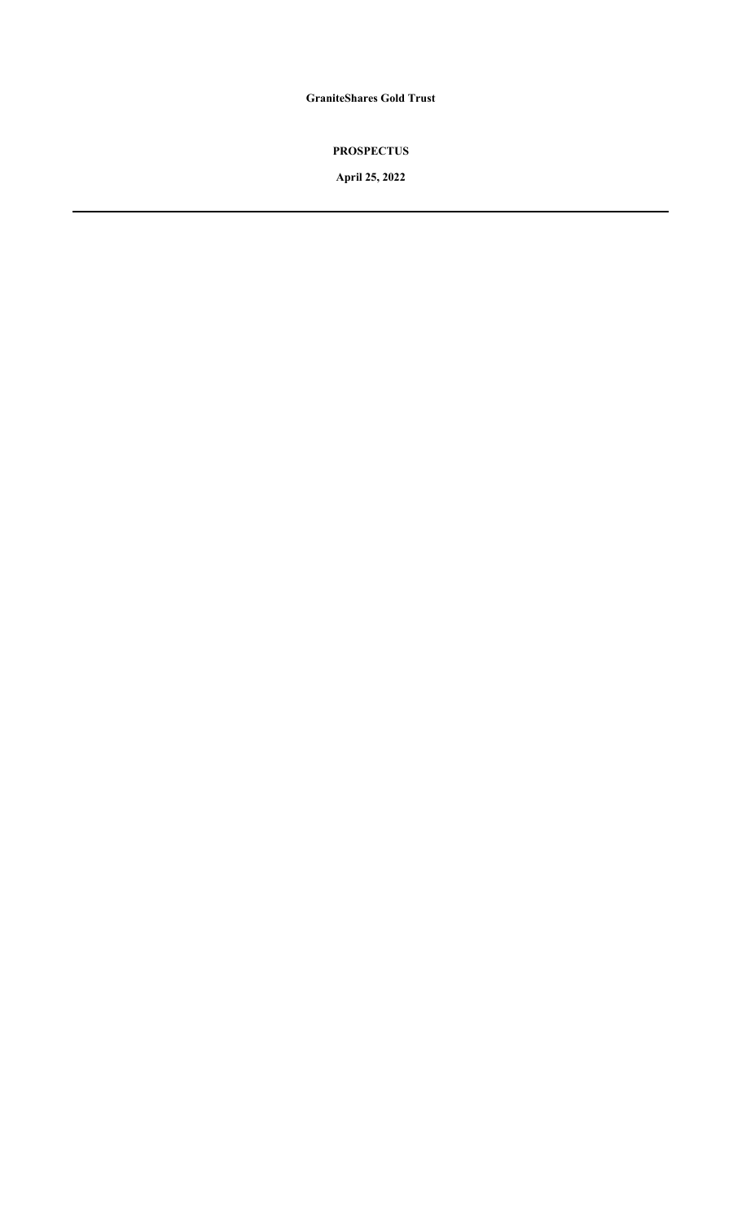**GraniteShares Gold Trust**

**PROSPECTUS**

**April 25, 2022**

---